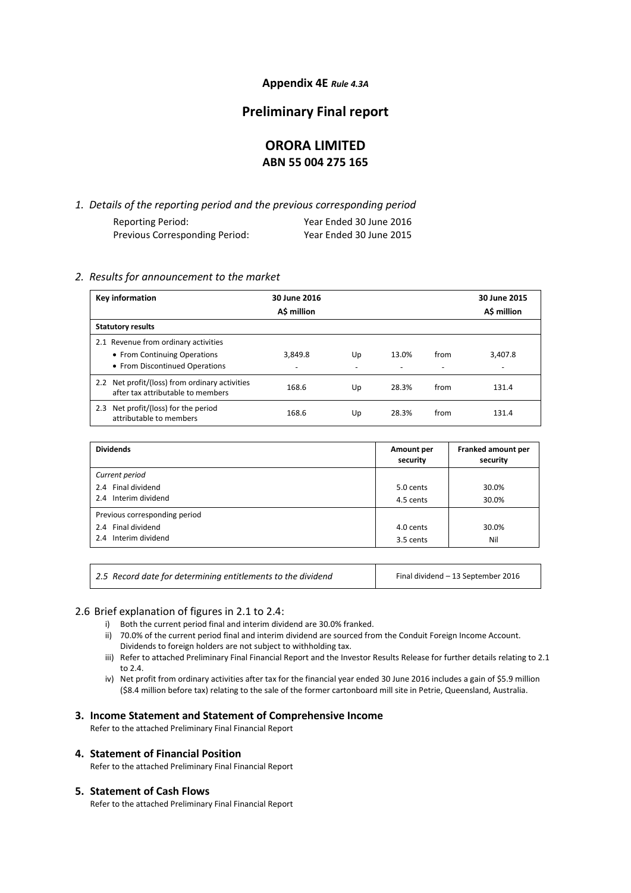**Appendix 4E** *Rule 4.3A*

# Preliminary Final report

## ORORA LIMITED
## ABN 55 004 275 165

*1. Details of the reporting period and the previous corresponding period*

| | |
|---|---|
| Reporting Period: | Year Ended 30 June 2016 |
| Previous Corresponding Period: | Year Ended 30 June 2015 |

*2. Results for announcement to the market*

| **Key information** | **30 June 2016 A$ million** | | | | **30 June 2015 A$ million** |
|---|---|---|---|---|---|
| **Statutory results** | | | | | |
| 2.1 Revenue from ordinary activities | | | | | |
| • From Continuing Operations | 3,849.8 | Up | 13.0% | from | 3,407.8 |
| • From Discontinued Operations | - | - | - | - | - |
| 2.2 Net profit/(loss) from ordinary activities after tax attributable to members | 168.6 | Up | 28.3% | from | 131.4 |
| 2.3 Net profit/(loss) for the period attributable to members | 168.6 | Up | 28.3% | from | 131.4 |

| **Dividends** | **Amount per security** | **Franked amount per security** |
|---|---|---|
| *Current period* | | |
| 2.4 Final dividend | 5.0 cents | 30.0% |
| 2.4 Interim dividend | 4.5 cents | 30.0% |
| Previous corresponding period | | |
| 2.4 Final dividend | 4.0 cents | 30.0% |
| 2.4 Interim dividend | 3.5 cents | Nil |

| | |
|---|---|
| *2.5 Record date for determining entitlements to the dividend* | Final dividend – 13 September 2016 |

2.6 Brief explanation of figures in 2.1 to 2.4:

i) Both the current period final and interim dividend are 30.0% franked.
ii) 70.0% of the current period final and interim dividend are sourced from the Conduit Foreign Income Account. Dividends to foreign holders are not subject to withholding tax.
iii) Refer to attached Preliminary Final Financial Report and the Investor Results Release for further details relating to 2.1 to 2.4.
iv) Net profit from ordinary activities after tax for the financial year ended 30 June 2016 includes a gain of $5.9 million ($8.4 million before tax) relating to the sale of the former cartonboard mill site in Petrie, Queensland, Australia.

### 3. Income Statement and Statement of Comprehensive Income

Refer to the attached Preliminary Final Financial Report

### 4. Statement of Financial Position

Refer to the attached Preliminary Final Financial Report

### 5. Statement of Cash Flows

Refer to the attached Preliminary Final Financial Report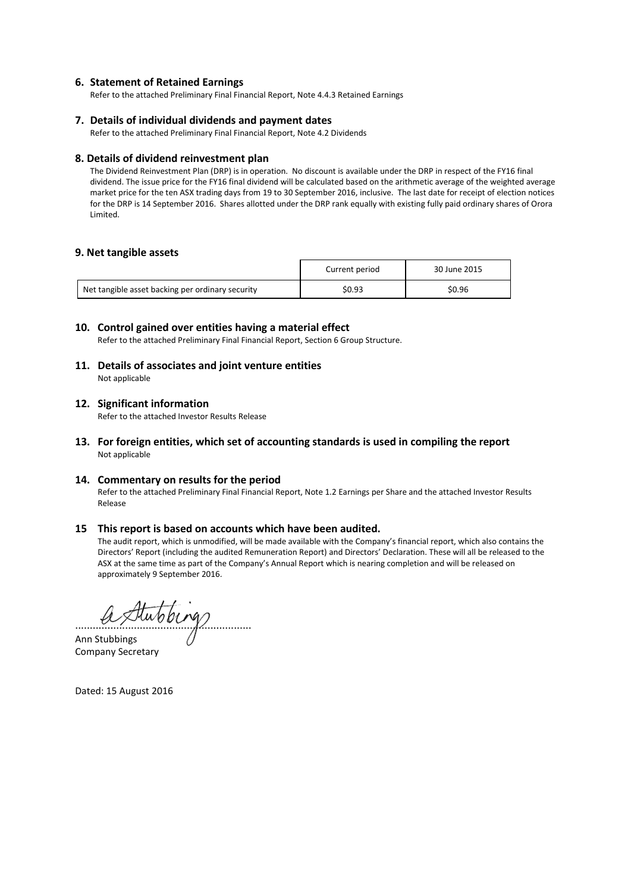## 6. Statement of Retained Earnings

Refer to the attached Preliminary Final Financial Report, Note 4.4.3 Retained Earnings

## 7. Details of individual dividends and payment dates

Refer to the attached Preliminary Final Financial Report, Note 4.2 Dividends

## 8. Details of dividend reinvestment plan

The Dividend Reinvestment Plan (DRP) is in operation. No discount is available under the DRP in respect of the FY16 final dividend. The issue price for the FY16 final dividend will be calculated based on the arithmetic average of the weighted average market price for the ten ASX trading days from 19 to 30 September 2016, inclusive. The last date for receipt of election notices for the DRP is 14 September 2016. Shares allotted under the DRP rank equally with existing fully paid ordinary shares of Orora Limited.

## 9. Net tangible assets

| | Current period | 30 June 2015 |
|---|---|---|
| Net tangible asset backing per ordinary security | $0.93 | $0.96 |

## 10. Control gained over entities having a material effect

Refer to the attached Preliminary Final Financial Report, Section 6 Group Structure.

## 11. Details of associates and joint venture entities

Not applicable

## 12. Significant information

Refer to the attached Investor Results Release

## 13. For foreign entities, which set of accounting standards is used in compiling the report

Not applicable

## 14. Commentary on results for the period

Refer to the attached Preliminary Final Financial Report, Note 1.2 Earnings per Share and the attached Investor Results Release

## 15 This report is based on accounts which have been audited.

The audit report, which is unmodified, will be made available with the Company's financial report, which also contains the Directors' Report (including the audited Remuneration Report) and Directors' Declaration. These will all be released to the ASX at the same time as part of the Company's Annual Report which is nearing completion and will be released on approximately 9 September 2016.

Ann Stubbings
Company Secretary

Dated: 15 August 2016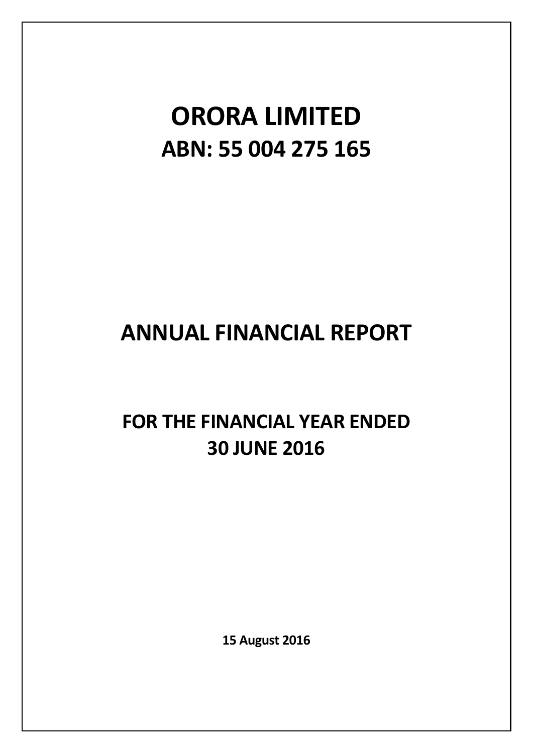# ORORA LIMITED

# ABN: 55 004 275 165

# ANNUAL FINANCIAL REPORT

# FOR THE FINANCIAL YEAR ENDED 30 JUNE 2016

**15 August 2016**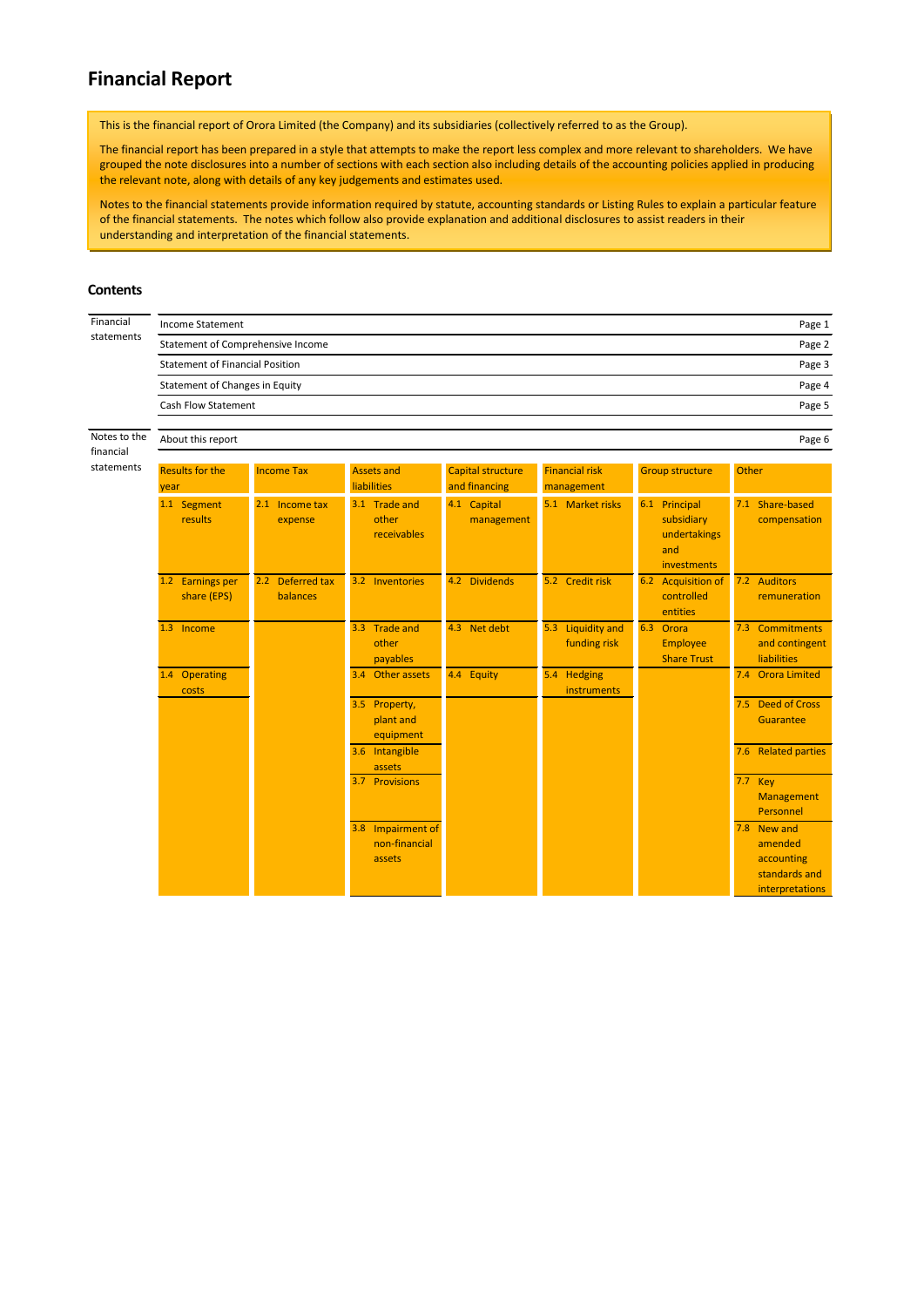# Financial Report

This is the financial report of Orora Limited (the Company) and its subsidiaries (collectively referred to as the Group).

The financial report has been prepared in a style that attempts to make the report less complex and more relevant to shareholders. We have grouped the note disclosures into a number of sections with each section also including details of the accounting policies applied in producing the relevant note, along with details of any key judgements and estimates used.

Notes to the financial statements provide information required by statute, accounting standards or Listing Rules to explain a particular feature of the financial statements. The notes which follow also provide explanation and additional disclosures to assist readers in their understanding and interpretation of the financial statements.

## Contents

| | | |
|---|---|---|
| Financial statements | Income Statement | Page 1 |
| | Statement of Comprehensive Income | Page 2 |
| | Statement of Financial Position | Page 3 |
| | Statement of Changes in Equity | Page 4 |
| | Cash Flow Statement | Page 5 |
| Notes to the financial statements | About this report | Page 6 |

| Results for the year | Income Tax | Assets and liabilities | Capital structure and financing | Financial risk management | Group structure | Other |
|---|---|---|---|---|---|---|
| 1.1 Segment results | 2.1 Income tax expense | 3.1 Trade and other receivables | 4.1 Capital management | 5.1 Market risks | 6.1 Principal subsidiary undertakings and investments | 7.1 Share-based compensation |
| 1.2 Earnings per share (EPS) | 2.2 Deferred tax balances | 3.2 Inventories | 4.2 Dividends | 5.2 Credit risk | 6.2 Acquisition of controlled entities | 7.2 Auditors remuneration |
| 1.3 Income | | 3.3 Trade and other payables | 4.3 Net debt | 5.3 Liquidity and funding risk | 6.3 Orora Employee Share Trust | 7.3 Commitments and contingent liabilities |
| 1.4 Operating costs | | 3.4 Other assets | 4.4 Equity | 5.4 Hedging instruments | | 7.4 Orora Limited |
| | | 3.5 Property, plant and equipment | | | | 7.5 Deed of Cross Guarantee |
| | | 3.6 Intangible assets | | | | 7.6 Related parties |
| | | 3.7 Provisions | | | | 7.7 Key Management Personnel |
| | | 3.8 Impairment of non-financial assets | | | | 7.8 New and amended accounting standards and interpretations |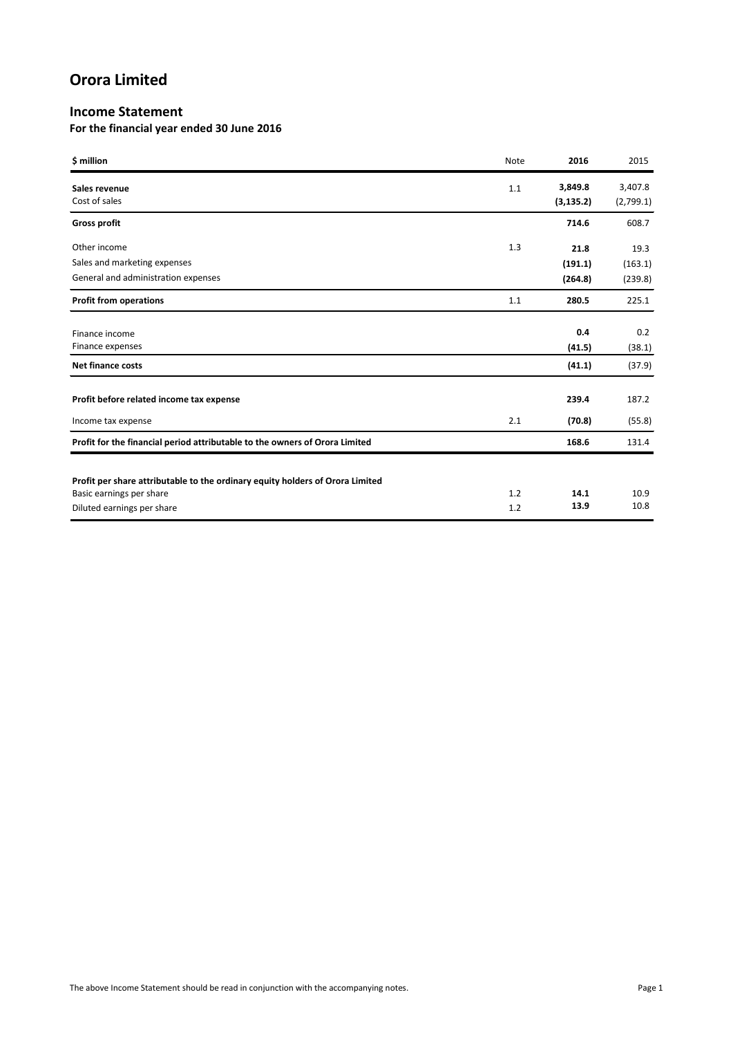# Orora Limited

## Income Statement

### For the financial year ended 30 June 2016

| $ million | Note | 2016 | 2015 |
|---|---|---|---|
| **Sales revenue** | 1.1 | **3,849.8** | 3,407.8 |
| Cost of sales | | **(3,135.2)** | (2,799.1) |
| **Gross profit** | | **714.6** | 608.7 |
| Other income | 1.3 | **21.8** | 19.3 |
| Sales and marketing expenses | | **(191.1)** | (163.1) |
| General and administration expenses | | **(264.8)** | (239.8) |
| **Profit from operations** | 1.1 | **280.5** | 225.1 |
| Finance income | | **0.4** | 0.2 |
| Finance expenses | | **(41.5)** | (38.1) |
| **Net finance costs** | | **(41.1)** | (37.9) |
| **Profit before related income tax expense** | | **239.4** | 187.2 |
| Income tax expense | 2.1 | **(70.8)** | (55.8) |
| **Profit for the financial period attributable to the owners of Orora Limited** | | **168.6** | 131.4 |
| **Profit per share attributable to the ordinary equity holders of Orora Limited** | | | |
| Basic earnings per share | 1.2 | **14.1** | 10.9 |
| Diluted earnings per share | 1.2 | **13.9** | 10.8 |

The above Income Statement should be read in conjunction with the accompanying notes.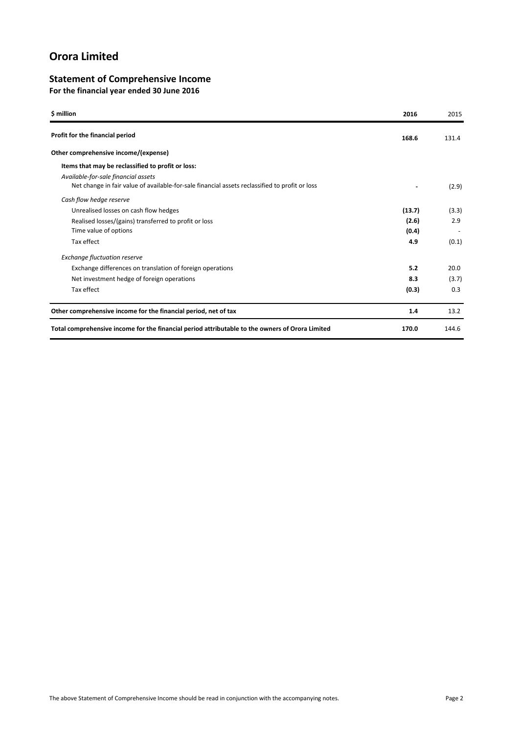# Orora Limited

## Statement of Comprehensive Income

**For the financial year ended 30 June 2016**

| $ million | 2016 | 2015 |
|---|---|---|
| **Profit for the financial period** | **168.6** | 131.4 |
| **Other comprehensive income/(expense)** | | |
| **Items that may be reclassified to profit or loss:** | | |
| *Available-for-sale financial assets* | | |
| Net change in fair value of available-for-sale financial assets reclassified to profit or loss | **-** | (2.9) |
| *Cash flow hedge reserve* | | |
| Unrealised losses on cash flow hedges | **(13.7)** | (3.3) |
| Realised losses/(gains) transferred to profit or loss | **(2.6)** | 2.9 |
| Time value of options | **(0.4)** | - |
| Tax effect | **4.9** | (0.1) |
| *Exchange fluctuation reserve* | | |
| Exchange differences on translation of foreign operations | **5.2** | 20.0 |
| Net investment hedge of foreign operations | **8.3** | (3.7) |
| Tax effect | **(0.3)** | 0.3 |
| **Other comprehensive income for the financial period, net of tax** | **1.4** | 13.2 |
| **Total comprehensive income for the financial period attributable to the owners of Orora Limited** | **170.0** | 144.6 |

The above Statement of Comprehensive Income should be read in conjunction with the accompanying notes.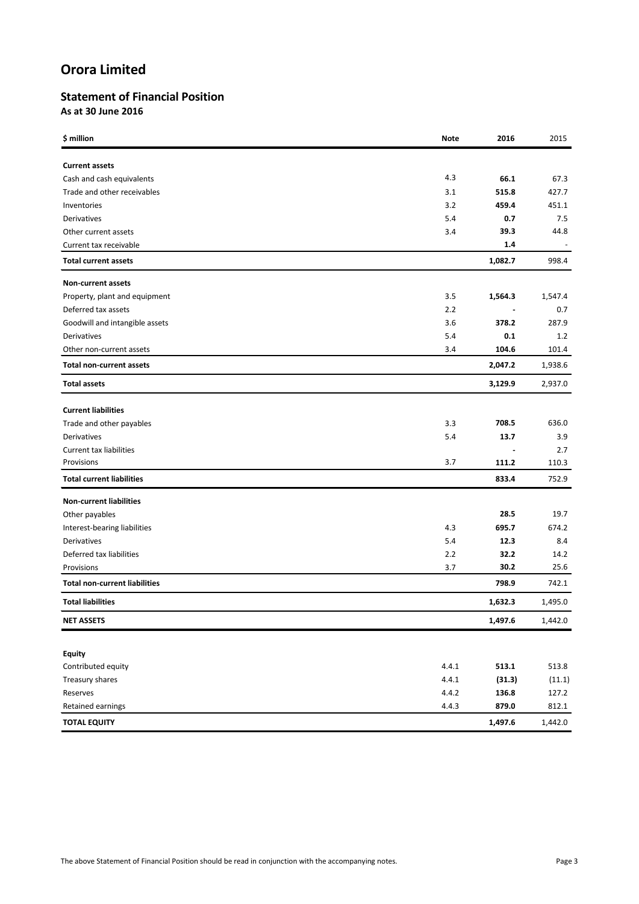# Orora Limited

## Statement of Financial Position

**As at 30 June 2016**

| $ million | Note | 2016 | 2015 |
|---|---|---|---|
| **Current assets** | | | |
| Cash and cash equivalents | 4.3 | **66.1** | 67.3 |
| Trade and other receivables | 3.1 | **515.8** | 427.7 |
| Inventories | 3.2 | **459.4** | 451.1 |
| Derivatives | 5.4 | **0.7** | 7.5 |
| Other current assets | 3.4 | **39.3** | 44.8 |
| Current tax receivable | | **1.4** | - |
| **Total current assets** | | **1,082.7** | 998.4 |
| **Non-current assets** | | | |
| Property, plant and equipment | 3.5 | **1,564.3** | 1,547.4 |
| Deferred tax assets | 2.2 | **-** | 0.7 |
| Goodwill and intangible assets | 3.6 | **378.2** | 287.9 |
| Derivatives | 5.4 | **0.1** | 1.2 |
| Other non-current assets | 3.4 | **104.6** | 101.4 |
| **Total non-current assets** | | **2,047.2** | 1,938.6 |
| **Total assets** | | **3,129.9** | 2,937.0 |
| **Current liabilities** | | | |
| Trade and other payables | 3.3 | **708.5** | 636.0 |
| Derivatives | 5.4 | **13.7** | 3.9 |
| Current tax liabilities | | **-** | 2.7 |
| Provisions | 3.7 | **111.2** | 110.3 |
| **Total current liabilities** | | **833.4** | 752.9 |
| **Non-current liabilities** | | | |
| Other payables | | **28.5** | 19.7 |
| Interest-bearing liabilities | 4.3 | **695.7** | 674.2 |
| Derivatives | 5.4 | **12.3** | 8.4 |
| Deferred tax liabilities | 2.2 | **32.2** | 14.2 |
| Provisions | 3.7 | **30.2** | 25.6 |
| **Total non-current liabilities** | | **798.9** | 742.1 |
| **Total liabilities** | | **1,632.3** | 1,495.0 |
| **NET ASSETS** | | **1,497.6** | 1,442.0 |
| **Equity** | | | |
| Contributed equity | 4.4.1 | **513.1** | 513.8 |
| Treasury shares | 4.4.1 | **(31.3)** | (11.1) |
| Reserves | 4.4.2 | **136.8** | 127.2 |
| Retained earnings | 4.4.3 | **879.0** | 812.1 |
| **TOTAL EQUITY** | | **1,497.6** | 1,442.0 |

The above Statement of Financial Position should be read in conjunction with the accompanying notes.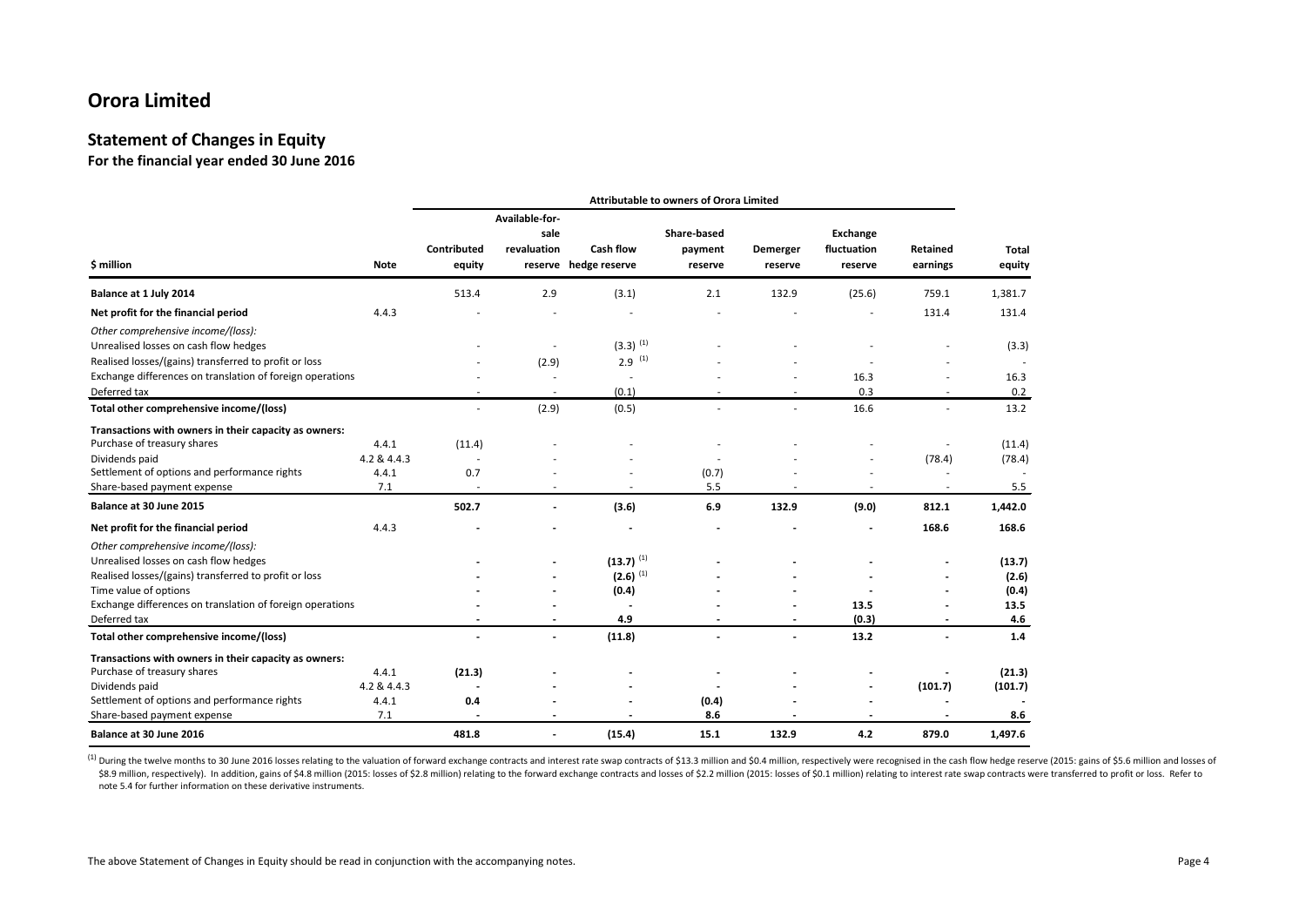# Orora Limited

## Statement of Changes in Equity

**For the financial year ended 30 June 2016**

| | | Attributable to owners of Orora Limited | | | | | | | |
|---|---|---|---|---|---|---|---|---|---|
| **\$ million** | **Note** | **Contributed equity** | **Available-for-sale revaluation reserve** | **Cash flow hedge reserve** | **Share-based payment reserve** | **Demerger reserve** | **Exchange fluctuation reserve** | **Retained earnings** | **Total equity** |
| **Balance at 1 July 2014** | | 513.4 | 2.9 | (3.1) | 2.1 | 132.9 | (25.6) | 759.1 | 1,381.7 |
| **Net profit for the financial period** | 4.4.3 | - | - | - | - | - | - | 131.4 | 131.4 |
| *Other comprehensive income/(loss):* | | | | | | | | | |
| Unrealised losses on cash flow hedges | | - | - | (3.3) [(1)] | - | - | - | - | (3.3) |
| Realised losses/(gains) transferred to profit or loss | | - | (2.9) | 2.9 [(1)] | - | - | - | - | - |
| Exchange differences on translation of foreign operations | | - | - | - | - | - | 16.3 | - | 16.3 |
| Deferred tax | | - | - | (0.1) | - | - | 0.3 | - | 0.2 |
| **Total other comprehensive income/(loss)** | | - | (2.9) | (0.5) | - | - | 16.6 | - | 13.2 |
| **Transactions with owners in their capacity as owners:** | | | | | | | | | |
| Purchase of treasury shares | 4.4.1 | (11.4) | - | - | - | - | - | - | (11.4) |
| Dividends paid | 4.2 & 4.4.3 | - | - | - | - | - | - | (78.4) | (78.4) |
| Settlement of options and performance rights | 4.4.1 | 0.7 | - | - | (0.7) | - | - | - | - |
| Share-based payment expense | 7.1 | - | - | - | 5.5 | - | - | - | 5.5 |
| **Balance at 30 June 2015** | | **502.7** | **-** | **(3.6)** | **6.9** | **132.9** | **(9.0)** | **812.1** | **1,442.0** |
| **Net profit for the financial period** | 4.4.3 | **-** | **-** | **-** | **-** | **-** | **-** | **168.6** | **168.6** |
| *Other comprehensive income/(loss):* | | | | | | | | | |
| Unrealised losses on cash flow hedges | | **-** | **-** | **(13.7)** [(1)] | **-** | **-** | **-** | **-** | **(13.7)** |
| Realised losses/(gains) transferred to profit or loss | | **-** | **-** | **(2.6)** [(1)] | **-** | **-** | **-** | **-** | **(2.6)** |
| Time value of options | | **-** | **-** | **(0.4)** | **-** | **-** | **-** | **-** | **(0.4)** |
| Exchange differences on translation of foreign operations | | **-** | **-** | **-** | **-** | **-** | **13.5** | **-** | **13.5** |
| Deferred tax | | **-** | **-** | **4.9** | **-** | **-** | **(0.3)** | **-** | **4.6** |
| **Total other comprehensive income/(loss)** | | **-** | **-** | **(11.8)** | **-** | **-** | **13.2** | **-** | **1.4** |
| **Transactions with owners in their capacity as owners:** | | | | | | | | | |
| Purchase of treasury shares | 4.4.1 | **(21.3)** | **-** | **-** | **-** | **-** | **-** | **-** | **(21.3)** |
| Dividends paid | 4.2 & 4.4.3 | **-** | **-** | **-** | **-** | **-** | **-** | **(101.7)** | **(101.7)** |
| Settlement of options and performance rights | 4.4.1 | **0.4** | **-** | **-** | **(0.4)** | **-** | **-** | **-** | **-** |
| Share-based payment expense | 7.1 | **-** | **-** | **-** | **8.6** | **-** | **-** | **-** | **8.6** |
| **Balance at 30 June 2016** | | **481.8** | **-** | **(15.4)** | **15.1** | **132.9** | **4.2** | **879.0** | **1,497.6** |

[(1)] During the twelve months to 30 June 2016 losses relating to the valuation of forward exchange contracts and interest rate swap contracts of \$13.3 million and \$0.4 million, respectively were recognised in the cash flow hedge reserve (2015: gains of \$5.6 million and losses of \$8.9 million, respectively). In addition, gains of \$4.8 million (2015: losses of \$2.8 million) relating to the forward exchange contracts and losses of \$2.2 million (2015: losses of \$0.1 million) relating to interest rate swap contracts were transferred to profit or loss. Refer to note 5.4 for further information on these derivative instruments.

The above Statement of Changes in Equity should be read in conjunction with the accompanying notes.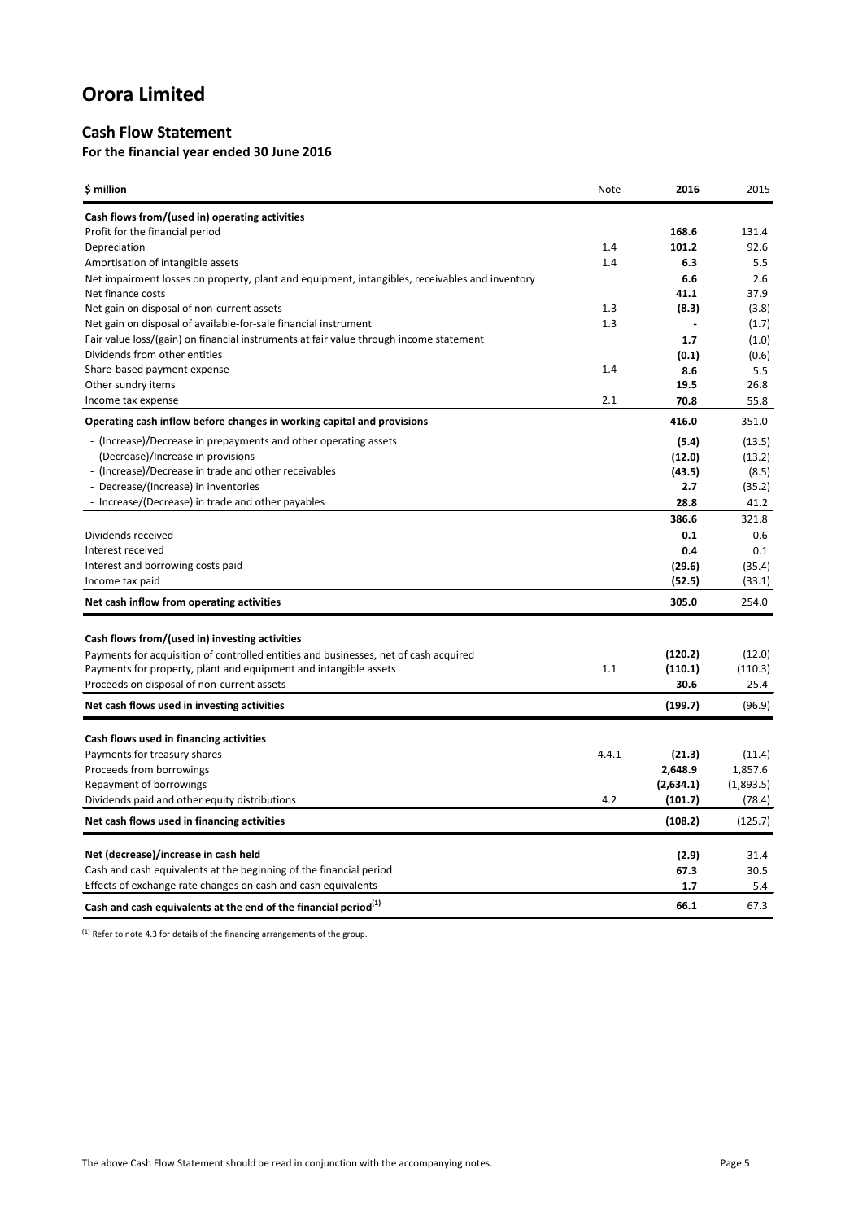# Orora Limited

## Cash Flow Statement

### For the financial year ended 30 June 2016

| $ million | Note | 2016 | 2015 |
|---|---|---|---|
| **Cash flows from/(used in) operating activities** | | | |
| Profit for the financial period | | **168.6** | 131.4 |
| Depreciation | 1.4 | **101.2** | 92.6 |
| Amortisation of intangible assets | 1.4 | **6.3** | 5.5 |
| Net impairment losses on property, plant and equipment, intangibles, receivables and inventory | | **6.6** | 2.6 |
| Net finance costs | | **41.1** | 37.9 |
| Net gain on disposal of non-current assets | 1.3 | **(8.3)** | (3.8) |
| Net gain on disposal of available-for-sale financial instrument | 1.3 | **-** | (1.7) |
| Fair value loss/(gain) on financial instruments at fair value through income statement | | **1.7** | (1.0) |
| Dividends from other entities | | **(0.1)** | (0.6) |
| Share-based payment expense | 1.4 | **8.6** | 5.5 |
| Other sundry items | | **19.5** | 26.8 |
| Income tax expense | 2.1 | **70.8** | 55.8 |
| **Operating cash inflow before changes in working capital and provisions** | | **416.0** | 351.0 |
| - (Increase)/Decrease in prepayments and other operating assets | | **(5.4)** | (13.5) |
| - (Decrease)/Increase in provisions | | **(12.0)** | (13.2) |
| - (Increase)/Decrease in trade and other receivables | | **(43.5)** | (8.5) |
| - Decrease/(Increase) in inventories | | **2.7** | (35.2) |
| - Increase/(Decrease) in trade and other payables | | **28.8** | 41.2 |
| | | **386.6** | 321.8 |
| Dividends received | | **0.1** | 0.6 |
| Interest received | | **0.4** | 0.1 |
| Interest and borrowing costs paid | | **(29.6)** | (35.4) |
| Income tax paid | | **(52.5)** | (33.1) |
| **Net cash inflow from operating activities** | | **305.0** | 254.0 |
| **Cash flows from/(used in) investing activities** | | | |
| Payments for acquisition of controlled entities and businesses, net of cash acquired | | **(120.2)** | (12.0) |
| Payments for property, plant and equipment and intangible assets | 1.1 | **(110.1)** | (110.3) |
| Proceeds on disposal of non-current assets | | **30.6** | 25.4 |
| **Net cash flows used in investing activities** | | **(199.7)** | (96.9) |
| **Cash flows used in financing activities** | | | |
| Payments for treasury shares | 4.4.1 | **(21.3)** | (11.4) |
| Proceeds from borrowings | | **2,648.9** | 1,857.6 |
| Repayment of borrowings | | **(2,634.1)** | (1,893.5) |
| Dividends paid and other equity distributions | 4.2 | **(101.7)** | (78.4) |
| **Net cash flows used in financing activities** | | **(108.2)** | (125.7) |
| **Net (decrease)/increase in cash held** | | **(2.9)** | 31.4 |
| Cash and cash equivalents at the beginning of the financial period | | **67.3** | 30.5 |
| Effects of exchange rate changes on cash and cash equivalents | | **1.7** | 5.4 |
| **Cash and cash equivalents at the end of the financial period[(1)]** | | **66.1** | 67.3 |

[(1)] Refer to note 4.3 for details of the financing arrangements of the group.

The above Cash Flow Statement should be read in conjunction with the accompanying notes.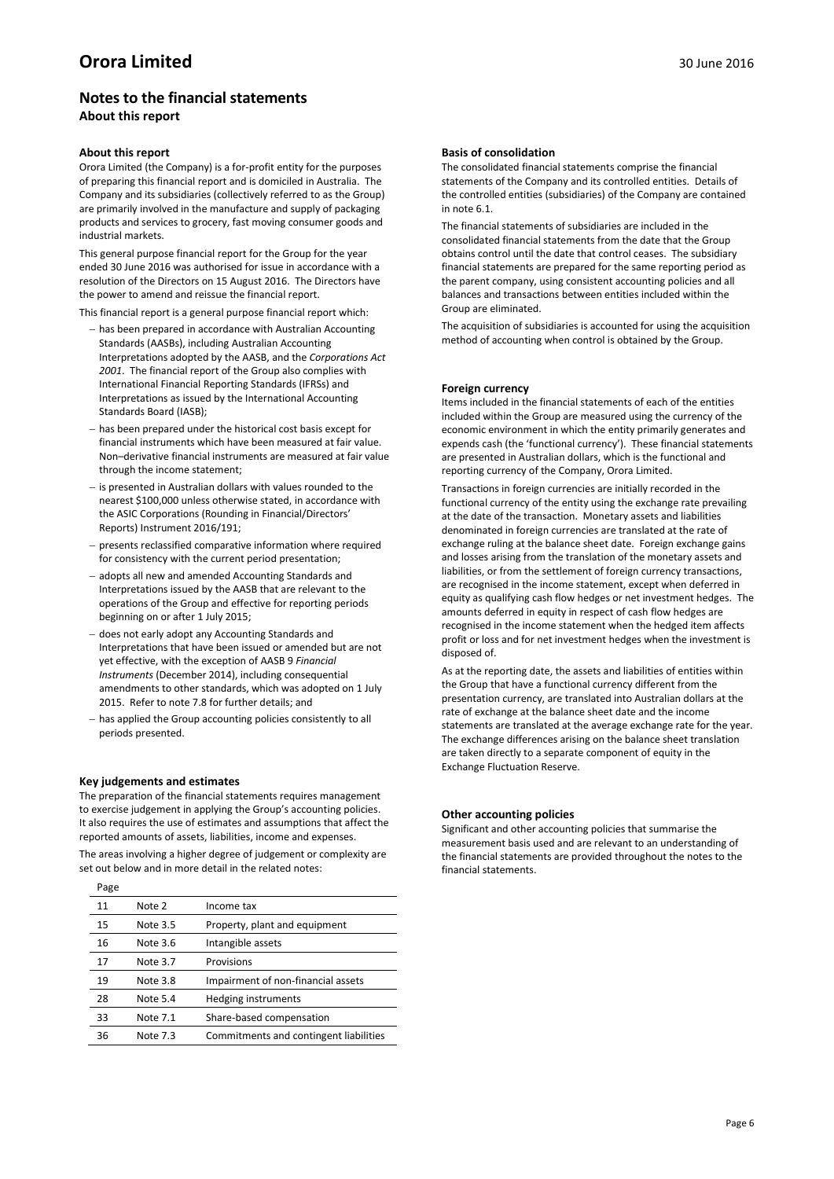## Notes to the financial statements

### About this report

#### About this report

Orora Limited (the Company) is a for-profit entity for the purposes of preparing this financial report and is domiciled in Australia. The Company and its subsidiaries (collectively referred to as the Group) are primarily involved in the manufacture and supply of packaging products and services to grocery, fast moving consumer goods and industrial markets.

This general purpose financial report for the Group for the year ended 30 June 2016 was authorised for issue in accordance with a resolution of the Directors on 15 August 2016. The Directors have the power to amend and reissue the financial report.

This financial report is a general purpose financial report which:

- has been prepared in accordance with Australian Accounting Standards (AASBs), including Australian Accounting Interpretations adopted by the AASB, and the *Corporations Act 2001*. The financial report of the Group also complies with International Financial Reporting Standards (IFRSs) and Interpretations as issued by the International Accounting Standards Board (IASB);
- has been prepared under the historical cost basis except for financial instruments which have been measured at fair value. Non–derivative financial instruments are measured at fair value through the income statement;
- is presented in Australian dollars with values rounded to the nearest $100,000 unless otherwise stated, in accordance with the ASIC Corporations (Rounding in Financial/Directors' Reports) Instrument 2016/191;
- presents reclassified comparative information where required for consistency with the current period presentation;
- adopts all new and amended Accounting Standards and Interpretations issued by the AASB that are relevant to the operations of the Group and effective for reporting periods beginning on or after 1 July 2015;
- does not early adopt any Accounting Standards and Interpretations that have been issued or amended but are not yet effective, with the exception of AASB 9 *Financial Instruments* (December 2014), including consequential amendments to other standards, which was adopted on 1 July 2015. Refer to note 7.8 for further details; and
- has applied the Group accounting policies consistently to all periods presented.

#### Key judgements and estimates

The preparation of the financial statements requires management to exercise judgement in applying the Group's accounting policies. It also requires the use of estimates and assumptions that affect the reported amounts of assets, liabilities, income and expenses.

The areas involving a higher degree of judgement or complexity are set out below and in more detail in the related notes:

| Page | | |
|---|---|---|
| 11 | Note 2 | Income tax |
| 15 | Note 3.5 | Property, plant and equipment |
| 16 | Note 3.6 | Intangible assets |
| 17 | Note 3.7 | Provisions |
| 19 | Note 3.8 | Impairment of non-financial assets |
| 28 | Note 5.4 | Hedging instruments |
| 33 | Note 7.1 | Share-based compensation |
| 36 | Note 7.3 | Commitments and contingent liabilities |

#### Basis of consolidation

The consolidated financial statements comprise the financial statements of the Company and its controlled entities. Details of the controlled entities (subsidiaries) of the Company are contained in note 6.1.

The financial statements of subsidiaries are included in the consolidated financial statements from the date that the Group obtains control until the date that control ceases. The subsidiary financial statements are prepared for the same reporting period as the parent company, using consistent accounting policies and all balances and transactions between entities included within the Group are eliminated.

The acquisition of subsidiaries is accounted for using the acquisition method of accounting when control is obtained by the Group.

#### Foreign currency

Items included in the financial statements of each of the entities included within the Group are measured using the currency of the economic environment in which the entity primarily generates and expends cash (the 'functional currency'). These financial statements are presented in Australian dollars, which is the functional and reporting currency of the Company, Orora Limited.

Transactions in foreign currencies are initially recorded in the functional currency of the entity using the exchange rate prevailing at the date of the transaction. Monetary assets and liabilities denominated in foreign currencies are translated at the rate of exchange ruling at the balance sheet date. Foreign exchange gains and losses arising from the translation of the monetary assets and liabilities, or from the settlement of foreign currency transactions, are recognised in the income statement, except when deferred in equity as qualifying cash flow hedges or net investment hedges. The amounts deferred in equity in respect of cash flow hedges are recognised in the income statement when the hedged item affects profit or loss and for net investment hedges when the investment is disposed of.

As at the reporting date, the assets and liabilities of entities within the Group that have a functional currency different from the presentation currency, are translated into Australian dollars at the rate of exchange at the balance sheet date and the income statements are translated at the average exchange rate for the year. The exchange differences arising on the balance sheet translation are taken directly to a separate component of equity in the Exchange Fluctuation Reserve.

#### Other accounting policies

Significant and other accounting policies that summarise the measurement basis used and are relevant to an understanding of the financial statements are provided throughout the notes to the financial statements.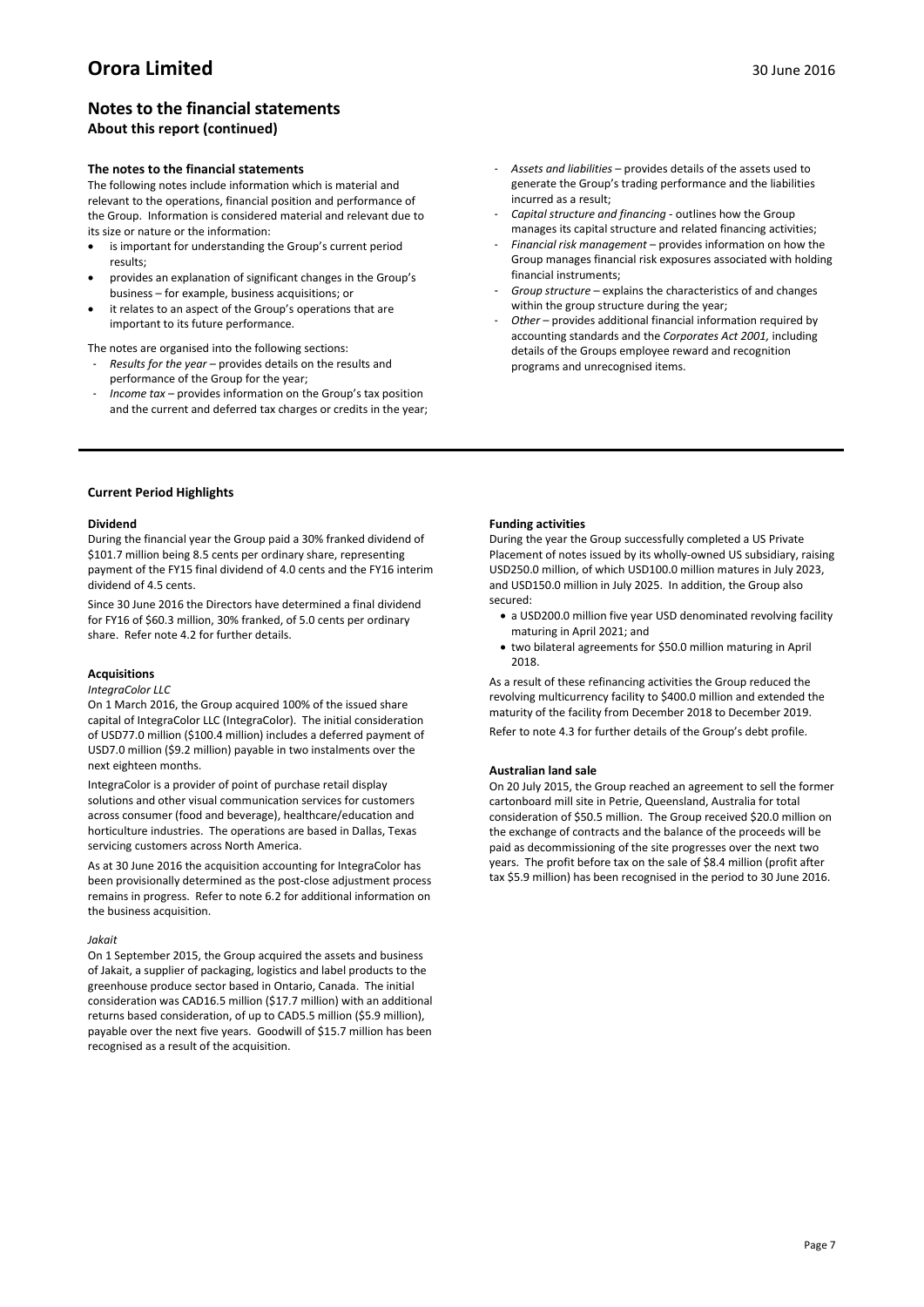## Notes to the financial statements

### About this report (continued)

**The notes to the financial statements**

The following notes include information which is material and relevant to the operations, financial position and performance of the Group. Information is considered material and relevant due to its size or nature or the information:

- is important for understanding the Group's current period results;
- provides an explanation of significant changes in the Group's business – for example, business acquisitions; or
- it relates to an aspect of the Group's operations that are important to its future performance.

The notes are organised into the following sections:

- *Results for the year* – provides details on the results and performance of the Group for the year;
- *Income tax* – provides information on the Group's tax position and the current and deferred tax charges or credits in the year;
- *Assets and liabilities* – provides details of the assets used to generate the Group's trading performance and the liabilities incurred as a result;
- *Capital structure and financing* - outlines how the Group manages its capital structure and related financing activities;
- *Financial risk management* – provides information on how the Group manages financial risk exposures associated with holding financial instruments;
- *Group structure* – explains the characteristics of and changes within the group structure during the year;
- *Other* – provides additional financial information required by accounting standards and the *Corporates Act 2001,* including details of the Groups employee reward and recognition programs and unrecognised items.

**Current Period Highlights**

**Dividend**

During the financial year the Group paid a 30% franked dividend of $101.7 million being 8.5 cents per ordinary share, representing payment of the FY15 final dividend of 4.0 cents and the FY16 interim dividend of 4.5 cents.

Since 30 June 2016 the Directors have determined a final dividend for FY16 of $60.3 million, 30% franked, of 5.0 cents per ordinary share. Refer note 4.2 for further details.

**Acquisitions**

*IntegraColor LLC*

On 1 March 2016, the Group acquired 100% of the issued share capital of IntegraColor LLC (IntegraColor). The initial consideration of USD77.0 million ($100.4 million) includes a deferred payment of USD7.0 million ($9.2 million) payable in two instalments over the next eighteen months.

IntegraColor is a provider of point of purchase retail display solutions and other visual communication services for customers across consumer (food and beverage), healthcare/education and horticulture industries. The operations are based in Dallas, Texas servicing customers across North America.

As at 30 June 2016 the acquisition accounting for IntegraColor has been provisionally determined as the post-close adjustment process remains in progress. Refer to note 6.2 for additional information on the business acquisition.

*Jakait*

On 1 September 2015, the Group acquired the assets and business of Jakait, a supplier of packaging, logistics and label products to the greenhouse produce sector based in Ontario, Canada. The initial consideration was CAD16.5 million ($17.7 million) with an additional returns based consideration, of up to CAD5.5 million ($5.9 million), payable over the next five years. Goodwill of $15.7 million has been recognised as a result of the acquisition.

**Funding activities**

During the year the Group successfully completed a US Private Placement of notes issued by its wholly-owned US subsidiary, raising USD250.0 million, of which USD100.0 million matures in July 2023, and USD150.0 million in July 2025. In addition, the Group also secured:

- a USD200.0 million five year USD denominated revolving facility maturing in April 2021; and
- two bilateral agreements for $50.0 million maturing in April 2018.

As a result of these refinancing activities the Group reduced the revolving multicurrency facility to $400.0 million and extended the maturity of the facility from December 2018 to December 2019.

Refer to note 4.3 for further details of the Group's debt profile.

**Australian land sale**

On 20 July 2015, the Group reached an agreement to sell the former cartonboard mill site in Petrie, Queensland, Australia for total consideration of $50.5 million. The Group received $20.0 million on the exchange of contracts and the balance of the proceeds will be paid as decommissioning of the site progresses over the next two years. The profit before tax on the sale of $8.4 million (profit after tax $5.9 million) has been recognised in the period to 30 June 2016.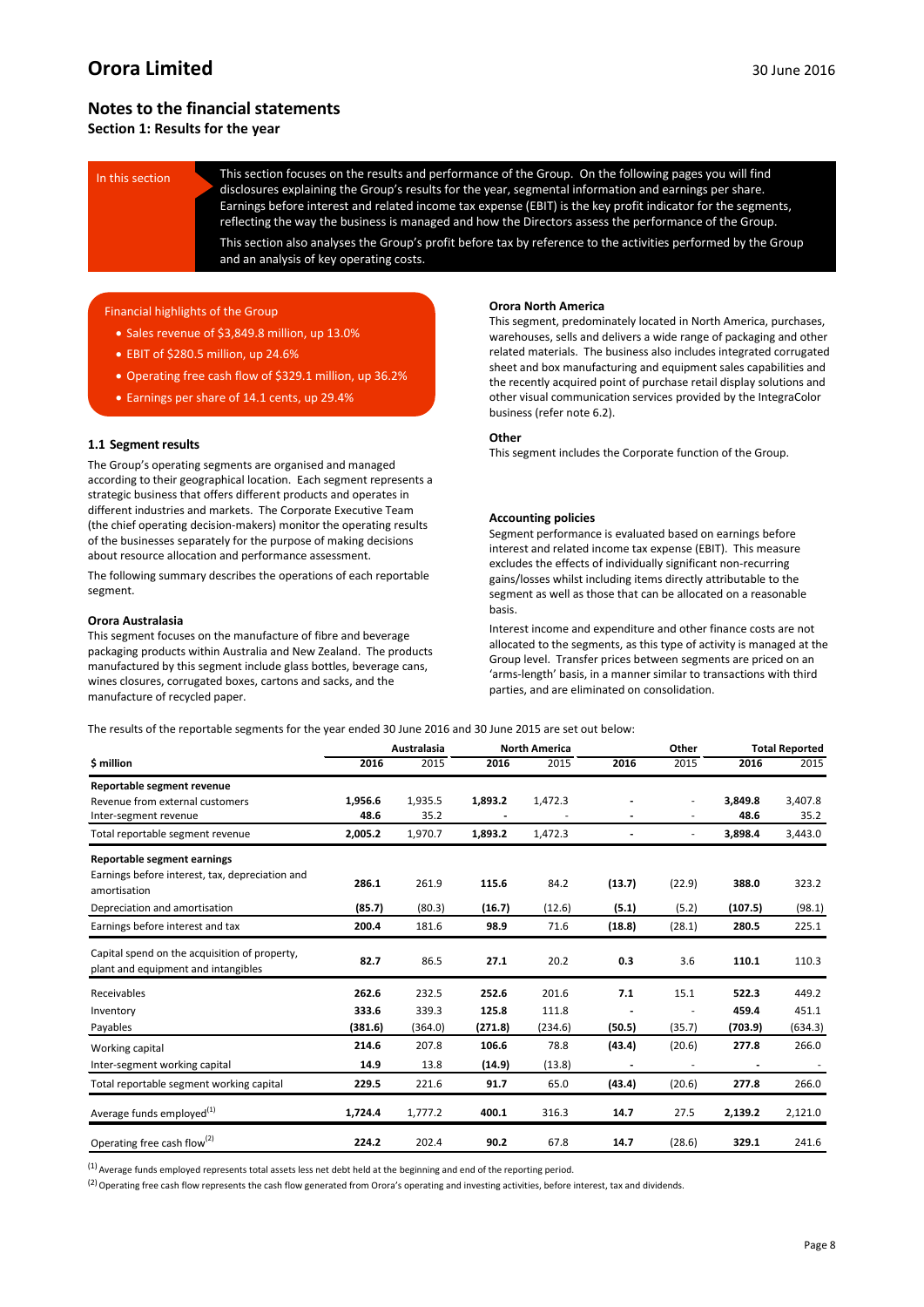## Notes to the financial statements

### Section 1: Results for the year

In this section

This section focuses on the results and performance of the Group. On the following pages you will find disclosures explaining the Group's results for the year, segmental information and earnings per share. Earnings before interest and related income tax expense (EBIT) is the key profit indicator for the segments, reflecting the way the business is managed and how the Directors assess the performance of the Group.

This section also analyses the Group's profit before tax by reference to the activities performed by the Group and an analysis of key operating costs.

Financial highlights of the Group

- Sales revenue of $3,849.8 million, up 13.0%
- EBIT of $280.5 million, up 24.6%
- Operating free cash flow of $329.1 million, up 36.2%
- Earnings per share of 14.1 cents, up 29.4%

#### 1.1 Segment results

The Group's operating segments are organised and managed according to their geographical location. Each segment represents a strategic business that offers different products and operates in different industries and markets. The Corporate Executive Team (the chief operating decision-makers) monitor the operating results of the businesses separately for the purpose of making decisions about resource allocation and performance assessment.

The following summary describes the operations of each reportable segment.

**Orora Australasia**

This segment focuses on the manufacture of fibre and beverage packaging products within Australia and New Zealand. The products manufactured by this segment include glass bottles, beverage cans, wines closures, corrugated boxes, cartons and sacks, and the manufacture of recycled paper.

**Orora North America**

This segment, predominately located in North America, purchases, warehouses, sells and delivers a wide range of packaging and other related materials. The business also includes integrated corrugated sheet and box manufacturing and equipment sales capabilities and the recently acquired point of purchase retail display solutions and other visual communication services provided by the IntegraColor business (refer note 6.2).

**Other**

This segment includes the Corporate function of the Group.

**Accounting policies**

Segment performance is evaluated based on earnings before interest and related income tax expense (EBIT). This measure excludes the effects of individually significant non-recurring gains/losses whilst including items directly attributable to the segment as well as those that can be allocated on a reasonable basis.

Interest income and expenditure and other finance costs are not allocated to the segments, as this type of activity is managed at the Group level. Transfer prices between segments are priced on an 'arms-length' basis, in a manner similar to transactions with third parties, and are eliminated on consolidation.

The results of the reportable segments for the year ended 30 June 2016 and 30 June 2015 are set out below:

| | Australasia | | North America | | Other | | Total Reported | |
|---|---|---|---|---|---|---|---|---|
| **$ million** | **2016** | 2015 | **2016** | 2015 | **2016** | 2015 | **2016** | 2015 |
| **Reportable segment revenue** | | | | | | | | |
| Revenue from external customers | **1,956.6** | 1,935.5 | **1,893.2** | 1,472.3 | **-** | - | **3,849.8** | 3,407.8 |
| Inter-segment revenue | **48.6** | 35.2 | **-** | - | **-** | - | **48.6** | 35.2 |
| Total reportable segment revenue | **2,005.2** | 1,970.7 | **1,893.2** | 1,472.3 | **-** | - | **3,898.4** | 3,443.0 |
| **Reportable segment earnings** | | | | | | | | |
| Earnings before interest, tax, depreciation and amortisation | **286.1** | 261.9 | **115.6** | 84.2 | **(13.7)** | (22.9) | **388.0** | 323.2 |
| Depreciation and amortisation | **(85.7)** | (80.3) | **(16.7)** | (12.6) | **(5.1)** | (5.2) | **(107.5)** | (98.1) |
| Earnings before interest and tax | **200.4** | 181.6 | **98.9** | 71.6 | **(18.8)** | (28.1) | **280.5** | 225.1 |
| Capital spend on the acquisition of property, plant and equipment and intangibles | **82.7** | 86.5 | **27.1** | 20.2 | **0.3** | 3.6 | **110.1** | 110.3 |
| Receivables | **262.6** | 232.5 | **252.6** | 201.6 | **7.1** | 15.1 | **522.3** | 449.2 |
| Inventory | **333.6** | 339.3 | **125.8** | 111.8 | **-** | - | **459.4** | 451.1 |
| Payables | **(381.6)** | (364.0) | **(271.8)** | (234.6) | **(50.5)** | (35.7) | **(703.9)** | (634.3) |
| Working capital | **214.6** | 207.8 | **106.6** | 78.8 | **(43.4)** | (20.6) | **277.8** | 266.0 |
| Inter-segment working capital | **14.9** | 13.8 | **(14.9)** | (13.8) | **-** | - | **-** | - |
| Total reportable segment working capital | **229.5** | 221.6 | **91.7** | 65.0 | **(43.4)** | (20.6) | **277.8** | 266.0 |
| Average funds employed[1] | **1,724.4** | 1,777.2 | **400.1** | 316.3 | **14.7** | 27.5 | **2,139.2** | 2,121.0 |
| Operating free cash flow[2] | **224.2** | 202.4 | **90.2** | 67.8 | **14.7** | (28.6) | **329.1** | 241.6 |

[1] Average funds employed represents total assets less net debt held at the beginning and end of the reporting period.

[2] Operating free cash flow represents the cash flow generated from Orora's operating and investing activities, before interest, tax and dividends.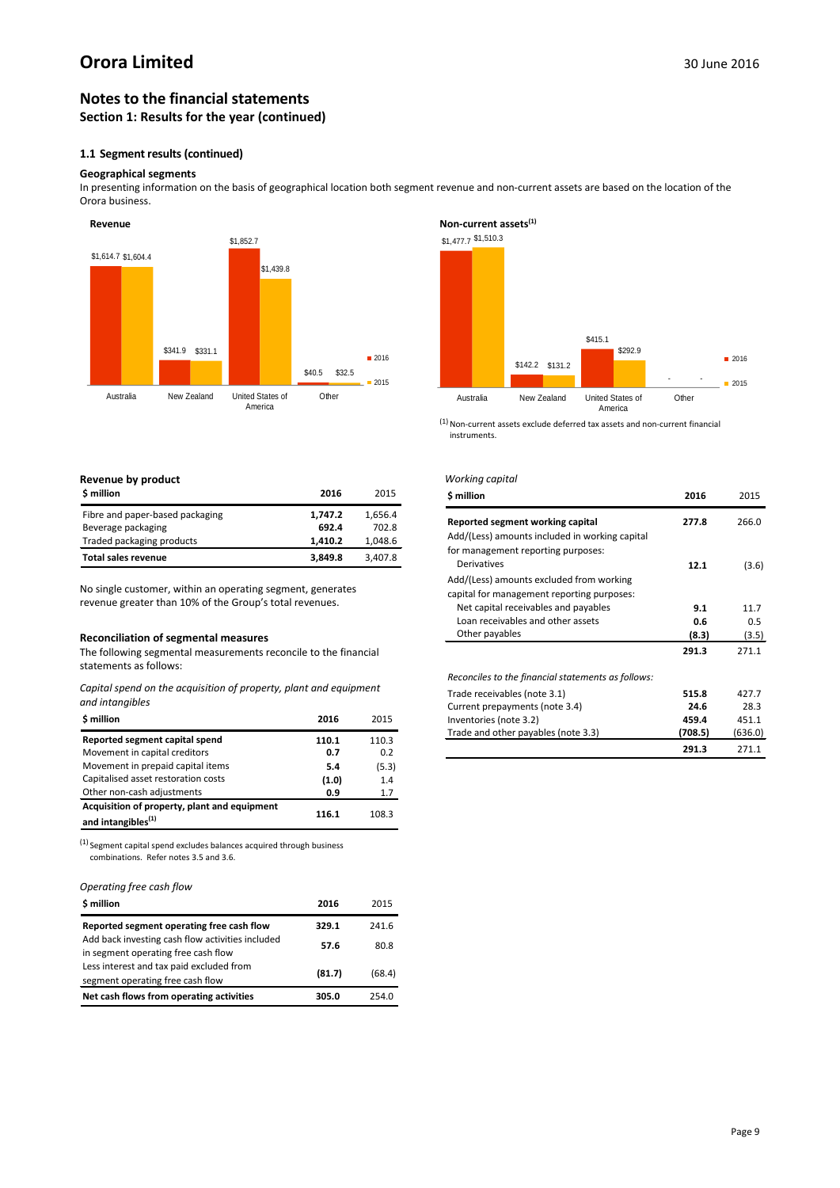# Notes to the financial statements

## Section 1: Results for the year (continued)

### 1.1 Segment results (continued)

**Geographical segments**

In presenting information on the basis of geographical location both segment revenue and non-current assets are based on the location of the Orora business.

**Revenue**

$1,614.7 $1,604.4

$341.9 $331.1

$1,852.7 $1,439.8

$40.5 $32.5

Australia
New Zealand
United States of America
Other

2016
2015

**Non-current assets**[1]

$1,477.7 $1,510.3

$142.2 $131.2

$415.1 $292.9

- -

Australia
New Zealand
United States of America
Other

2016
2015

[1] Non-current assets exclude deferred tax assets and non-current financial instruments.

**Revenue by product**

| $ million | 2016 | 2015 |
|---|---|---|
| Fibre and paper-based packaging | **1,747.2** | 1,656.4 |
| Beverage packaging | **692.4** | 702.8 |
| Traded packaging products | **1,410.2** | 1,048.6 |
| **Total sales revenue** | **3,849.8** | 3,407.8 |

No single customer, within an operating segment, generates revenue greater than 10% of the Group's total revenues.

**Reconciliation of segmental measures**

The following segmental measurements reconcile to the financial statements as follows:

*Capital spend on the acquisition of property, plant and equipment and intangibles*

| $ million | 2016 | 2015 |
|---|---|---|
| **Reported segment capital spend** | **110.1** | 110.3 |
| Movement in capital creditors | **0.7** | 0.2 |
| Movement in prepaid capital items | **5.4** | (5.3) |
| Capitalised asset restoration costs | **(1.0)** | 1.4 |
| Other non-cash adjustments | **0.9** | 1.7 |
| **Acquisition of property, plant and equipment and intangibles**[1] | **116.1** | 108.3 |

[1] Segment capital spend excludes balances acquired through business combinations. Refer notes 3.5 and 3.6.

*Operating free cash flow*

| $ million | 2016 | 2015 |
|---|---|---|
| **Reported segment operating free cash flow** | **329.1** | 241.6 |
| Add back investing cash flow activities included in segment operating free cash flow | **57.6** | 80.8 |
| Less interest and tax paid excluded from segment operating free cash flow | **(81.7)** | (68.4) |
| **Net cash flows from operating activities** | **305.0** | 254.0 |

*Working capital*

| $ million | 2016 | 2015 |
|---|---|---|
| **Reported segment working capital** | **277.8** | 266.0 |
| Add/(Less) amounts included in working capital for management reporting purposes: | | |
| Derivatives | **12.1** | (3.6) |
| Add/(Less) amounts excluded from working capital for management reporting purposes: | | |
| Net capital receivables and payables | **9.1** | 11.7 |
| Loan receivables and other assets | **0.6** | 0.5 |
| Other payables | **(8.3)** | (3.5) |
| | **291.3** | 271.1 |
| *Reconciles to the financial statements as follows:* | | |
| Trade receivables (note 3.1) | **515.8** | 427.7 |
| Current prepayments (note 3.4) | **24.6** | 28.3 |
| Inventories (note 3.2) | **459.4** | 451.1 |
| Trade and other payables (note 3.3) | **(708.5)** | (636.0) |
| | **291.3** | 271.1 |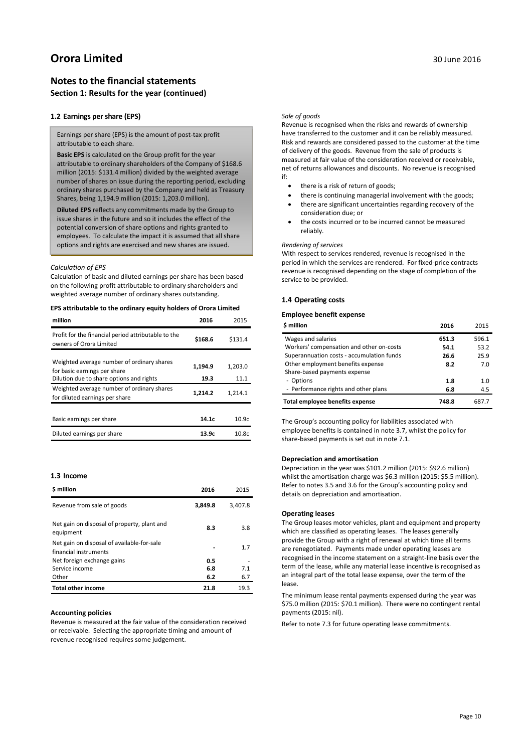## Notes to the financial statements

### Section 1: Results for the year (continued)

### 1.2 Earnings per share (EPS)

Earnings per share (EPS) is the amount of post-tax profit attributable to each share.

**Basic EPS** is calculated on the Group profit for the year attributable to ordinary shareholders of the Company of $168.6 million (2015: $131.4 million) divided by the weighted average number of shares on issue during the reporting period, excluding ordinary shares purchased by the Company and held as Treasury Shares, being 1,194.9 million (2015: 1,203.0 million).

**Diluted EPS** reflects any commitments made by the Group to issue shares in the future and so it includes the effect of the potential conversion of share options and rights granted to employees. To calculate the impact it is assumed that all share options and rights are exercised and new shares are issued.

*Calculation of EPS*

Calculation of basic and diluted earnings per share has been based on the following profit attributable to ordinary shareholders and weighted average number of ordinary shares outstanding.

**EPS attributable to the ordinary equity holders of Orora Limited**

| million | 2016 | 2015 |
|---|---|---|
| Profit for the financial period attributable to the owners of Orora Limited | **$168.6** | $131.4 |
| Weighted average number of ordinary shares for basic earnings per share | **1,194.9** | 1,203.0 |
| Dilution due to share options and rights | **19.3** | 11.1 |
| Weighted average number of ordinary shares for diluted earnings per share | **1,214.2** | 1,214.1 |
| Basic earnings per share | **14.1c** | 10.9c |
| Diluted earnings per share | **13.9c** | 10.8c |

### 1.3 Income

| $ million | 2016 | 2015 |
|---|---|---|
| Revenue from sale of goods | **3,849.8** | 3,407.8 |
| Net gain on disposal of property, plant and equipment | **8.3** | 3.8 |
| Net gain on disposal of available-for-sale financial instruments | **-** | 1.7 |
| Net foreign exchange gains | **0.5** | - |
| Service income | **6.8** | 7.1 |
| Other | **6.2** | 6.7 |
| **Total other income** | **21.8** | 19.3 |

**Accounting policies**

Revenue is measured at the fair value of the consideration received or receivable. Selecting the appropriate timing and amount of revenue recognised requires some judgement.

*Sale of goods*

Revenue is recognised when the risks and rewards of ownership have transferred to the customer and it can be reliably measured. Risk and rewards are considered passed to the customer at the time of delivery of the goods. Revenue from the sale of products is measured at fair value of the consideration received or receivable, net of returns allowances and discounts. No revenue is recognised if:

- there is a risk of return of goods;
- there is continuing managerial involvement with the goods;
- there are significant uncertainties regarding recovery of the consideration due; or
- the costs incurred or to be incurred cannot be measured reliably.

*Rendering of services*

With respect to services rendered, revenue is recognised in the period in which the services are rendered. For fixed-price contracts revenue is recognised depending on the stage of completion of the service to be provided.

### 1.4 Operating costs

**Employee benefit expense**

| $ million | 2016 | 2015 |
|---|---|---|
| Wages and salaries | **651.3** | 596.1 |
| Workers' compensation and other on-costs | **54.1** | 53.2 |
| Superannuation costs - accumulation funds | **26.6** | 25.9 |
| Other employment benefits expense | **8.2** | 7.0 |
| Share-based payments expense | | |
| - Options | **1.8** | 1.0 |
| - Performance rights and other plans | **6.8** | 4.5 |
| **Total employee benefits expense** | **748.8** | 687.7 |

The Group's accounting policy for liabilities associated with employee benefits is contained in note 3.7, whilst the policy for share-based payments is set out in note 7.1.

**Depreciation and amortisation**

Depreciation in the year was $101.2 million (2015: $92.6 million) whilst the amortisation charge was $6.3 million (2015: $5.5 million). Refer to notes 3.5 and 3.6 for the Group's accounting policy and details on depreciation and amortisation.

**Operating leases**

The Group leases motor vehicles, plant and equipment and property which are classified as operating leases. The leases generally provide the Group with a right of renewal at which time all terms are renegotiated. Payments made under operating leases are recognised in the income statement on a straight-line basis over the term of the lease, while any material lease incentive is recognised as an integral part of the total lease expense, over the term of the lease.

The minimum lease rental payments expensed during the year was $75.0 million (2015: $70.1 million). There were no contingent rental payments (2015: nil).

Refer to note 7.3 for future operating lease commitments.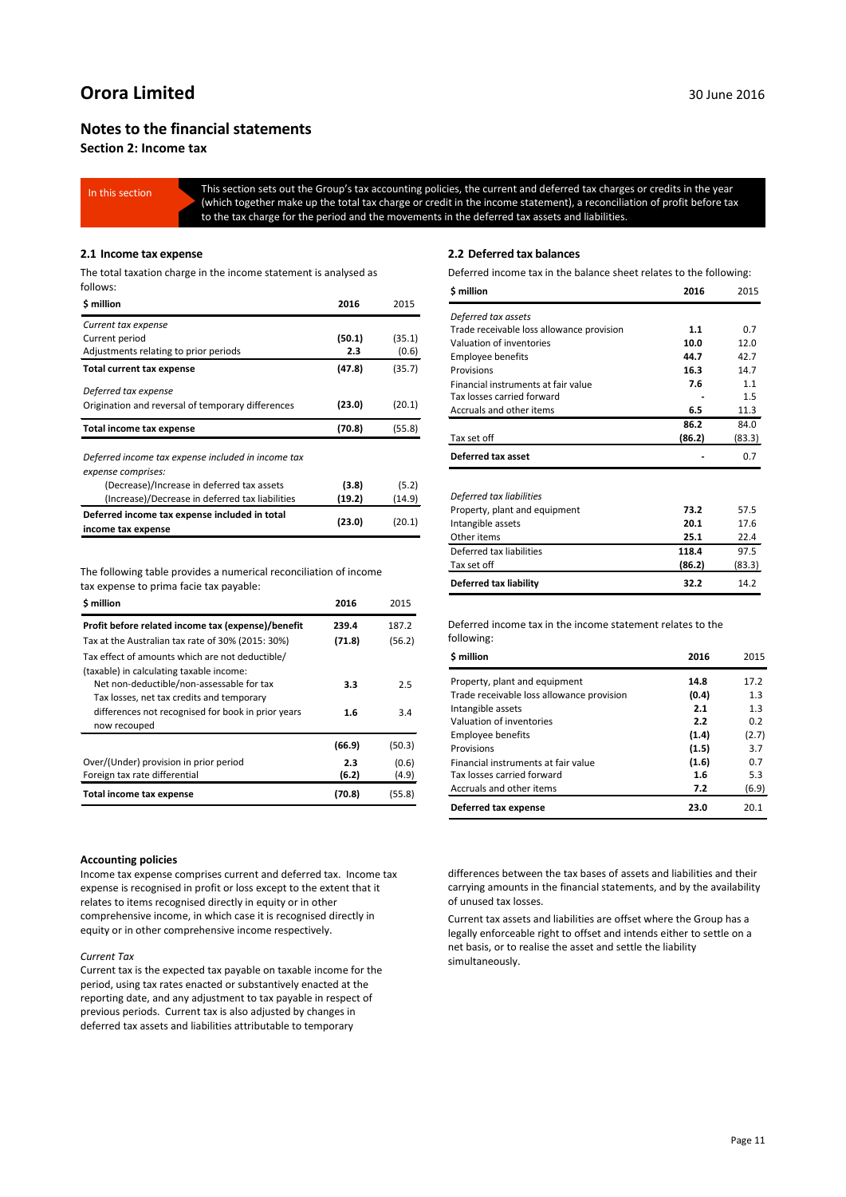## Notes to the financial statements

### Section 2: Income tax

**In this section**

This section sets out the Group's tax accounting policies, the current and deferred tax charges or credits in the year (which together make up the total tax charge or credit in the income statement), a reconciliation of profit before tax to the tax charge for the period and the movements in the deferred tax assets and liabilities.

#### 2.1 Income tax expense

The total taxation charge in the income statement is analysed as follows:

| $ million | 2016 | 2015 |
|---|---|---|
| *Current tax expense* | | |
| Current period | **(50.1)** | (35.1) |
| Adjustments relating to prior periods | **2.3** | (0.6) |
| **Total current tax expense** | **(47.8)** | (35.7) |
| *Deferred tax expense* | | |
| Origination and reversal of temporary differences | **(23.0)** | (20.1) |
| **Total income tax expense** | **(70.8)** | (55.8) |
| *Deferred income tax expense included in income tax expense comprises:* | | |
| (Decrease)/Increase in deferred tax assets | **(3.8)** | (5.2) |
| (Increase)/Decrease in deferred tax liabilities | **(19.2)** | (14.9) |
| **Deferred income tax expense included in total income tax expense** | **(23.0)** | (20.1) |

The following table provides a numerical reconciliation of income tax expense to prima facie tax payable:

| $ million | 2016 | 2015 |
|---|---|---|
| **Profit before related income tax (expense)/benefit** | **239.4** | 187.2 |
| Tax at the Australian tax rate of 30% (2015: 30%) | **(71.8)** | (56.2) |
| Tax effect of amounts which are not deductible/(taxable) in calculating taxable income: | | |
| Net non-deductible/non-assessable for tax | **3.3** | 2.5 |
| Tax losses, net tax credits and temporary differences not recognised for book in prior years now recouped | **1.6** | 3.4 |
| | **(66.9)** | (50.3) |
| Over/(Under) provision in prior period | **2.3** | (0.6) |
| Foreign tax rate differential | **(6.2)** | (4.9) |
| **Total income tax expense** | **(70.8)** | (55.8) |

#### 2.2 Deferred tax balances

Deferred income tax in the balance sheet relates to the following:

| $ million | 2016 | 2015 |
|---|---|---|
| *Deferred tax assets* | | |
| Trade receivable loss allowance provision | **1.1** | 0.7 |
| Valuation of inventories | **10.0** | 12.0 |
| Employee benefits | **44.7** | 42.7 |
| Provisions | **16.3** | 14.7 |
| Financial instruments at fair value | **7.6** | 1.1 |
| Tax losses carried forward | **-** | 1.5 |
| Accruals and other items | **6.5** | 11.3 |
| | **86.2** | 84.0 |
| Tax set off | **(86.2)** | (83.3) |
| **Deferred tax asset** | **-** | 0.7 |
| *Deferred tax liabilities* | | |
| Property, plant and equipment | **73.2** | 57.5 |
| Intangible assets | **20.1** | 17.6 |
| Other items | **25.1** | 22.4 |
| Deferred tax liabilities | **118.4** | 97.5 |
| Tax set off | **(86.2)** | (83.3) |
| **Deferred tax liability** | **32.2** | 14.2 |

Deferred income tax in the income statement relates to the following:

| $ million | 2016 | 2015 |
|---|---|---|
| Property, plant and equipment | **14.8** | 17.2 |
| Trade receivable loss allowance provision | **(0.4)** | 1.3 |
| Intangible assets | **2.1** | 1.3 |
| Valuation of inventories | **2.2** | 0.2 |
| Employee benefits | **(1.4)** | (2.7) |
| Provisions | **(1.5)** | 3.7 |
| Financial instruments at fair value | **(1.6)** | 0.7 |
| Tax losses carried forward | **1.6** | 5.3 |
| Accruals and other items | **7.2** | (6.9) |
| **Deferred tax expense** | **23.0** | 20.1 |

#### Accounting policies

Income tax expense comprises current and deferred tax. Income tax expense is recognised in profit or loss except to the extent that it relates to items recognised directly in equity or in other comprehensive income, in which case it is recognised directly in equity or in other comprehensive income respectively.

*Current Tax*

Current tax is the expected tax payable on taxable income for the period, using tax rates enacted or substantively enacted at the reporting date, and any adjustment to tax payable in respect of previous periods. Current tax is also adjusted by changes in deferred tax assets and liabilities attributable to temporary differences between the tax bases of assets and liabilities and their carrying amounts in the financial statements, and by the availability of unused tax losses.

Current tax assets and liabilities are offset where the Group has a legally enforceable right to offset and intends either to settle on a net basis, or to realise the asset and settle the liability simultaneously.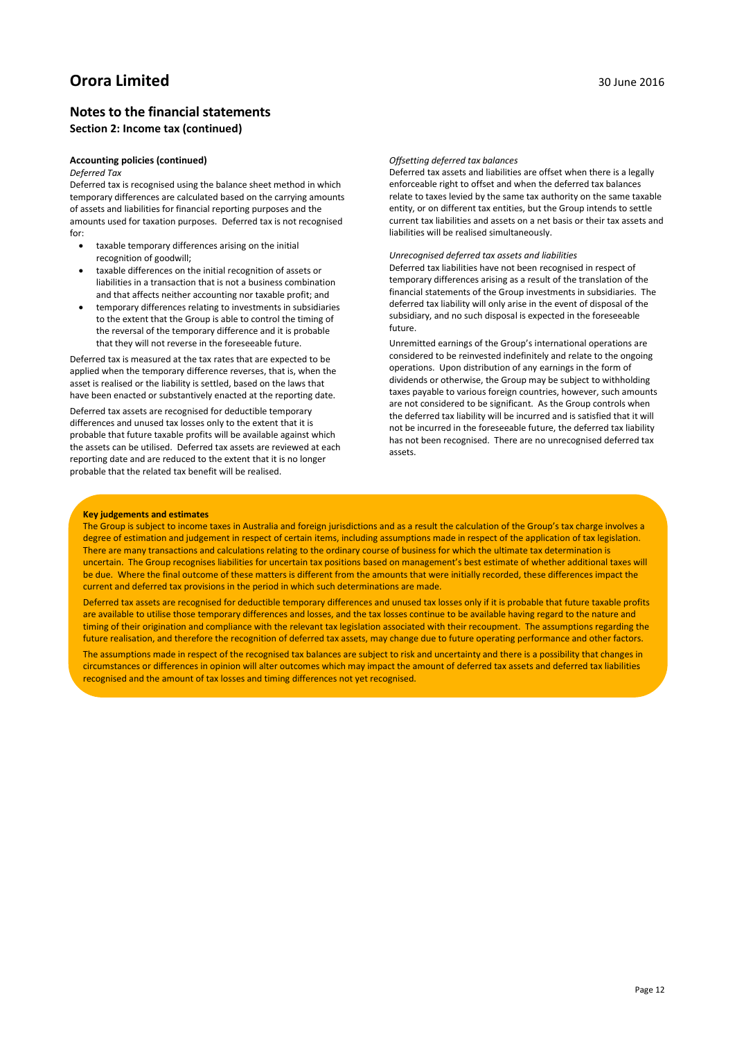## Notes to the financial statements

### Section 2: Income tax (continued)

**Accounting policies (continued)**

*Deferred Tax*

Deferred tax is recognised using the balance sheet method in which temporary differences are calculated based on the carrying amounts of assets and liabilities for financial reporting purposes and the amounts used for taxation purposes. Deferred tax is not recognised for:

- taxable temporary differences arising on the initial recognition of goodwill;
- taxable differences on the initial recognition of assets or liabilities in a transaction that is not a business combination and that affects neither accounting nor taxable profit; and
- temporary differences relating to investments in subsidiaries to the extent that the Group is able to control the timing of the reversal of the temporary difference and it is probable that they will not reverse in the foreseeable future.

Deferred tax is measured at the tax rates that are expected to be applied when the temporary difference reverses, that is, when the asset is realised or the liability is settled, based on the laws that have been enacted or substantively enacted at the reporting date.

Deferred tax assets are recognised for deductible temporary differences and unused tax losses only to the extent that it is probable that future taxable profits will be available against which the assets can be utilised. Deferred tax assets are reviewed at each reporting date and are reduced to the extent that it is no longer probable that the related tax benefit will be realised.

*Offsetting deferred tax balances*

Deferred tax assets and liabilities are offset when there is a legally enforceable right to offset and when the deferred tax balances relate to taxes levied by the same tax authority on the same taxable entity, or on different tax entities, but the Group intends to settle current tax liabilities and assets on a net basis or their tax assets and liabilities will be realised simultaneously.

*Unrecognised deferred tax assets and liabilities*

Deferred tax liabilities have not been recognised in respect of temporary differences arising as a result of the translation of the financial statements of the Group investments in subsidiaries. The deferred tax liability will only arise in the event of disposal of the subsidiary, and no such disposal is expected in the foreseeable future.

Unremitted earnings of the Group's international operations are considered to be reinvested indefinitely and relate to the ongoing operations. Upon distribution of any earnings in the form of dividends or otherwise, the Group may be subject to withholding taxes payable to various foreign countries, however, such amounts are not considered to be significant. As the Group controls when the deferred tax liability will be incurred and is satisfied that it will not be incurred in the foreseeable future, the deferred tax liability has not been recognised. There are no unrecognised deferred tax assets.

**Key judgements and estimates**

The Group is subject to income taxes in Australia and foreign jurisdictions and as a result the calculation of the Group's tax charge involves a degree of estimation and judgement in respect of certain items, including assumptions made in respect of the application of tax legislation. There are many transactions and calculations relating to the ordinary course of business for which the ultimate tax determination is uncertain. The Group recognises liabilities for uncertain tax positions based on management's best estimate of whether additional taxes will be due. Where the final outcome of these matters is different from the amounts that were initially recorded, these differences impact the current and deferred tax provisions in the period in which such determinations are made.

Deferred tax assets are recognised for deductible temporary differences and unused tax losses only if it is probable that future taxable profits are available to utilise those temporary differences and losses, and the tax losses continue to be available having regard to the nature and timing of their origination and compliance with the relevant tax legislation associated with their recoupment. The assumptions regarding the future realisation, and therefore the recognition of deferred tax assets, may change due to future operating performance and other factors.

The assumptions made in respect of the recognised tax balances are subject to risk and uncertainty and there is a possibility that changes in circumstances or differences in opinion will alter outcomes which may impact the amount of deferred tax assets and deferred tax liabilities recognised and the amount of tax losses and timing differences not yet recognised.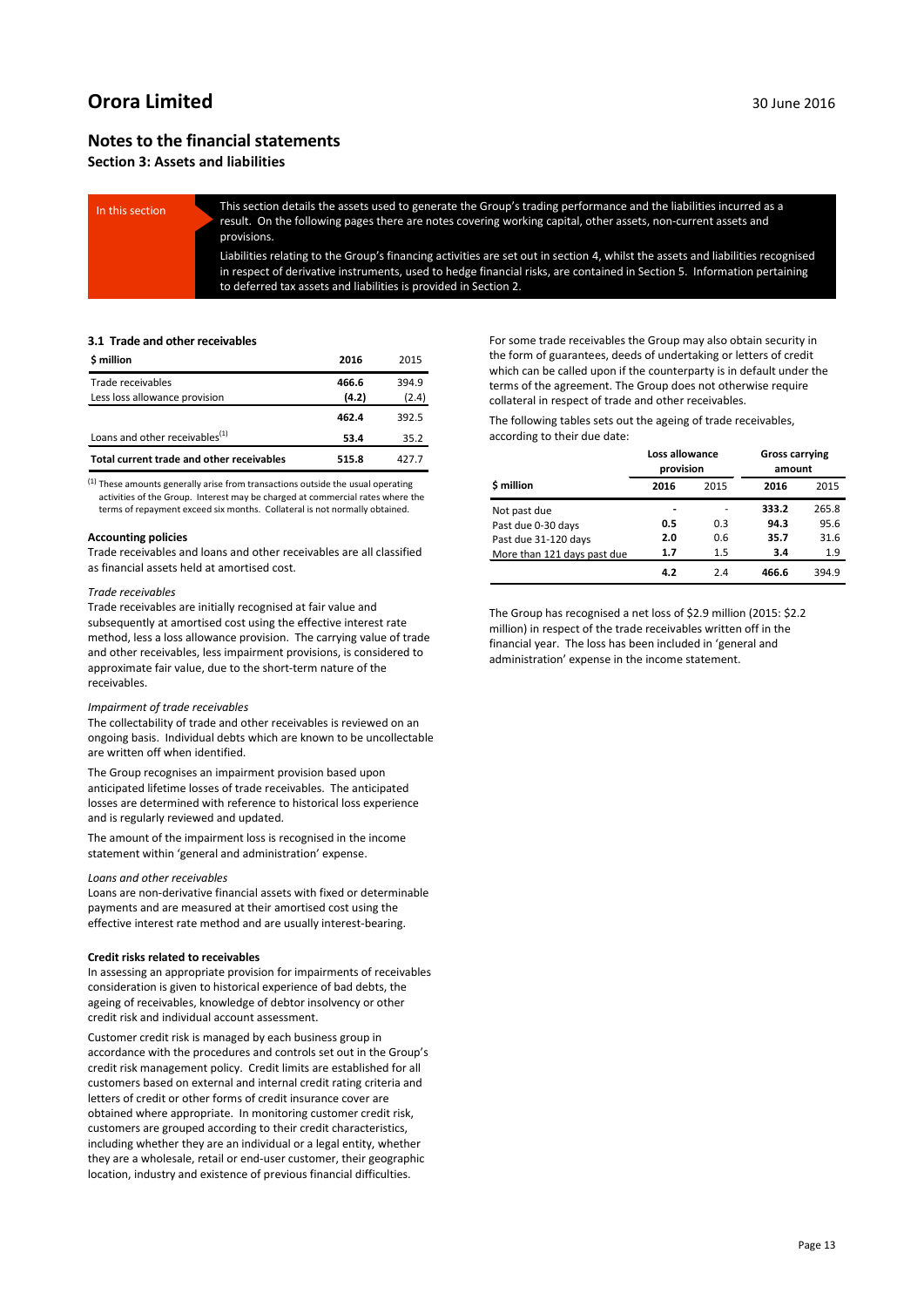# Notes to the financial statements

## Section 3: Assets and liabilities

In this section

This section details the assets used to generate the Group's trading performance and the liabilities incurred as a result. On the following pages there are notes covering working capital, other assets, non-current assets and provisions.

Liabilities relating to the Group's financing activities are set out in section 4, whilst the assets and liabilities recognised in respect of derivative instruments, used to hedge financial risks, are contained in Section 5. Information pertaining to deferred tax assets and liabilities is provided in Section 2.

### 3.1 Trade and other receivables

| $ million | 2016 | 2015 |
|---|---|---|
| Trade receivables | **466.6** | 394.9 |
| Less loss allowance provision | **(4.2)** | (2.4) |
| | **462.4** | 392.5 |
| Loans and other receivables[1] | **53.4** | 35.2 |
| **Total current trade and other receivables** | **515.8** | 427.7 |

[1] These amounts generally arise from transactions outside the usual operating activities of the Group. Interest may be charged at commercial rates where the terms of repayment exceed six months. Collateral is not normally obtained.

**Accounting policies**

Trade receivables and loans and other receivables are all classified as financial assets held at amortised cost.

*Trade receivables*

Trade receivables are initially recognised at fair value and subsequently at amortised cost using the effective interest rate method, less a loss allowance provision. The carrying value of trade and other receivables, less impairment provisions, is considered to approximate fair value, due to the short-term nature of the receivables.

*Impairment of trade receivables*

The collectability of trade and other receivables is reviewed on an ongoing basis. Individual debts which are known to be uncollectable are written off when identified.

The Group recognises an impairment provision based upon anticipated lifetime losses of trade receivables. The anticipated losses are determined with reference to historical loss experience and is regularly reviewed and updated.

The amount of the impairment loss is recognised in the income statement within 'general and administration' expense.

*Loans and other receivables*

Loans are non-derivative financial assets with fixed or determinable payments and are measured at their amortised cost using the effective interest rate method and are usually interest-bearing.

**Credit risks related to receivables**

In assessing an appropriate provision for impairments of receivables consideration is given to historical experience of bad debts, the ageing of receivables, knowledge of debtor insolvency or other credit risk and individual account assessment.

Customer credit risk is managed by each business group in accordance with the procedures and controls set out in the Group's credit risk management policy. Credit limits are established for all customers based on external and internal credit rating criteria and letters of credit or other forms of credit insurance cover are obtained where appropriate. In monitoring customer credit risk, customers are grouped according to their credit characteristics, including whether they are an individual or a legal entity, whether they are a wholesale, retail or end-user customer, their geographic location, industry and existence of previous financial difficulties.

For some trade receivables the Group may also obtain security in the form of guarantees, deeds of undertaking or letters of credit which can be called upon if the counterparty is in default under the terms of the agreement. The Group does not otherwise require collateral in respect of trade and other receivables.

The following tables sets out the ageing of trade receivables, according to their due date:

| | Loss allowance provision | | Gross carrying amount | |
|---|---|---|---|---|
| $ million | 2016 | 2015 | 2016 | 2015 |
| Not past due | **-** | - | **333.2** | 265.8 |
| Past due 0-30 days | **0.5** | 0.3 | **94.3** | 95.6 |
| Past due 31-120 days | **2.0** | 0.6 | **35.7** | 31.6 |
| More than 121 days past due | **1.7** | 1.5 | **3.4** | 1.9 |
| | **4.2** | 2.4 | **466.6** | 394.9 |

The Group has recognised a net loss of $2.9 million (2015: $2.2 million) in respect of the trade receivables written off in the financial year. The loss has been included in 'general and administration' expense in the income statement.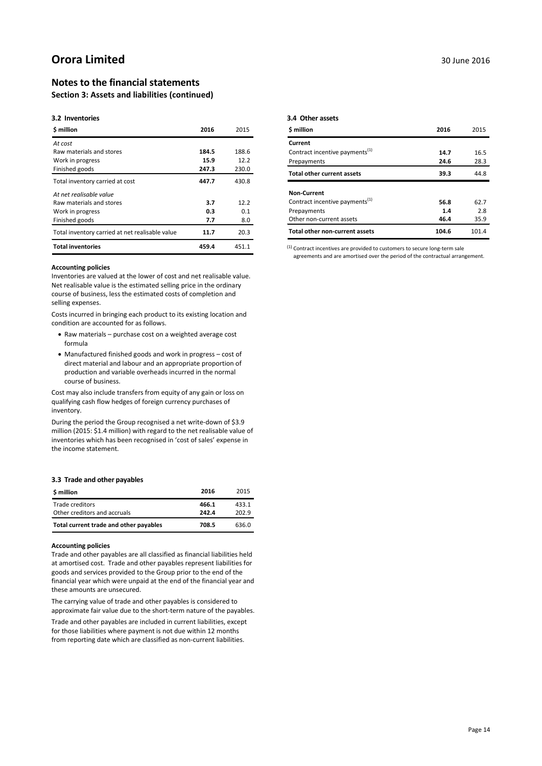## Notes to the financial statements

### Section 3: Assets and liabilities (continued)

#### 3.2 Inventories

| $ million | 2016 | 2015 |
|---|---|---|
| *At cost* | | |
| Raw materials and stores | **184.5** | 188.6 |
| Work in progress | **15.9** | 12.2 |
| Finished goods | **247.3** | 230.0 |
| Total inventory carried at cost | **447.7** | 430.8 |
| *At net realisable value* | | |
| Raw materials and stores | **3.7** | 12.2 |
| Work in progress | **0.3** | 0.1 |
| Finished goods | **7.7** | 8.0 |
| Total inventory carried at net realisable value | **11.7** | 20.3 |
| **Total inventories** | **459.4** | 451.1 |

**Accounting policies**

Inventories are valued at the lower of cost and net realisable value. Net realisable value is the estimated selling price in the ordinary course of business, less the estimated costs of completion and selling expenses.

Costs incurred in bringing each product to its existing location and condition are accounted for as follows.

- Raw materials – purchase cost on a weighted average cost formula
- Manufactured finished goods and work in progress – cost of direct material and labour and an appropriate proportion of production and variable overheads incurred in the normal course of business.

Cost may also include transfers from equity of any gain or loss on qualifying cash flow hedges of foreign currency purchases of inventory.

During the period the Group recognised a net write-down of $3.9 million (2015: $1.4 million) with regard to the net realisable value of inventories which has been recognised in 'cost of sales' expense in the income statement.

#### 3.3 Trade and other payables

| $ million | 2016 | 2015 |
|---|---|---|
| Trade creditors | **466.1** | 433.1 |
| Other creditors and accruals | **242.4** | 202.9 |
| **Total current trade and other payables** | **708.5** | 636.0 |

**Accounting policies**

Trade and other payables are all classified as financial liabilities held at amortised cost. Trade and other payables represent liabilities for goods and services provided to the Group prior to the end of the financial year which were unpaid at the end of the financial year and these amounts are unsecured.

The carrying value of trade and other payables is considered to approximate fair value due to the short-term nature of the payables.

Trade and other payables are included in current liabilities, except for those liabilities where payment is not due within 12 months from reporting date which are classified as non-current liabilities.

#### 3.4 Other assets

| $ million | 2016 | 2015 |
|---|---|---|
| **Current** | | |
| Contract incentive payments[1] | **14.7** | 16.5 |
| Prepayments | **24.6** | 28.3 |
| **Total other current assets** | **39.3** | 44.8 |
| **Non-Current** | | |
| Contract incentive payments[1] | **56.8** | 62.7 |
| Prepayments | **1.4** | 2.8 |
| Other non-current assets | **46.4** | 35.9 |
| **Total other non-current assets** | **104.6** | 101.4 |

[1] Contract incentives are provided to customers to secure long-term sale agreements and are amortised over the period of the contractual arrangement.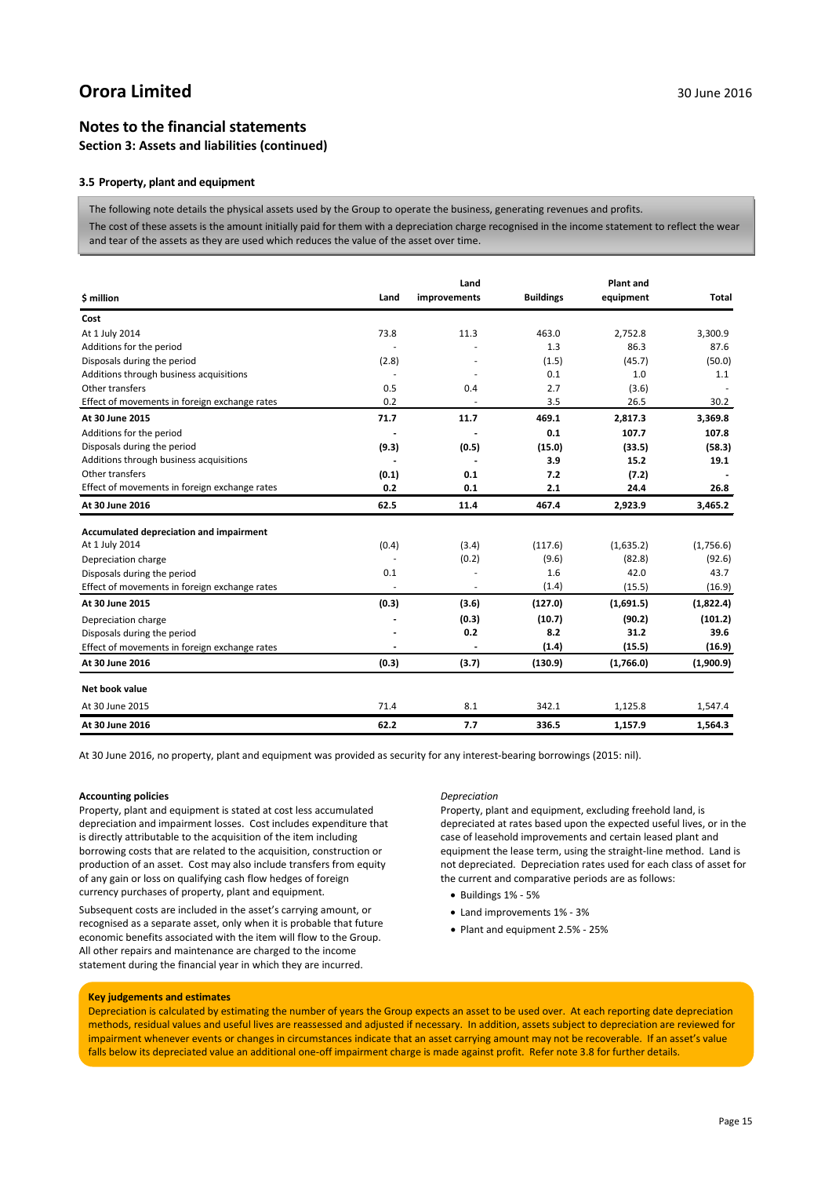# Orora Limited

## Notes to the financial statements

### Section 3: Assets and liabilities (continued)

#### 3.5 Property, plant and equipment

The following note details the physical assets used by the Group to operate the business, generating revenues and profits.

The cost of these assets is the amount initially paid for them with a depreciation charge recognised in the income statement to reflect the wear and tear of the assets as they are used which reduces the value of the asset over time.

| $ million | Land | Land improvements | Buildings | Plant and equipment | Total |
|---|---|---|---|---|---|
| **Cost** | | | | | |
| At 1 July 2014 | 73.8 | 11.3 | 463.0 | 2,752.8 | 3,300.9 |
| Additions for the period | - | - | 1.3 | 86.3 | 87.6 |
| Disposals during the period | (2.8) | - | (1.5) | (45.7) | (50.0) |
| Additions through business acquisitions | - | - | 0.1 | 1.0 | 1.1 |
| Other transfers | 0.5 | 0.4 | 2.7 | (3.6) | - |
| Effect of movements in foreign exchange rates | 0.2 | - | 3.5 | 26.5 | 30.2 |
| **At 30 June 2015** | **71.7** | **11.7** | **469.1** | **2,817.3** | **3,369.8** |
| Additions for the period | **-** | **-** | **0.1** | **107.7** | **107.8** |
| Disposals during the period | **(9.3)** | **(0.5)** | **(15.0)** | **(33.5)** | **(58.3)** |
| Additions through business acquisitions | **-** | **-** | **3.9** | **15.2** | **19.1** |
| Other transfers | **(0.1)** | **0.1** | **7.2** | **(7.2)** | **-** |
| Effect of movements in foreign exchange rates | **0.2** | **0.1** | **2.1** | **24.4** | **26.8** |
| **At 30 June 2016** | **62.5** | **11.4** | **467.4** | **2,923.9** | **3,465.2** |
| **Accumulated depreciation and impairment** | | | | | |
| At 1 July 2014 | (0.4) | (3.4) | (117.6) | (1,635.2) | (1,756.6) |
| Depreciation charge | - | (0.2) | (9.6) | (82.8) | (92.6) |
| Disposals during the period | 0.1 | - | 1.6 | 42.0 | 43.7 |
| Effect of movements in foreign exchange rates | - | - | (1.4) | (15.5) | (16.9) |
| **At 30 June 2015** | **(0.3)** | **(3.6)** | **(127.0)** | **(1,691.5)** | **(1,822.4)** |
| Depreciation charge | **-** | **(0.3)** | **(10.7)** | **(90.2)** | **(101.2)** |
| Disposals during the period | **-** | **0.2** | **8.2** | **31.2** | **39.6** |
| Effect of movements in foreign exchange rates | **-** | **-** | **(1.4)** | **(15.5)** | **(16.9)** |
| **At 30 June 2016** | **(0.3)** | **(3.7)** | **(130.9)** | **(1,766.0)** | **(1,900.9)** |
| **Net book value** | | | | | |
| At 30 June 2015 | 71.4 | 8.1 | 342.1 | 1,125.8 | 1,547.4 |
| **At 30 June 2016** | **62.2** | **7.7** | **336.5** | **1,157.9** | **1,564.3** |

At 30 June 2016, no property, plant and equipment was provided as security for any interest-bearing borrowings (2015: nil).

**Accounting policies**

Property, plant and equipment is stated at cost less accumulated depreciation and impairment losses. Cost includes expenditure that is directly attributable to the acquisition of the item including borrowing costs that are related to the acquisition, construction or production of an asset. Cost may also include transfers from equity of any gain or loss on qualifying cash flow hedges of foreign currency purchases of property, plant and equipment.

Subsequent costs are included in the asset's carrying amount, or recognised as a separate asset, only when it is probable that future economic benefits associated with the item will flow to the Group. All other repairs and maintenance are charged to the income statement during the financial year in which they are incurred.

*Depreciation*

Property, plant and equipment, excluding freehold land, is depreciated at rates based upon the expected useful lives, or in the case of leasehold improvements and certain leased plant and equipment the lease term, using the straight-line method. Land is not depreciated. Depreciation rates used for each class of asset for the current and comparative periods are as follows:

- Buildings 1% - 5%
- Land improvements 1% - 3%
- Plant and equipment 2.5% - 25%

**Key judgements and estimates**

Depreciation is calculated by estimating the number of years the Group expects an asset to be used over. At each reporting date depreciation methods, residual values and useful lives are reassessed and adjusted if necessary. In addition, assets subject to depreciation are reviewed for impairment whenever events or changes in circumstances indicate that an asset carrying amount may not be recoverable. If an asset's value falls below its depreciated value an additional one-off impairment charge is made against profit. Refer note 3.8 for further details.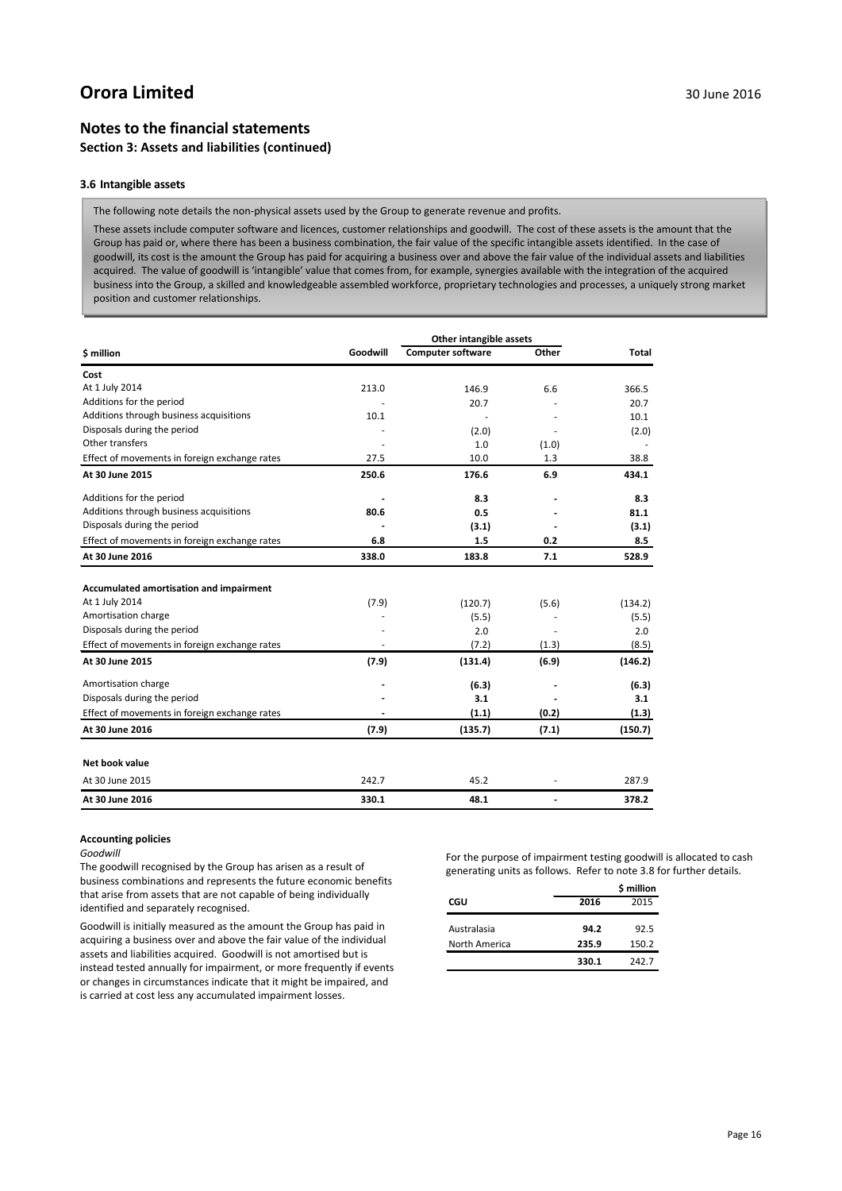## Notes to the financial statements

### Section 3: Assets and liabilities (continued)

#### 3.6 Intangible assets

The following note details the non-physical assets used by the Group to generate revenue and profits.

These assets include computer software and licences, customer relationships and goodwill. The cost of these assets is the amount that the Group has paid or, where there has been a business combination, the fair value of the specific intangible assets identified. In the case of goodwill, its cost is the amount the Group has paid for acquiring a business over and above the fair value of the individual assets and liabilities acquired. The value of goodwill is 'intangible' value that comes from, for example, synergies available with the integration of the acquired business into the Group, a skilled and knowledgeable assembled workforce, proprietary technologies and processes, a uniquely strong market position and customer relationships.

| | | Other intangible assets | | |
|---|---|---|---|---|
| **$ million** | **Goodwill** | **Computer software** | **Other** | **Total** |
| **Cost** | | | | |
| At 1 July 2014 | 213.0 | 146.9 | 6.6 | 366.5 |
| Additions for the period | - | 20.7 | - | 20.7 |
| Additions through business acquisitions | 10.1 | - | - | 10.1 |
| Disposals during the period | - | (2.0) | - | (2.0) |
| Other transfers | - | 1.0 | (1.0) | - |
| Effect of movements in foreign exchange rates | 27.5 | 10.0 | 1.3 | 38.8 |
| **At 30 June 2015** | **250.6** | **176.6** | **6.9** | **434.1** |
| Additions for the period | **-** | **8.3** | **-** | **8.3** |
| Additions through business acquisitions | **80.6** | **0.5** | **-** | **81.1** |
| Disposals during the period | **-** | **(3.1)** | **-** | **(3.1)** |
| Effect of movements in foreign exchange rates | **6.8** | **1.5** | **0.2** | **8.5** |
| **At 30 June 2016** | **338.0** | **183.8** | **7.1** | **528.9** |
| **Accumulated amortisation and impairment** | | | | |
| At 1 July 2014 | (7.9) | (120.7) | (5.6) | (134.2) |
| Amortisation charge | - | (5.5) | - | (5.5) |
| Disposals during the period | - | 2.0 | - | 2.0 |
| Effect of movements in foreign exchange rates | - | (7.2) | (1.3) | (8.5) |
| **At 30 June 2015** | **(7.9)** | **(131.4)** | **(6.9)** | **(146.2)** |
| Amortisation charge | **-** | **(6.3)** | **-** | **(6.3)** |
| Disposals during the period | **-** | **3.1** | **-** | **3.1** |
| Effect of movements in foreign exchange rates | **-** | **(1.1)** | **(0.2)** | **(1.3)** |
| **At 30 June 2016** | **(7.9)** | **(135.7)** | **(7.1)** | **(150.7)** |
| **Net book value** | | | | |
| At 30 June 2015 | 242.7 | 45.2 | - | 287.9 |
| **At 30 June 2016** | **330.1** | **48.1** | **-** | **378.2** |

**Accounting policies**

*Goodwill*

The goodwill recognised by the Group has arisen as a result of business combinations and represents the future economic benefits that arise from assets that are not capable of being individually identified and separately recognised.

Goodwill is initially measured as the amount the Group has paid in acquiring a business over and above the fair value of the individual assets and liabilities acquired. Goodwill is not amortised but is instead tested annually for impairment, or more frequently if events or changes in circumstances indicate that it might be impaired, and is carried at cost less any accumulated impairment losses.

For the purpose of impairment testing goodwill is allocated to cash generating units as follows. Refer to note 3.8 for further details.

| | | $ million |
|---|---|---|
| **CGU** | **2016** | 2015 |
| Australasia | **94.2** | 92.5 |
| North America | **235.9** | 150.2 |
| | **330.1** | 242.7 |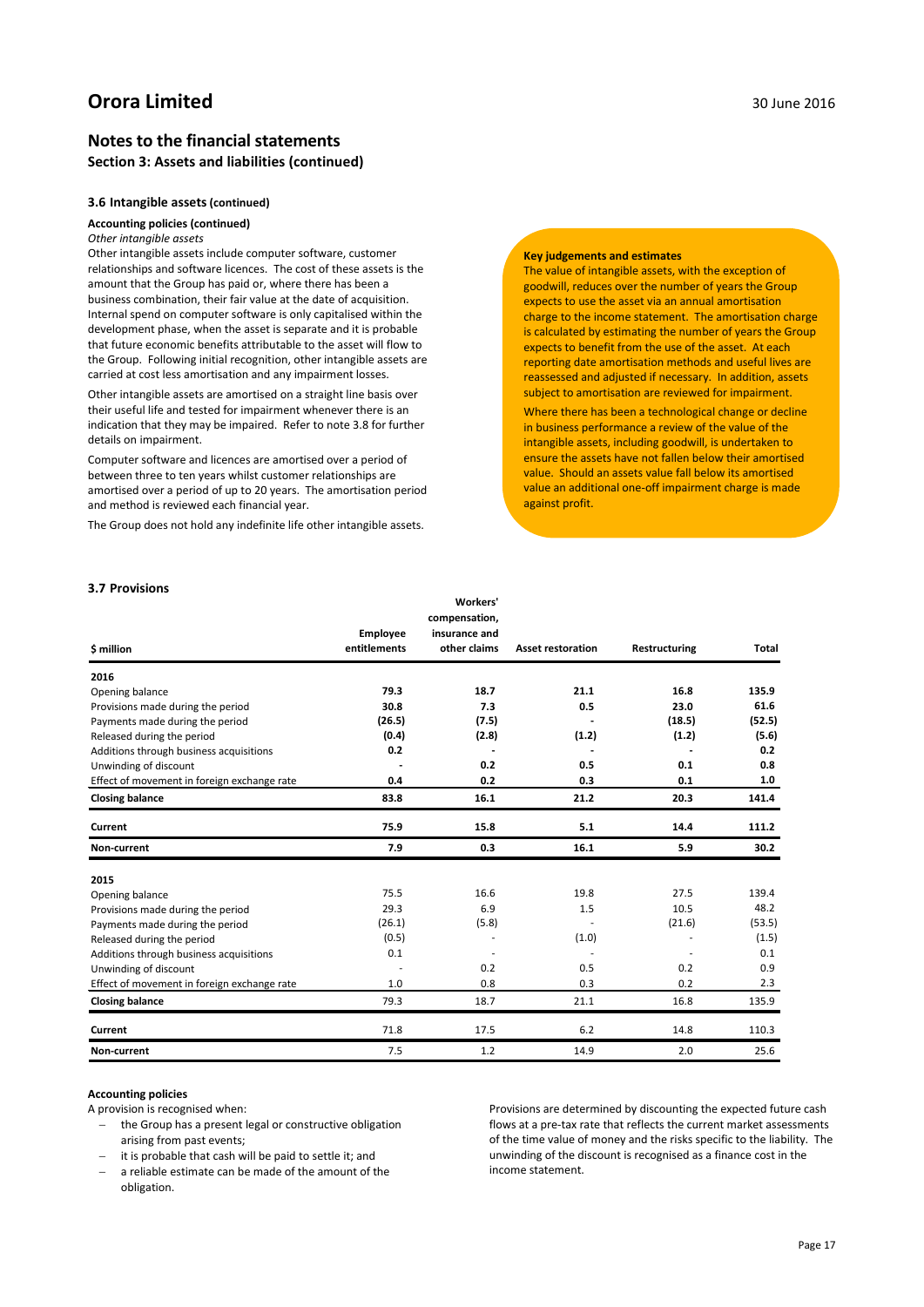## Notes to the financial statements

### Section 3: Assets and liabilities (continued)

#### 3.6 Intangible assets (continued)

**Accounting policies (continued)**

*Other intangible assets*

Other intangible assets include computer software, customer relationships and software licences. The cost of these assets is the amount that the Group has paid or, where there has been a business combination, their fair value at the date of acquisition. Internal spend on computer software is only capitalised within the development phase, when the asset is separate and it is probable that future economic benefits attributable to the asset will flow to the Group. Following initial recognition, other intangible assets are carried at cost less amortisation and any impairment losses.

Other intangible assets are amortised on a straight line basis over their useful life and tested for impairment whenever there is an indication that they may be impaired. Refer to note 3.8 for further details on impairment.

Computer software and licences are amortised over a period of between three to ten years whilst customer relationships are amortised over a period of up to 20 years. The amortisation period and method is reviewed each financial year.

The Group does not hold any indefinite life other intangible assets.

**Key judgements and estimates**

The value of intangible assets, with the exception of goodwill, reduces over the number of years the Group expects to use the asset via an annual amortisation charge to the income statement. The amortisation charge is calculated by estimating the number of years the Group expects to benefit from the use of the asset. At each reporting date amortisation methods and useful lives are reassessed and adjusted if necessary. In addition, assets subject to amortisation are reviewed for impairment.

Where there has been a technological change or decline in business performance a review of the value of the intangible assets, including goodwill, is undertaken to ensure the assets have not fallen below their amortised value. Should an assets value fall below its amortised value an additional one-off impairment charge is made against profit.

#### 3.7 Provisions

| $ million | Employee entitlements | Workers' compensation, insurance and other claims | Asset restoration | Restructuring | Total |
|---|---|---|---|---|---|
| **2016** | | | | | |
| Opening balance | **79.3** | **18.7** | **21.1** | **16.8** | **135.9** |
| Provisions made during the period | **30.8** | **7.3** | **0.5** | **23.0** | **61.6** |
| Payments made during the period | **(26.5)** | **(7.5)** | **-** | **(18.5)** | **(52.5)** |
| Released during the period | **(0.4)** | **(2.8)** | **(1.2)** | **(1.2)** | **(5.6)** |
| Additions through business acquisitions | **0.2** | **-** | **-** | **-** | **0.2** |
| Unwinding of discount | **-** | **0.2** | **0.5** | **0.1** | **0.8** |
| Effect of movement in foreign exchange rate | **0.4** | **0.2** | **0.3** | **0.1** | **1.0** |
| **Closing balance** | **83.8** | **16.1** | **21.2** | **20.3** | **141.4** |
| **Current** | **75.9** | **15.8** | **5.1** | **14.4** | **111.2** |
| **Non-current** | **7.9** | **0.3** | **16.1** | **5.9** | **30.2** |
| **2015** | | | | | |
| Opening balance | 75.5 | 16.6 | 19.8 | 27.5 | 139.4 |
| Provisions made during the period | 29.3 | 6.9 | 1.5 | 10.5 | 48.2 |
| Payments made during the period | (26.1) | (5.8) | - | (21.6) | (53.5) |
| Released during the period | (0.5) | - | (1.0) | - | (1.5) |
| Additions through business acquisitions | 0.1 | - | - | - | 0.1 |
| Unwinding of discount | - | 0.2 | 0.5 | 0.2 | 0.9 |
| Effect of movement in foreign exchange rate | 1.0 | 0.8 | 0.3 | 0.2 | 2.3 |
| **Closing balance** | 79.3 | 18.7 | 21.1 | 16.8 | 135.9 |
| **Current** | 71.8 | 17.5 | 6.2 | 14.8 | 110.3 |
| **Non-current** | 7.5 | 1.2 | 14.9 | 2.0 | 25.6 |

**Accounting policies**

A provision is recognised when:

- the Group has a present legal or constructive obligation arising from past events;
- it is probable that cash will be paid to settle it; and
- a reliable estimate can be made of the amount of the obligation.

Provisions are determined by discounting the expected future cash flows at a pre-tax rate that reflects the current market assessments of the time value of money and the risks specific to the liability. The unwinding of the discount is recognised as a finance cost in the income statement.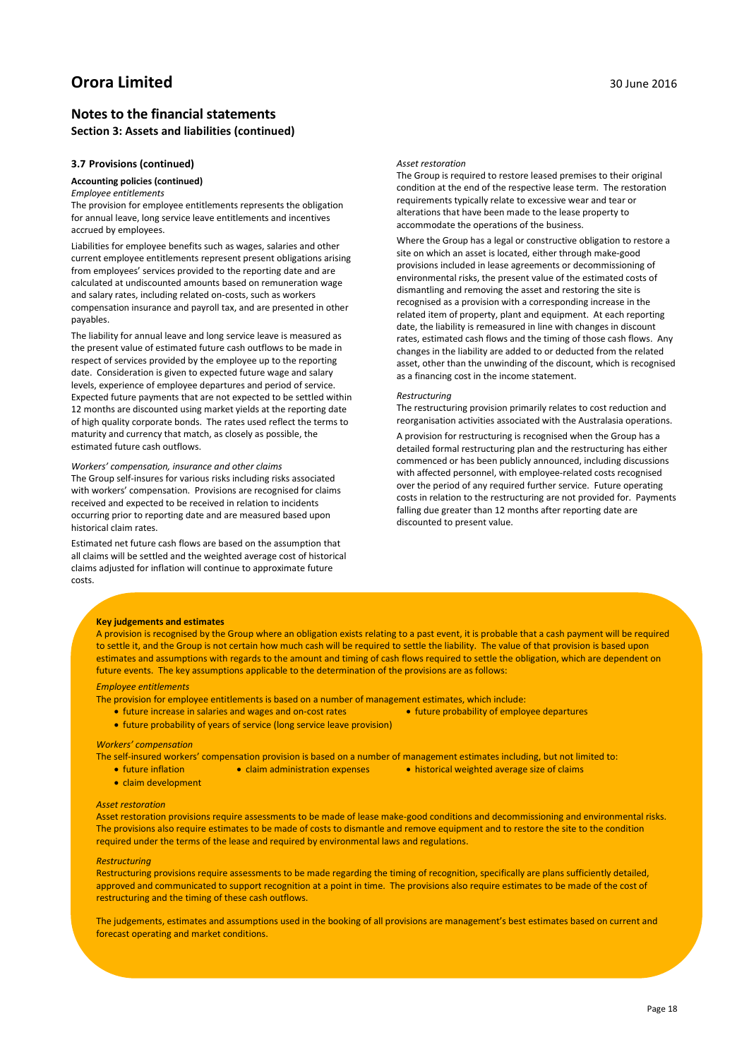## Notes to the financial statements

### Section 3: Assets and liabilities (continued)

#### 3.7 Provisions (continued)

**Accounting policies (continued)**

*Employee entitlements*

The provision for employee entitlements represents the obligation for annual leave, long service leave entitlements and incentives accrued by employees.

Liabilities for employee benefits such as wages, salaries and other current employee entitlements represent present obligations arising from employees' services provided to the reporting date and are calculated at undiscounted amounts based on remuneration wage and salary rates, including related on-costs, such as workers compensation insurance and payroll tax, and are presented in other payables.

The liability for annual leave and long service leave is measured as the present value of estimated future cash outflows to be made in respect of services provided by the employee up to the reporting date. Consideration is given to expected future wage and salary levels, experience of employee departures and period of service. Expected future payments that are not expected to be settled within 12 months are discounted using market yields at the reporting date of high quality corporate bonds. The rates used reflect the terms to maturity and currency that match, as closely as possible, the estimated future cash outflows.

*Workers' compensation, insurance and other claims*

The Group self-insures for various risks including risks associated with workers' compensation. Provisions are recognised for claims received and expected to be received in relation to incidents occurring prior to reporting date and are measured based upon historical claim rates.

Estimated net future cash flows are based on the assumption that all claims will be settled and the weighted average cost of historical claims adjusted for inflation will continue to approximate future costs.

*Asset restoration*

The Group is required to restore leased premises to their original condition at the end of the respective lease term. The restoration requirements typically relate to excessive wear and tear or alterations that have been made to the lease property to accommodate the operations of the business.

Where the Group has a legal or constructive obligation to restore a site on which an asset is located, either through make-good provisions included in lease agreements or decommissioning of environmental risks, the present value of the estimated costs of dismantling and removing the asset and restoring the site is recognised as a provision with a corresponding increase in the related item of property, plant and equipment. At each reporting date, the liability is remeasured in line with changes in discount rates, estimated cash flows and the timing of those cash flows. Any changes in the liability are added to or deducted from the related asset, other than the unwinding of the discount, which is recognised as a financing cost in the income statement.

*Restructuring*

The restructuring provision primarily relates to cost reduction and reorganisation activities associated with the Australasia operations.

A provision for restructuring is recognised when the Group has a detailed formal restructuring plan and the restructuring has either commenced or has been publicly announced, including discussions with affected personnel, with employee-related costs recognised over the period of any required further service. Future operating costs in relation to the restructuring are not provided for. Payments falling due greater than 12 months after reporting date are discounted to present value.

**Key judgements and estimates**

A provision is recognised by the Group where an obligation exists relating to a past event, it is probable that a cash payment will be required to settle it, and the Group is not certain how much cash will be required to settle the liability. The value of that provision is based upon estimates and assumptions with regards to the amount and timing of cash flows required to settle the obligation, which are dependent on future events. The key assumptions applicable to the determination of the provisions are as follows:

*Employee entitlements*

The provision for employee entitlements is based on a number of management estimates, which include:

- future increase in salaries and wages and on-cost rates
- future probability of employee departures
- future probability of years of service (long service leave provision)

*Workers' compensation*

The self-insured workers' compensation provision is based on a number of management estimates including, but not limited to:

- future inflation
- claim administration expenses
- historical weighted average size of claims
- claim development

*Asset restoration*

Asset restoration provisions require assessments to be made of lease make-good conditions and decommissioning and environmental risks. The provisions also require estimates to be made of costs to dismantle and remove equipment and to restore the site to the condition required under the terms of the lease and required by environmental laws and regulations.

*Restructuring*

Restructuring provisions require assessments to be made regarding the timing of recognition, specifically are plans sufficiently detailed, approved and communicated to support recognition at a point in time. The provisions also require estimates to be made of the cost of restructuring and the timing of these cash outflows.

The judgements, estimates and assumptions used in the booking of all provisions are management's best estimates based on current and forecast operating and market conditions.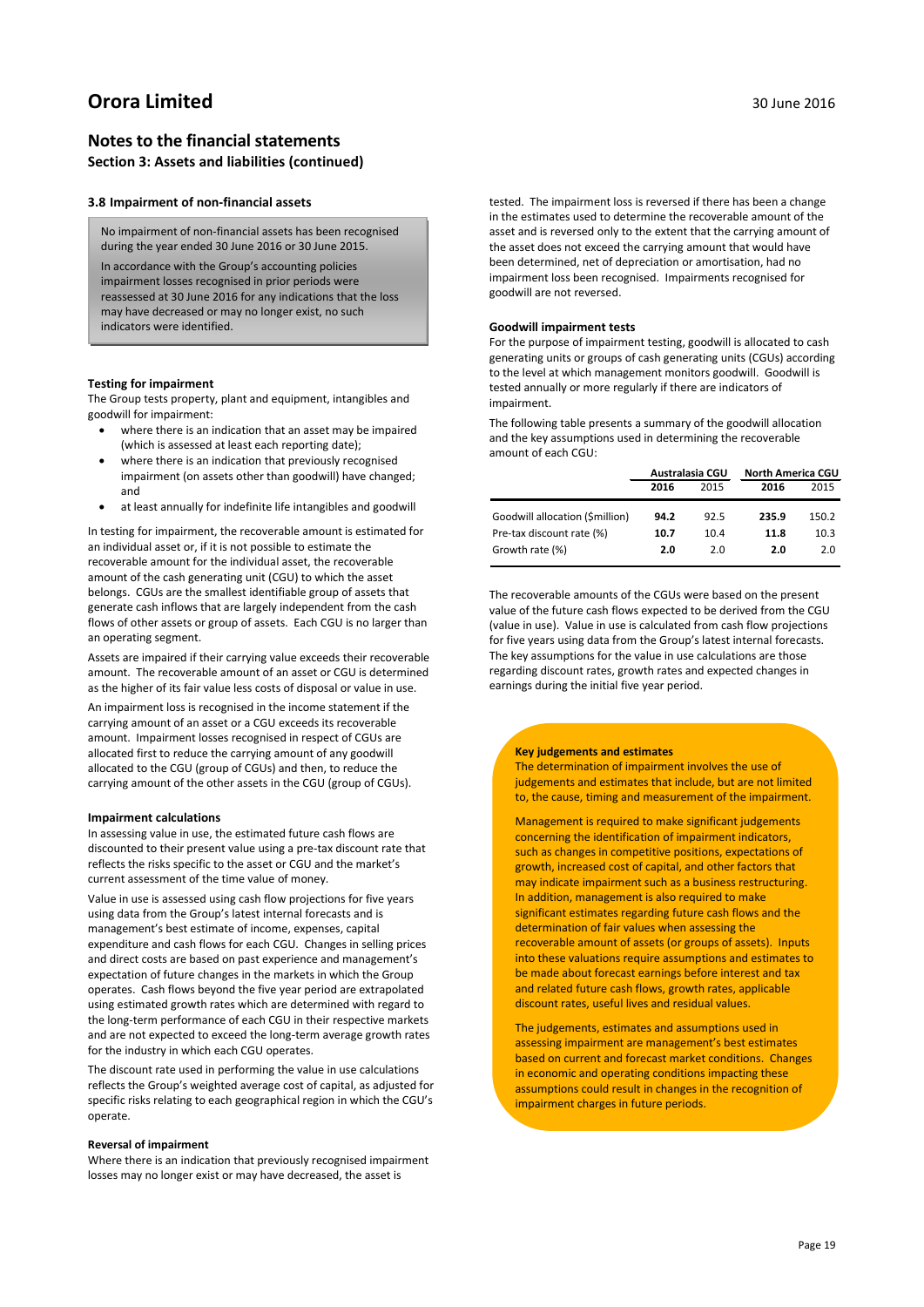# Notes to the financial statements

## Section 3: Assets and liabilities (continued)

### 3.8 Impairment of non-financial assets

No impairment of non-financial assets has been recognised during the year ended 30 June 2016 or 30 June 2015.

In accordance with the Group's accounting policies impairment losses recognised in prior periods were reassessed at 30 June 2016 for any indications that the loss may have decreased or may no longer exist, no such indicators were identified.

**Testing for impairment**

The Group tests property, plant and equipment, intangibles and goodwill for impairment:

- where there is an indication that an asset may be impaired (which is assessed at least each reporting date);
- where there is an indication that previously recognised impairment (on assets other than goodwill) have changed; and
- at least annually for indefinite life intangibles and goodwill

In testing for impairment, the recoverable amount is estimated for an individual asset or, if it is not possible to estimate the recoverable amount for the individual asset, the recoverable amount of the cash generating unit (CGU) to which the asset belongs. CGUs are the smallest identifiable group of assets that generate cash inflows that are largely independent from the cash flows of other assets or group of assets. Each CGU is no larger than an operating segment.

Assets are impaired if their carrying value exceeds their recoverable amount. The recoverable amount of an asset or CGU is determined as the higher of its fair value less costs of disposal or value in use.

An impairment loss is recognised in the income statement if the carrying amount of an asset or a CGU exceeds its recoverable amount. Impairment losses recognised in respect of CGUs are allocated first to reduce the carrying amount of any goodwill allocated to the CGU (group of CGUs) and then, to reduce the carrying amount of the other assets in the CGU (group of CGUs).

**Impairment calculations**

In assessing value in use, the estimated future cash flows are discounted to their present value using a pre-tax discount rate that reflects the risks specific to the asset or CGU and the market's current assessment of the time value of money.

Value in use is assessed using cash flow projections for five years using data from the Group's latest internal forecasts and is management's best estimate of income, expenses, capital expenditure and cash flows for each CGU. Changes in selling prices and direct costs are based on past experience and management's expectation of future changes in the markets in which the Group operates. Cash flows beyond the five year period are extrapolated using estimated growth rates which are determined with regard to the long-term performance of each CGU in their respective markets and are not expected to exceed the long-term average growth rates for the industry in which each CGU operates.

The discount rate used in performing the value in use calculations reflects the Group's weighted average cost of capital, as adjusted for specific risks relating to each geographical region in which the CGU's operate.

**Reversal of impairment**

Where there is an indication that previously recognised impairment losses may no longer exist or may have decreased, the asset is tested. The impairment loss is reversed if there has been a change in the estimates used to determine the recoverable amount of the asset and is reversed only to the extent that the carrying amount of the asset does not exceed the carrying amount that would have been determined, net of depreciation or amortisation, had no impairment loss been recognised. Impairments recognised for goodwill are not reversed.

**Goodwill impairment tests**

For the purpose of impairment testing, goodwill is allocated to cash generating units or groups of cash generating units (CGUs) according to the level at which management monitors goodwill. Goodwill is tested annually or more regularly if there are indicators of impairment.

The following table presents a summary of the goodwill allocation and the key assumptions used in determining the recoverable amount of each CGU:

| | Australasia CGU | | North America CGU | |
|---|---|---|---|---|
| | **2016** | 2015 | **2016** | 2015 |
| Goodwill allocation ($million) | **94.2** | 92.5 | **235.9** | 150.2 |
| Pre-tax discount rate (%) | **10.7** | 10.4 | **11.8** | 10.3 |
| Growth rate (%) | **2.0** | 2.0 | **2.0** | 2.0 |

The recoverable amounts of the CGUs were based on the present value of the future cash flows expected to be derived from the CGU (value in use). Value in use is calculated from cash flow projections for five years using data from the Group's latest internal forecasts. The key assumptions for the value in use calculations are those regarding discount rates, growth rates and expected changes in earnings during the initial five year period.

**Key judgements and estimates**

The determination of impairment involves the use of judgements and estimates that include, but are not limited to, the cause, timing and measurement of the impairment.

Management is required to make significant judgements concerning the identification of impairment indicators, such as changes in competitive positions, expectations of growth, increased cost of capital, and other factors that may indicate impairment such as a business restructuring. In addition, management is also required to make significant estimates regarding future cash flows and the determination of fair values when assessing the recoverable amount of assets (or groups of assets). Inputs into these valuations require assumptions and estimates to be made about forecast earnings before interest and tax and related future cash flows, growth rates, applicable discount rates, useful lives and residual values.

The judgements, estimates and assumptions used in assessing impairment are management's best estimates based on current and forecast market conditions. Changes in economic and operating conditions impacting these assumptions could result in changes in the recognition of impairment charges in future periods.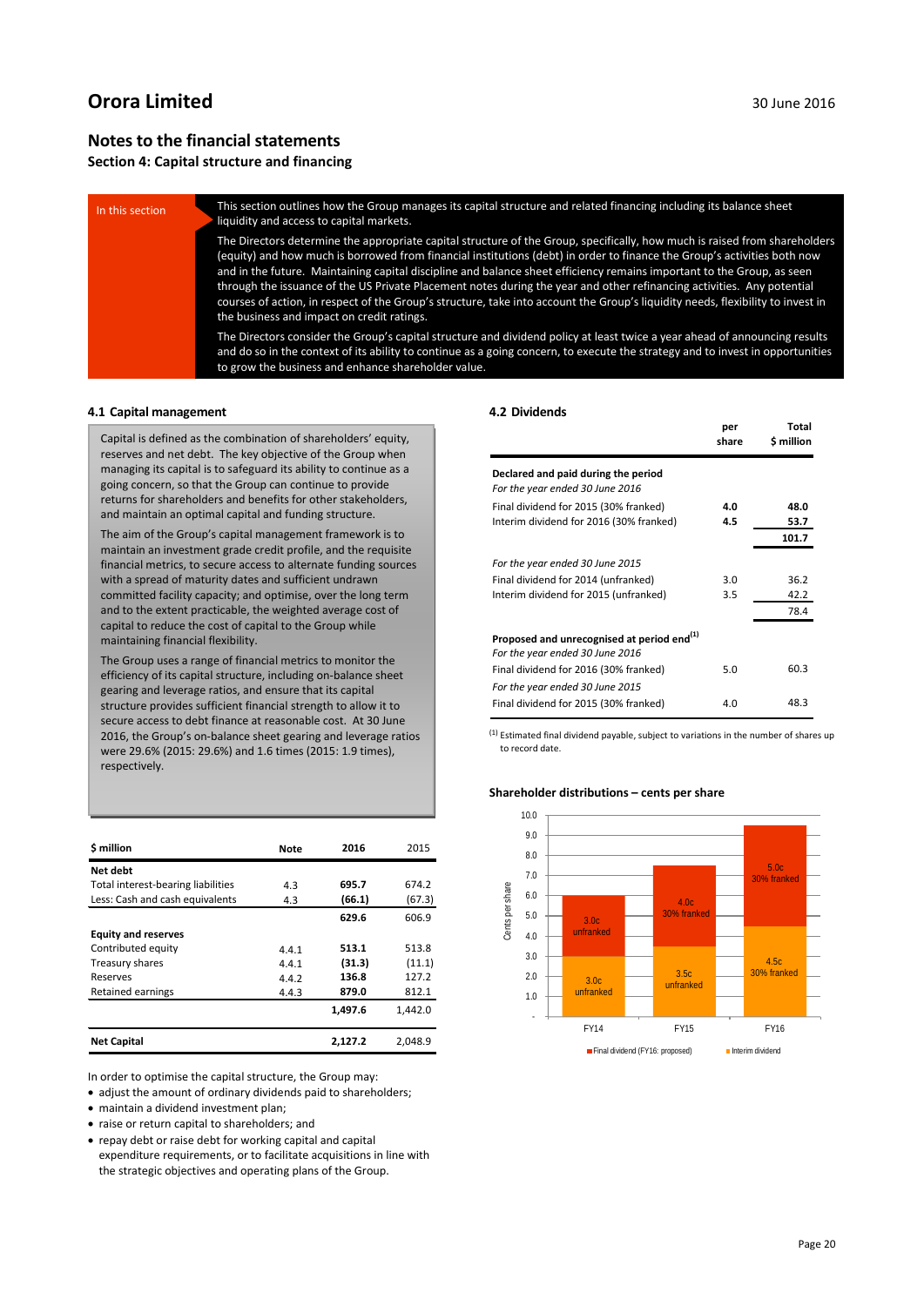# Notes to the financial statements

## Section 4: Capital structure and financing

**In this section**

This section outlines how the Group manages its capital structure and related financing including its balance sheet liquidity and access to capital markets.

The Directors determine the appropriate capital structure of the Group, specifically, how much is raised from shareholders (equity) and how much is borrowed from financial institutions (debt) in order to finance the Group's activities both now and in the future. Maintaining capital discipline and balance sheet efficiency remains important to the Group, as seen through the issuance of the US Private Placement notes during the year and other refinancing activities. Any potential courses of action, in respect of the Group's structure, take into account the Group's liquidity needs, flexibility to invest in the business and impact on credit ratings.

The Directors consider the Group's capital structure and dividend policy at least twice a year ahead of announcing results and do so in the context of its ability to continue as a going concern, to execute the strategy and to invest in opportunities to grow the business and enhance shareholder value.

### 4.1 Capital management

Capital is defined as the combination of shareholders' equity, reserves and net debt. The key objective of the Group when managing its capital is to safeguard its ability to continue as a going concern, so that the Group can continue to provide returns for shareholders and benefits for other stakeholders, and maintain an optimal capital and funding structure.

The aim of the Group's capital management framework is to maintain an investment grade credit profile, and the requisite financial metrics, to secure access to alternate funding sources with a spread of maturity dates and sufficient undrawn committed facility capacity; and optimise, over the long term and to the extent practicable, the weighted average cost of capital to reduce the cost of capital to the Group while maintaining financial flexibility.

The Group uses a range of financial metrics to monitor the efficiency of its capital structure, including on-balance sheet gearing and leverage ratios, and ensure that its capital structure provides sufficient financial strength to allow it to secure access to debt finance at reasonable cost. At 30 June 2016, the Group's on-balance sheet gearing and leverage ratios were 29.6% (2015: 29.6%) and 1.6 times (2015: 1.9 times), respectively.

| $ million | Note | 2016 | 2015 |
|---|---|---|---|
| **Net debt** | | | |
| Total interest-bearing liabilities | 4.3 | **695.7** | 674.2 |
| Less: Cash and cash equivalents | 4.3 | **(66.1)** | (67.3) |
| | | **629.6** | 606.9 |
| **Equity and reserves** | | | |
| Contributed equity | 4.4.1 | **513.1** | 513.8 |
| Treasury shares | 4.4.1 | **(31.3)** | (11.1) |
| Reserves | 4.4.2 | **136.8** | 127.2 |
| Retained earnings | 4.4.3 | **879.0** | 812.1 |
| | | **1,497.6** | 1,442.0 |
| **Net Capital** | | **2,127.2** | 2,048.9 |

In order to optimise the capital structure, the Group may:

- adjust the amount of ordinary dividends paid to shareholders;
- maintain a dividend investment plan;
- raise or return capital to shareholders; and
- repay debt or raise debt for working capital and capital expenditure requirements, or to facilitate acquisitions in line with the strategic objectives and operating plans of the Group.

### 4.2 Dividends

| | per share | Total $ million |
|---|---|---|
| **Declared and paid during the period** | | |
| *For the year ended 30 June 2016* | | |
| Final dividend for 2015 (30% franked) | **4.0** | **48.0** |
| Interim dividend for 2016 (30% franked) | **4.5** | **53.7** |
| | | **101.7** |
| *For the year ended 30 June 2015* | | |
| Final dividend for 2014 (unfranked) | 3.0 | 36.2 |
| Interim dividend for 2015 (unfranked) | 3.5 | 42.2 |
| | | 78.4 |
| **Proposed and unrecognised at period end**[1] | | |
| *For the year ended 30 June 2016* | | |
| Final dividend for 2016 (30% franked) | 5.0 | 60.3 |
| *For the year ended 30 June 2015* | | |
| Final dividend for 2015 (30% franked) | 4.0 | 48.3 |

[1] Estimated final dividend payable, subject to variations in the number of shares up to record date.

**Shareholder distributions – cents per share**

Cents per share

10.0
9.0
8.0
7.0
6.0
5.0
4.0
3.0
2.0
1.0
-

FY14: 3.0c unfranked; 3.0c unfranked

FY15: 3.5c unfranked; 4.0c 30% franked

FY16: 4.5c 30% franked; 5.0c 30% franked

Final dividend (FY16: proposed)
Interim dividend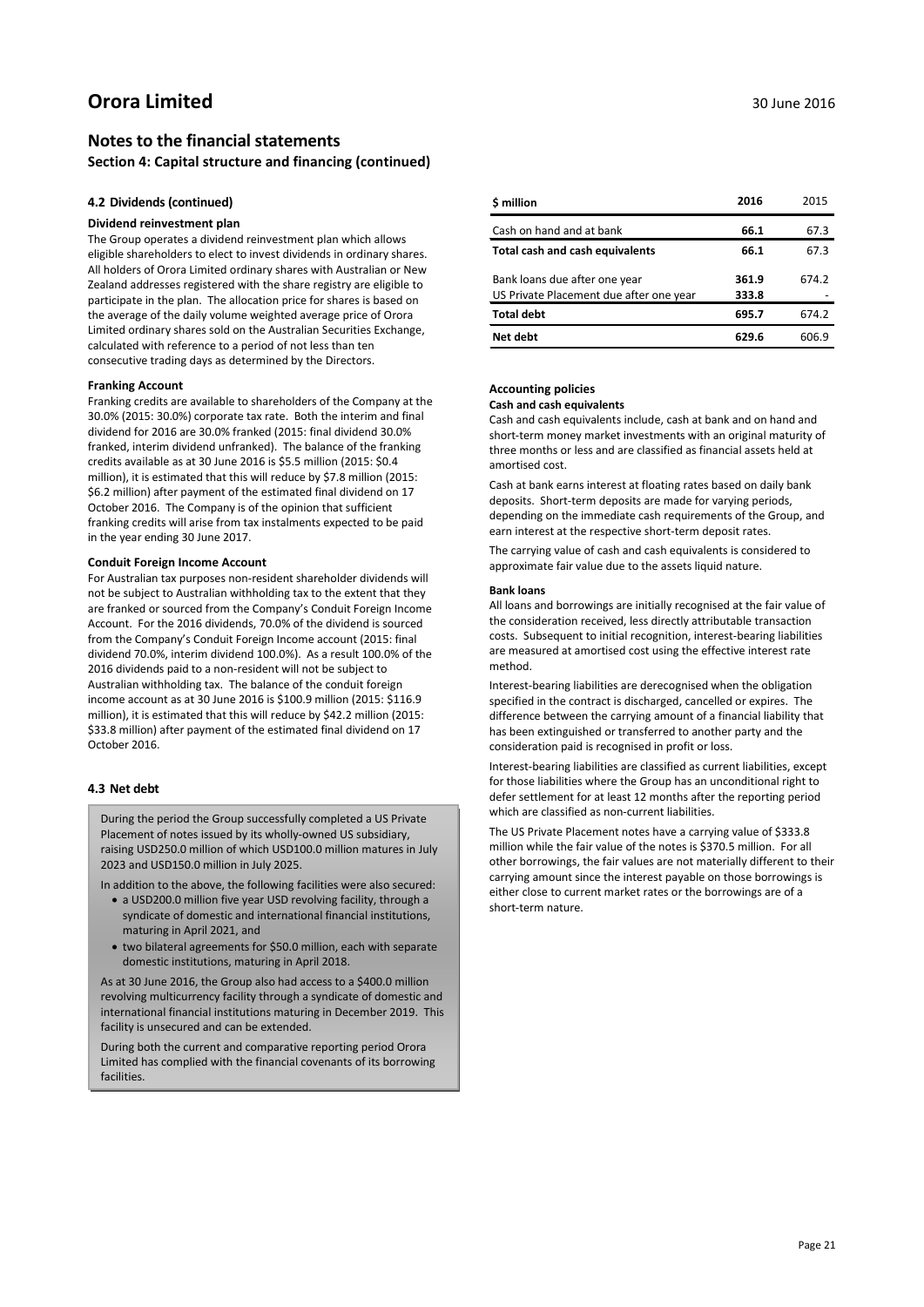# Notes to the financial statements

## Section 4: Capital structure and financing (continued)

### 4.2 Dividends (continued)

**Dividend reinvestment plan**

The Group operates a dividend reinvestment plan which allows eligible shareholders to elect to invest dividends in ordinary shares. All holders of Orora Limited ordinary shares with Australian or New Zealand addresses registered with the share registry are eligible to participate in the plan. The allocation price for shares is based on the average of the daily volume weighted average price of Orora Limited ordinary shares sold on the Australian Securities Exchange, calculated with reference to a period of not less than ten consecutive trading days as determined by the Directors.

**Franking Account**

Franking credits are available to shareholders of the Company at the 30.0% (2015: 30.0%) corporate tax rate. Both the interim and final dividend for 2016 are 30.0% franked (2015: final dividend 30.0% franked, interim dividend unfranked). The balance of the franking credits available as at 30 June 2016 is \$5.5 million (2015: \$0.4 million), it is estimated that this will reduce by \$7.8 million (2015: \$6.2 million) after payment of the estimated final dividend on 17 October 2016. The Company is of the opinion that sufficient franking credits will arise from tax instalments expected to be paid in the year ending 30 June 2017.

**Conduit Foreign Income Account**

For Australian tax purposes non-resident shareholder dividends will not be subject to Australian withholding tax to the extent that they are franked or sourced from the Company's Conduit Foreign Income Account. For the 2016 dividends, 70.0% of the dividend is sourced from the Company's Conduit Foreign Income account (2015: final dividend 70.0%, interim dividend 100.0%). As a result 100.0% of the 2016 dividends paid to a non-resident will not be subject to Australian withholding tax. The balance of the conduit foreign income account as at 30 June 2016 is \$100.9 million (2015: \$116.9 million), it is estimated that this will reduce by \$42.2 million (2015: \$33.8 million) after payment of the estimated final dividend on 17 October 2016.

### 4.3 Net debt

During the period the Group successfully completed a US Private Placement of notes issued by its wholly-owned US subsidiary, raising USD250.0 million of which USD100.0 million matures in July 2023 and USD150.0 million in July 2025.

In addition to the above, the following facilities were also secured:

- a USD200.0 million five year USD revolving facility, through a syndicate of domestic and international financial institutions, maturing in April 2021, and
- two bilateral agreements for \$50.0 million, each with separate domestic institutions, maturing in April 2018.

As at 30 June 2016, the Group also had access to a \$400.0 million revolving multicurrency facility through a syndicate of domestic and international financial institutions maturing in December 2019. This facility is unsecured and can be extended.

During both the current and comparative reporting period Orora Limited has complied with the financial covenants of its borrowing facilities.

| \$ million | 2016 | 2015 |
|---|---|---|
| Cash on hand and at bank | **66.1** | 67.3 |
| **Total cash and cash equivalents** | **66.1** | 67.3 |
| Bank loans due after one year | **361.9** | 674.2 |
| US Private Placement due after one year | **333.8** | - |
| **Total debt** | **695.7** | 674.2 |
| **Net debt** | **629.6** | 606.9 |

**Accounting policies**

**Cash and cash equivalents**

Cash and cash equivalents include, cash at bank and on hand and short-term money market investments with an original maturity of three months or less and are classified as financial assets held at amortised cost.

Cash at bank earns interest at floating rates based on daily bank deposits. Short-term deposits are made for varying periods, depending on the immediate cash requirements of the Group, and earn interest at the respective short-term deposit rates.

The carrying value of cash and cash equivalents is considered to approximate fair value due to the assets liquid nature.

**Bank loans**

All loans and borrowings are initially recognised at the fair value of the consideration received, less directly attributable transaction costs. Subsequent to initial recognition, interest-bearing liabilities are measured at amortised cost using the effective interest rate method.

Interest-bearing liabilities are derecognised when the obligation specified in the contract is discharged, cancelled or expires. The difference between the carrying amount of a financial liability that has been extinguished or transferred to another party and the consideration paid is recognised in profit or loss.

Interest-bearing liabilities are classified as current liabilities, except for those liabilities where the Group has an unconditional right to defer settlement for at least 12 months after the reporting period which are classified as non-current liabilities.

The US Private Placement notes have a carrying value of \$333.8 million while the fair value of the notes is \$370.5 million. For all other borrowings, the fair values are not materially different to their carrying amount since the interest payable on those borrowings is either close to current market rates or the borrowings are of a short-term nature.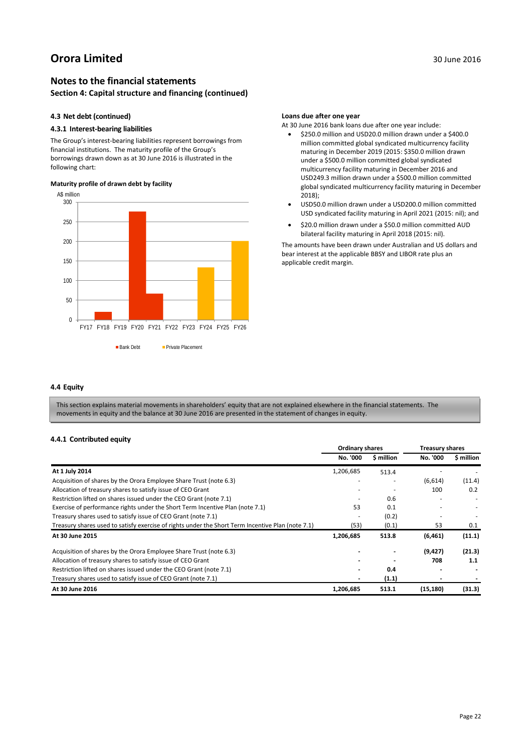## Notes to the financial statements

### Section 4: Capital structure and financing (continued)

#### 4.3 Net debt (continued)

#### 4.3.1 Interest-bearing liabilities

The Group's interest-bearing liabilities represent borrowings from financial institutions. The maturity profile of the Group's borrowings drawn down as at 30 June 2016 is illustrated in the following chart:

**Maturity profile of drawn debt by facility**

A$ million

300
250
200
150
100
50
0

FY17 FY18 FY19 FY20 FY21 FY22 FY23 FY24 FY25 FY26

Bank Debt
Private Placement

**Loans due after one year**

At 30 June 2016 bank loans due after one year include:

- $250.0 million and USD20.0 million drawn under a $400.0 million committed global syndicated multicurrency facility maturing in December 2019 (2015: $350.0 million drawn under a $500.0 million committed global syndicated multicurrency facility maturing in December 2016 and USD249.3 million drawn under a $500.0 million committed global syndicated multicurrency facility maturing in December 2018);
- USD50.0 million drawn under a USD200.0 million committed USD syndicated facility maturing in April 2021 (2015: nil); and
- $20.0 million drawn under a $50.0 million committed AUD bilateral facility maturing in April 2018 (2015: nil).

The amounts have been drawn under Australian and US dollars and bear interest at the applicable BBSY and LIBOR rate plus an applicable credit margin.

#### 4.4 Equity

This section explains material movements in shareholders' equity that are not explained elsewhere in the financial statements. The movements in equity and the balance at 30 June 2016 are presented in the statement of changes in equity.

#### 4.4.1 Contributed equity

| | Ordinary shares | | Treasury shares | |
|---|---|---|---|---|
| | No. '000 | $ million | No. '000 | $ million |
| **At 1 July 2014** | 1,206,685 | 513.4 | - | - |
| Acquisition of shares by the Orora Employee Share Trust (note 6.3) | - | - | (6,614) | (11.4) |
| Allocation of treasury shares to satisfy issue of CEO Grant | - | - | 100 | 0.2 |
| Restriction lifted on shares issued under the CEO Grant (note 7.1) | - | 0.6 | - | - |
| Exercise of performance rights under the Short Term Incentive Plan (note 7.1) | 53 | 0.1 | - | - |
| Treasury shares used to satisfy issue of CEO Grant (note 7.1) | - | (0.2) | - | - |
| Treasury shares used to satisfy exercise of rights under the Short Term Incentive Plan (note 7.1) | (53) | (0.1) | 53 | 0.1 |
| **At 30 June 2015** | **1,206,685** | **513.8** | **(6,461)** | **(11.1)** |
| Acquisition of shares by the Orora Employee Share Trust (note 6.3) | **-** | **-** | **(9,427)** | **(21.3)** |
| Allocation of treasury shares to satisfy issue of CEO Grant | **-** | **-** | **708** | **1.1** |
| Restriction lifted on shares issued under the CEO Grant (note 7.1) | **-** | **0.4** | **-** | **-** |
| Treasury shares used to satisfy issue of CEO Grant (note 7.1) | **-** | **(1.1)** | **-** | **-** |
| **At 30 June 2016** | **1,206,685** | **513.1** | **(15,180)** | **(31.3)** |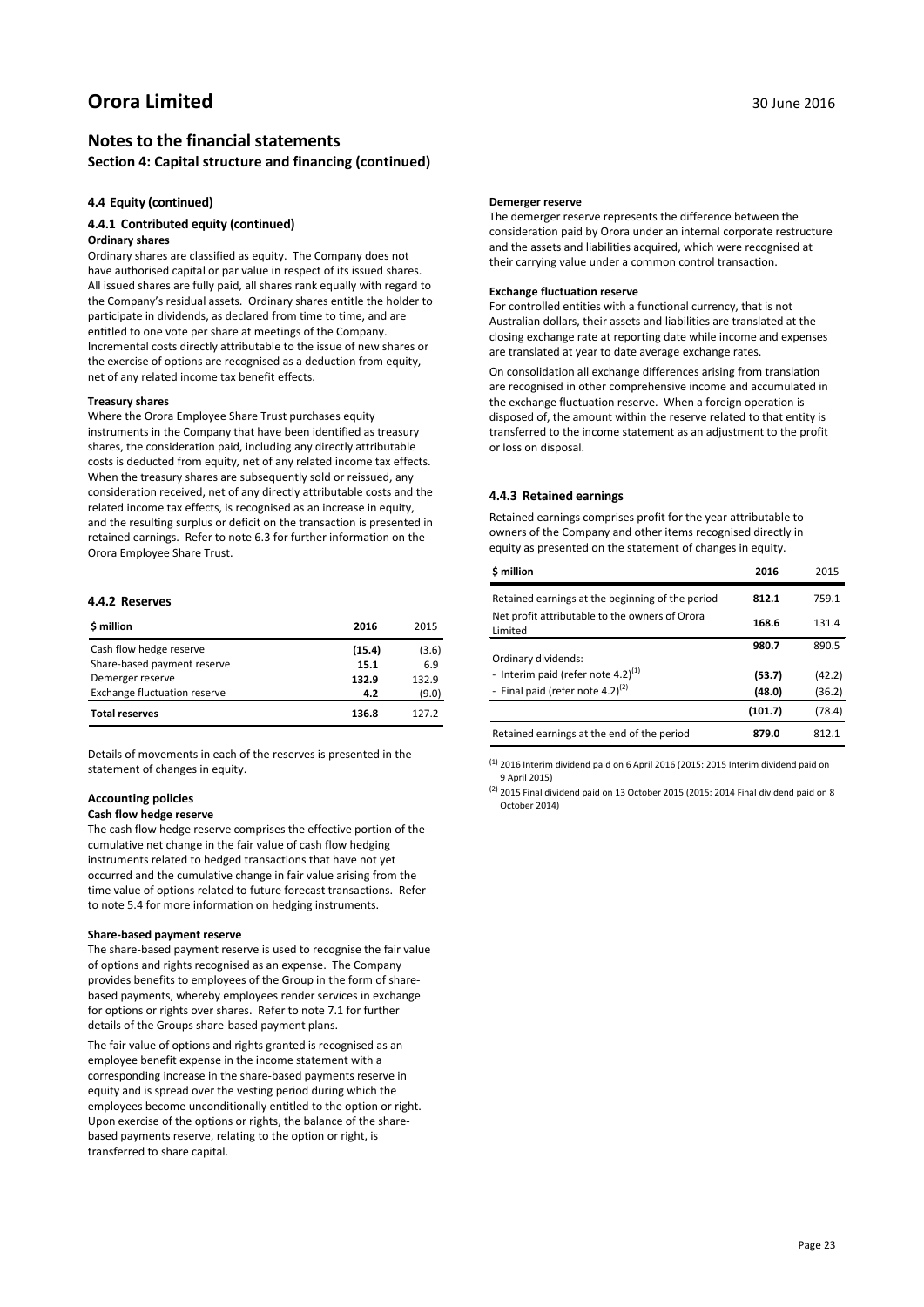## Notes to the financial statements

### Section 4: Capital structure and financing (continued)

#### 4.4 Equity (continued)

#### 4.4.1 Contributed equity (continued)

**Ordinary shares**

Ordinary shares are classified as equity. The Company does not have authorised capital or par value in respect of its issued shares. All issued shares are fully paid, all shares rank equally with regard to the Company's residual assets. Ordinary shares entitle the holder to participate in dividends, as declared from time to time, and are entitled to one vote per share at meetings of the Company. Incremental costs directly attributable to the issue of new shares or the exercise of options are recognised as a deduction from equity, net of any related income tax benefit effects.

**Treasury shares**

Where the Orora Employee Share Trust purchases equity instruments in the Company that have been identified as treasury shares, the consideration paid, including any directly attributable costs is deducted from equity, net of any related income tax effects. When the treasury shares are subsequently sold or reissued, any consideration received, net of any directly attributable costs and the related income tax effects, is recognised as an increase in equity, and the resulting surplus or deficit on the transaction is presented in retained earnings. Refer to note 6.3 for further information on the Orora Employee Share Trust.

#### 4.4.2 Reserves

| $ million | 2016 | 2015 |
|---|---|---|
| Cash flow hedge reserve | **(15.4)** | (3.6) |
| Share-based payment reserve | **15.1** | 6.9 |
| Demerger reserve | **132.9** | 132.9 |
| Exchange fluctuation reserve | **4.2** | (9.0) |
| **Total reserves** | **136.8** | 127.2 |

Details of movements in each of the reserves is presented in the statement of changes in equity.

**Accounting policies**

**Cash flow hedge reserve**

The cash flow hedge reserve comprises the effective portion of the cumulative net change in the fair value of cash flow hedging instruments related to hedged transactions that have not yet occurred and the cumulative change in fair value arising from the time value of options related to future forecast transactions. Refer to note 5.4 for more information on hedging instruments.

**Share-based payment reserve**

The share-based payment reserve is used to recognise the fair value of options and rights recognised as an expense. The Company provides benefits to employees of the Group in the form of share-based payments, whereby employees render services in exchange for options or rights over shares. Refer to note 7.1 for further details of the Groups share-based payment plans.

The fair value of options and rights granted is recognised as an employee benefit expense in the income statement with a corresponding increase in the share-based payments reserve in equity and is spread over the vesting period during which the employees become unconditionally entitled to the option or right. Upon exercise of the options or rights, the balance of the share-based payments reserve, relating to the option or right, is transferred to share capital.

**Demerger reserve**

The demerger reserve represents the difference between the consideration paid by Orora under an internal corporate restructure and the assets and liabilities acquired, which were recognised at their carrying value under a common control transaction.

**Exchange fluctuation reserve**

For controlled entities with a functional currency, that is not Australian dollars, their assets and liabilities are translated at the closing exchange rate at reporting date while income and expenses are translated at year to date average exchange rates.

On consolidation all exchange differences arising from translation are recognised in other comprehensive income and accumulated in the exchange fluctuation reserve. When a foreign operation is disposed of, the amount within the reserve related to that entity is transferred to the income statement as an adjustment to the profit or loss on disposal.

#### 4.4.3 Retained earnings

Retained earnings comprises profit for the year attributable to owners of the Company and other items recognised directly in equity as presented on the statement of changes in equity.

| $ million | 2016 | 2015 |
|---|---|---|
| Retained earnings at the beginning of the period | **812.1** | 759.1 |
| Net profit attributable to the owners of Orora Limited | **168.6** | 131.4 |
| | **980.7** | 890.5 |
| Ordinary dividends: | | |
| - Interim paid (refer note 4.2)[1] | **(53.7)** | (42.2) |
| - Final paid (refer note 4.2)[2] | **(48.0)** | (36.2) |
| | **(101.7)** | (78.4) |
| Retained earnings at the end of the period | **879.0** | 812.1 |

[1] 2016 Interim dividend paid on 6 April 2016 (2015: 2015 Interim dividend paid on 9 April 2015)

[2] 2015 Final dividend paid on 13 October 2015 (2015: 2014 Final dividend paid on 8 October 2014)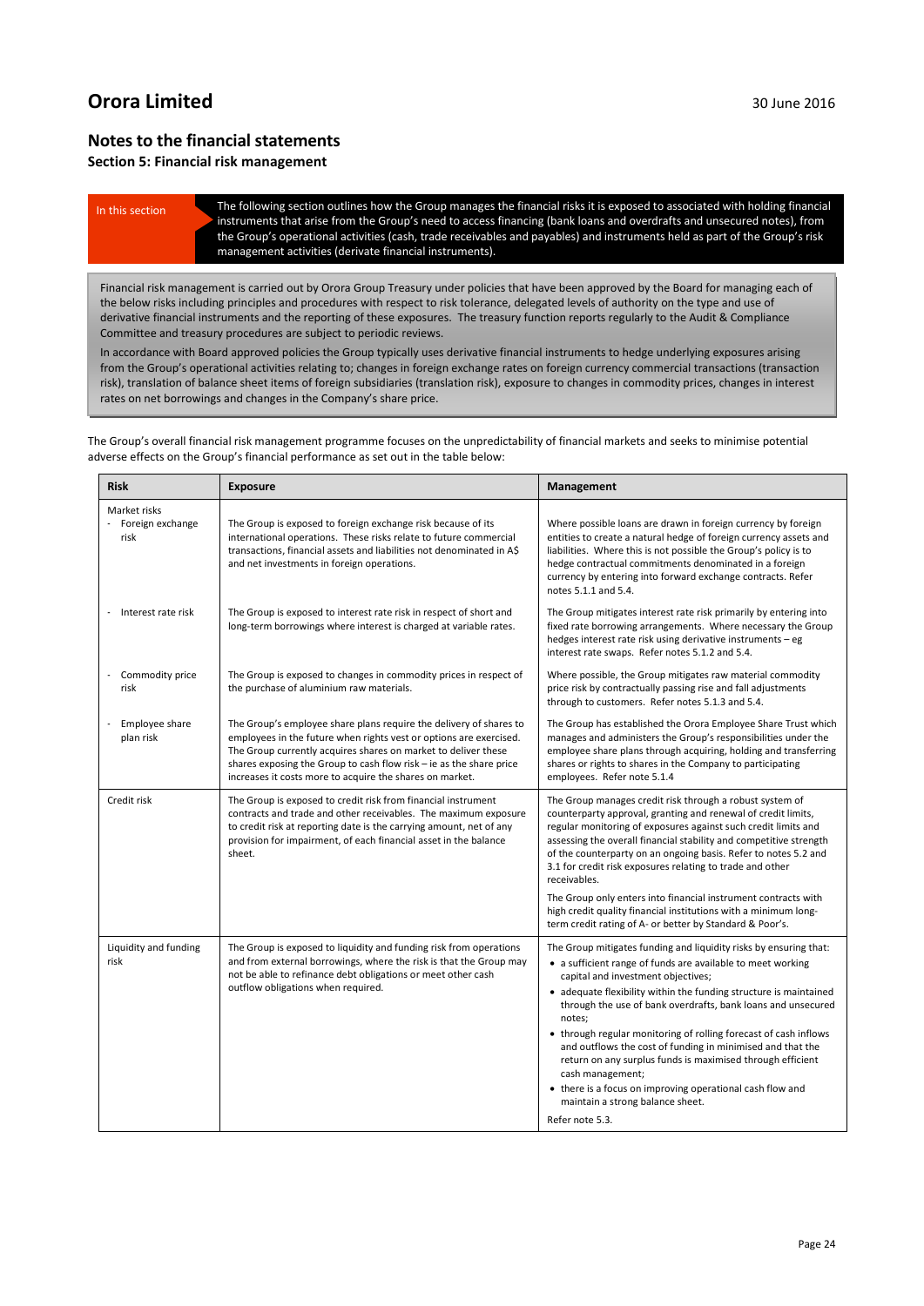# Orora Limited

30 June 2016

## Notes to the financial statements

### Section 5: Financial risk management

**In this section**

The following section outlines how the Group manages the financial risks it is exposed to associated with holding financial instruments that arise from the Group's need to access financing (bank loans and overdrafts and unsecured notes), from the Group's operational activities (cash, trade receivables and payables) and instruments held as part of the Group's risk management activities (derivate financial instruments).

Financial risk management is carried out by Orora Group Treasury under policies that have been approved by the Board for managing each of the below risks including principles and procedures with respect to risk tolerance, delegated levels of authority on the type and use of derivative financial instruments and the reporting of these exposures. The treasury function reports regularly to the Audit & Compliance Committee and treasury procedures are subject to periodic reviews.

In accordance with Board approved policies the Group typically uses derivative financial instruments to hedge underlying exposures arising from the Group's operational activities relating to; changes in foreign exchange rates on foreign currency commercial transactions (transaction risk), translation of balance sheet items of foreign subsidiaries (translation risk), exposure to changes in commodity prices, changes in interest rates on net borrowings and changes in the Company's share price.

The Group's overall financial risk management programme focuses on the unpredictability of financial markets and seeks to minimise potential adverse effects on the Group's financial performance as set out in the table below:

| Risk | Exposure | Management |
|---|---|---|
| Market risks<br>- Foreign exchange risk | The Group is exposed to foreign exchange risk because of its international operations. These risks relate to future commercial transactions, financial assets and liabilities not denominated in A$ and net investments in foreign operations. | Where possible loans are drawn in foreign currency by foreign entities to create a natural hedge of foreign currency assets and liabilities. Where this is not possible the Group's policy is to hedge contractual commitments denominated in a foreign currency by entering into forward exchange contracts. Refer notes 5.1.1 and 5.4. |
| - Interest rate risk | The Group is exposed to interest rate risk in respect of short and long-term borrowings where interest is charged at variable rates. | The Group mitigates interest rate risk primarily by entering into fixed rate borrowing arrangements. Where necessary the Group hedges interest rate risk using derivative instruments – eg interest rate swaps. Refer notes 5.1.2 and 5.4. |
| - Commodity price risk | The Group is exposed to changes in commodity prices in respect of the purchase of aluminium raw materials. | Where possible, the Group mitigates raw material commodity price risk by contractually passing rise and fall adjustments through to customers. Refer notes 5.1.3 and 5.4. |
| - Employee share plan risk | The Group's employee share plans require the delivery of shares to employees in the future when rights vest or options are exercised. The Group currently acquires shares on market to deliver these shares exposing the Group to cash flow risk – ie as the share price increases it costs more to acquire the shares on market. | The Group has established the Orora Employee Share Trust which manages and administers the Group's responsibilities under the employee share plans through acquiring, holding and transferring shares or rights to shares in the Company to participating employees. Refer note 5.1.4 |
| Credit risk | The Group is exposed to credit risk from financial instrument contracts and trade and other receivables. The maximum exposure to credit risk at reporting date is the carrying amount, net of any provision for impairment, of each financial asset in the balance sheet. | The Group manages credit risk through a robust system of counterparty approval, granting and renewal of credit limits, regular monitoring of exposures against such credit limits and assessing the overall financial stability and competitive strength of the counterparty on an ongoing basis. Refer to notes 5.2 and 3.1 for credit risk exposures relating to trade and other receivables.<br><br>The Group only enters into financial instrument contracts with high credit quality financial institutions with a minimum long-term credit rating of A- or better by Standard & Poor's. |
| Liquidity and funding risk | The Group is exposed to liquidity and funding risk from operations and from external borrowings, where the risk is that the Group may not be able to refinance debt obligations or meet other cash outflow obligations when required. | The Group mitigates funding and liquidity risks by ensuring that:<br>• a sufficient range of funds are available to meet working capital and investment objectives;<br>• adequate flexibility within the funding structure is maintained through the use of bank overdrafts, bank loans and unsecured notes;<br>• through regular monitoring of rolling forecast of cash inflows and outflows the cost of funding in minimised and that the return on any surplus funds is maximised through efficient cash management;<br>• there is a focus on improving operational cash flow and maintain a strong balance sheet.<br><br>Refer note 5.3. |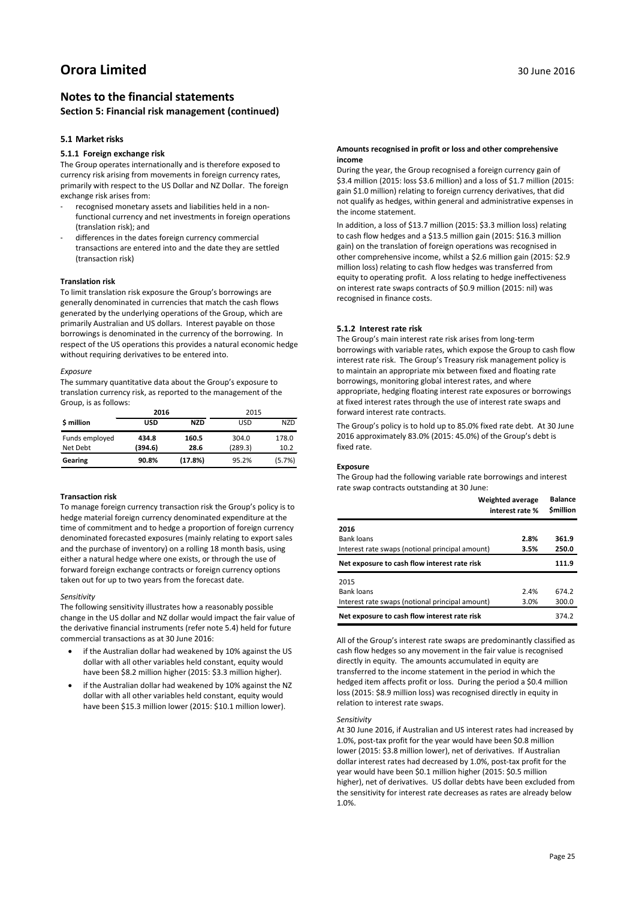# Notes to the financial statements

## Section 5: Financial risk management (continued)

### 5.1 Market risks

#### 5.1.1 Foreign exchange risk

The Group operates internationally and is therefore exposed to currency risk arising from movements in foreign currency rates, primarily with respect to the US Dollar and NZ Dollar. The foreign exchange risk arises from:

- recognised monetary assets and liabilities held in a non-functional currency and net investments in foreign operations (translation risk); and
- differences in the dates foreign currency commercial transactions are entered into and the date they are settled (transaction risk)

**Translation risk**

To limit translation risk exposure the Group's borrowings are generally denominated in currencies that match the cash flows generated by the underlying operations of the Group, which are primarily Australian and US dollars. Interest payable on those borrowings is denominated in the currency of the borrowing. In respect of the US operations this provides a natural economic hedge without requiring derivatives to be entered into.

*Exposure*

The summary quantitative data about the Group's exposure to translation currency risk, as reported to the management of the Group, is as follows:

| | **2016** | | 2015 | |
|---|---|---|---|---|
| **\$ million** | **USD** | **NZD** | USD | NZD |
| Funds employed | **434.8** | **160.5** | 304.0 | 178.0 |
| Net Debt | **(394.6)** | **28.6** | (289.3) | 10.2 |
| **Gearing** | **90.8%** | **(17.8%)** | 95.2% | (5.7%) |

**Transaction risk**

To manage foreign currency transaction risk the Group's policy is to hedge material foreign currency denominated expenditure at the time of commitment and to hedge a proportion of foreign currency denominated forecasted exposures (mainly relating to export sales and the purchase of inventory) on a rolling 18 month basis, using either a natural hedge where one exists, or through the use of forward foreign exchange contracts or foreign currency options taken out for up to two years from the forecast date.

*Sensitivity*

The following sensitivity illustrates how a reasonably possible change in the US dollar and NZ dollar would impact the fair value of the derivative financial instruments (refer note 5.4) held for future commercial transactions as at 30 June 2016:

- if the Australian dollar had weakened by 10% against the US dollar with all other variables held constant, equity would have been \$8.2 million higher (2015: \$3.3 million higher).
- if the Australian dollar had weakened by 10% against the NZ dollar with all other variables held constant, equity would have been \$15.3 million lower (2015: \$10.1 million lower).

**Amounts recognised in profit or loss and other comprehensive income**

During the year, the Group recognised a foreign currency gain of \$3.4 million (2015: loss \$3.6 million) and a loss of \$1.7 million (2015: gain \$1.0 million) relating to foreign currency derivatives, that did not qualify as hedges, within general and administrative expenses in the income statement.

In addition, a loss of \$13.7 million (2015: \$3.3 million loss) relating to cash flow hedges and a \$13.5 million gain (2015: \$16.3 million gain) on the translation of foreign operations was recognised in other comprehensive income, whilst a \$2.6 million gain (2015: \$2.9 million loss) relating to cash flow hedges was transferred from equity to operating profit. A loss relating to hedge ineffectiveness on interest rate swaps contracts of \$0.9 million (2015: nil) was recognised in finance costs.

#### 5.1.2 Interest rate risk

The Group's main interest rate risk arises from long-term borrowings with variable rates, which expose the Group to cash flow interest rate risk. The Group's Treasury risk management policy is to maintain an appropriate mix between fixed and floating rate borrowings, monitoring global interest rates, and where appropriate, hedging floating interest rate exposures or borrowings at fixed interest rates through the use of interest rate swaps and forward interest rate contracts.

The Group's policy is to hold up to 85.0% fixed rate debt. At 30 June 2016 approximately 83.0% (2015: 45.0%) of the Group's debt is fixed rate.

**Exposure**

The Group had the following variable rate borrowings and interest rate swap contracts outstanding at 30 June:

| | **Weighted average interest rate %** | **Balance \$million** |
|---|---|---|
| **2016** | | |
| Bank loans | **2.8%** | **361.9** |
| Interest rate swaps (notional principal amount) | **3.5%** | **250.0** |
| **Net exposure to cash flow interest rate risk** | | **111.9** |
| 2015 | | |
| Bank loans | 2.4% | 674.2 |
| Interest rate swaps (notional principal amount) | 3.0% | 300.0 |
| **Net exposure to cash flow interest rate risk** | | 374.2 |

All of the Group's interest rate swaps are predominantly classified as cash flow hedges so any movement in the fair value is recognised directly in equity. The amounts accumulated in equity are transferred to the income statement in the period in which the hedged item affects profit or loss. During the period a \$0.4 million loss (2015: \$8.9 million loss) was recognised directly in equity in relation to interest rate swaps.

*Sensitivity*

At 30 June 2016, if Australian and US interest rates had increased by 1.0%, post-tax profit for the year would have been \$0.8 million lower (2015: \$3.8 million lower), net of derivatives. If Australian dollar interest rates had decreased by 1.0%, post-tax profit for the year would have been \$0.1 million higher (2015: \$0.5 million higher), net of derivatives. US dollar debts have been excluded from the sensitivity for interest rate decreases as rates are already below 1.0%.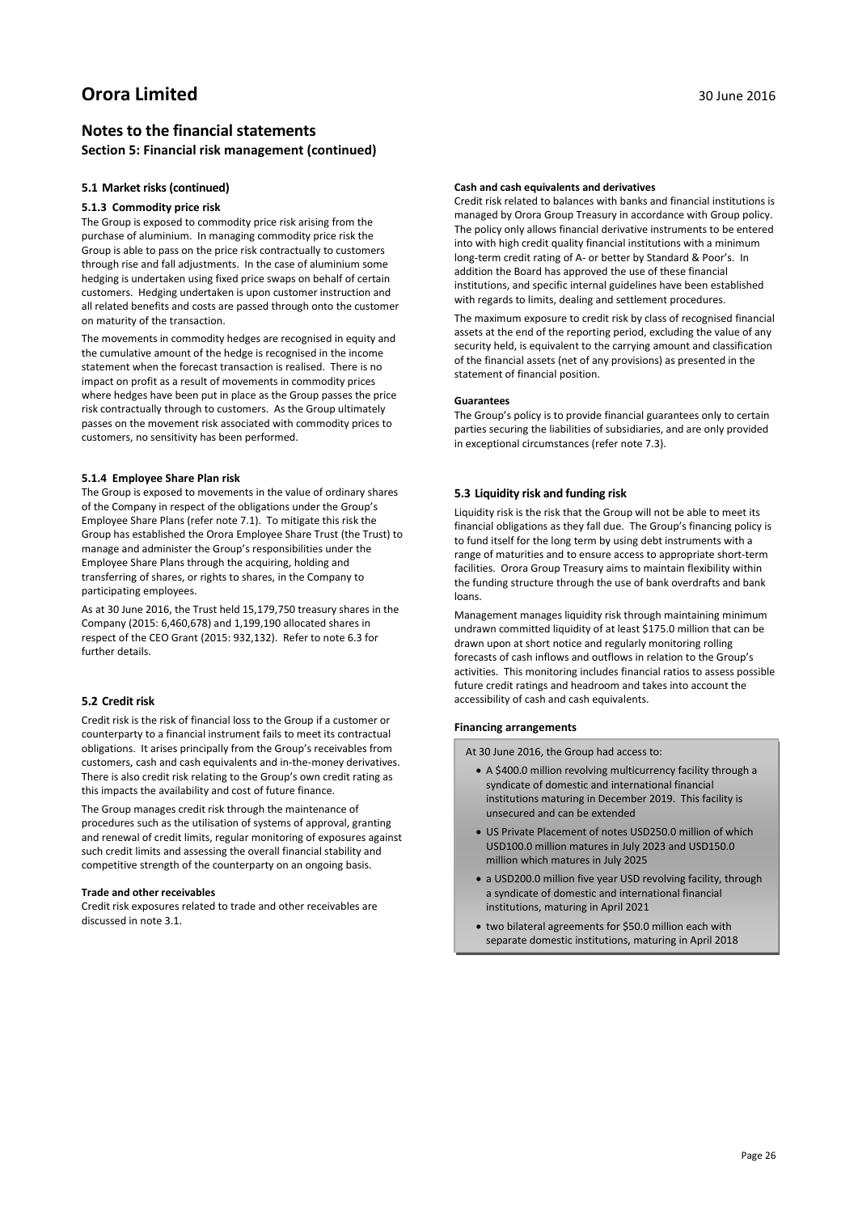## Notes to the financial statements

### Section 5: Financial risk management (continued)

#### 5.1 Market risks (continued)

##### 5.1.3 Commodity price risk

The Group is exposed to commodity price risk arising from the purchase of aluminium. In managing commodity price risk the Group is able to pass on the price risk contractually to customers through rise and fall adjustments. In the case of aluminium some hedging is undertaken using fixed price swaps on behalf of certain customers. Hedging undertaken is upon customer instruction and all related benefits and costs are passed through onto the customer on maturity of the transaction.

The movements in commodity hedges are recognised in equity and the cumulative amount of the hedge is recognised in the income statement when the forecast transaction is realised. There is no impact on profit as a result of movements in commodity prices where hedges have been put in place as the Group passes the price risk contractually through to customers. As the Group ultimately passes on the movement risk associated with commodity prices to customers, no sensitivity has been performed.

##### 5.1.4 Employee Share Plan risk

The Group is exposed to movements in the value of ordinary shares of the Company in respect of the obligations under the Group's Employee Share Plans (refer note 7.1). To mitigate this risk the Group has established the Orora Employee Share Trust (the Trust) to manage and administer the Group's responsibilities under the Employee Share Plans through the acquiring, holding and transferring of shares, or rights to shares, in the Company to participating employees.

As at 30 June 2016, the Trust held 15,179,750 treasury shares in the Company (2015: 6,460,678) and 1,199,190 allocated shares in respect of the CEO Grant (2015: 932,132). Refer to note 6.3 for further details.

#### 5.2 Credit risk

Credit risk is the risk of financial loss to the Group if a customer or counterparty to a financial instrument fails to meet its contractual obligations. It arises principally from the Group's receivables from customers, cash and cash equivalents and in-the-money derivatives. There is also credit risk relating to the Group's own credit rating as this impacts the availability and cost of future finance.

The Group manages credit risk through the maintenance of procedures such as the utilisation of systems of approval, granting and renewal of credit limits, regular monitoring of exposures against such credit limits and assessing the overall financial stability and competitive strength of the counterparty on an ongoing basis.

**Trade and other receivables**

Credit risk exposures related to trade and other receivables are discussed in note 3.1.

**Cash and cash equivalents and derivatives**

Credit risk related to balances with banks and financial institutions is managed by Orora Group Treasury in accordance with Group policy. The policy only allows financial derivative instruments to be entered into with high credit quality financial institutions with a minimum long-term credit rating of A- or better by Standard & Poor's. In addition the Board has approved the use of these financial institutions, and specific internal guidelines have been established with regards to limits, dealing and settlement procedures.

The maximum exposure to credit risk by class of recognised financial assets at the end of the reporting period, excluding the value of any security held, is equivalent to the carrying amount and classification of the financial assets (net of any provisions) as presented in the statement of financial position.

**Guarantees**

The Group's policy is to provide financial guarantees only to certain parties securing the liabilities of subsidiaries, and are only provided in exceptional circumstances (refer note 7.3).

#### 5.3 Liquidity risk and funding risk

Liquidity risk is the risk that the Group will not be able to meet its financial obligations as they fall due. The Group's financing policy is to fund itself for the long term by using debt instruments with a range of maturities and to ensure access to appropriate short-term facilities. Orora Group Treasury aims to maintain flexibility within the funding structure through the use of bank overdrafts and bank loans.

Management manages liquidity risk through maintaining minimum undrawn committed liquidity of at least $175.0 million that can be drawn upon at short notice and regularly monitoring rolling forecasts of cash inflows and outflows in relation to the Group's activities. This monitoring includes financial ratios to assess possible future credit ratings and headroom and takes into account the accessibility of cash and cash equivalents.

**Financing arrangements**

At 30 June 2016, the Group had access to:

- A $400.0 million revolving multicurrency facility through a syndicate of domestic and international financial institutions maturing in December 2019. This facility is unsecured and can be extended
- US Private Placement of notes USD250.0 million of which USD100.0 million matures in July 2023 and USD150.0 million which matures in July 2025
- a USD200.0 million five year USD revolving facility, through a syndicate of domestic and international financial institutions, maturing in April 2021
- two bilateral agreements for $50.0 million each with separate domestic institutions, maturing in April 2018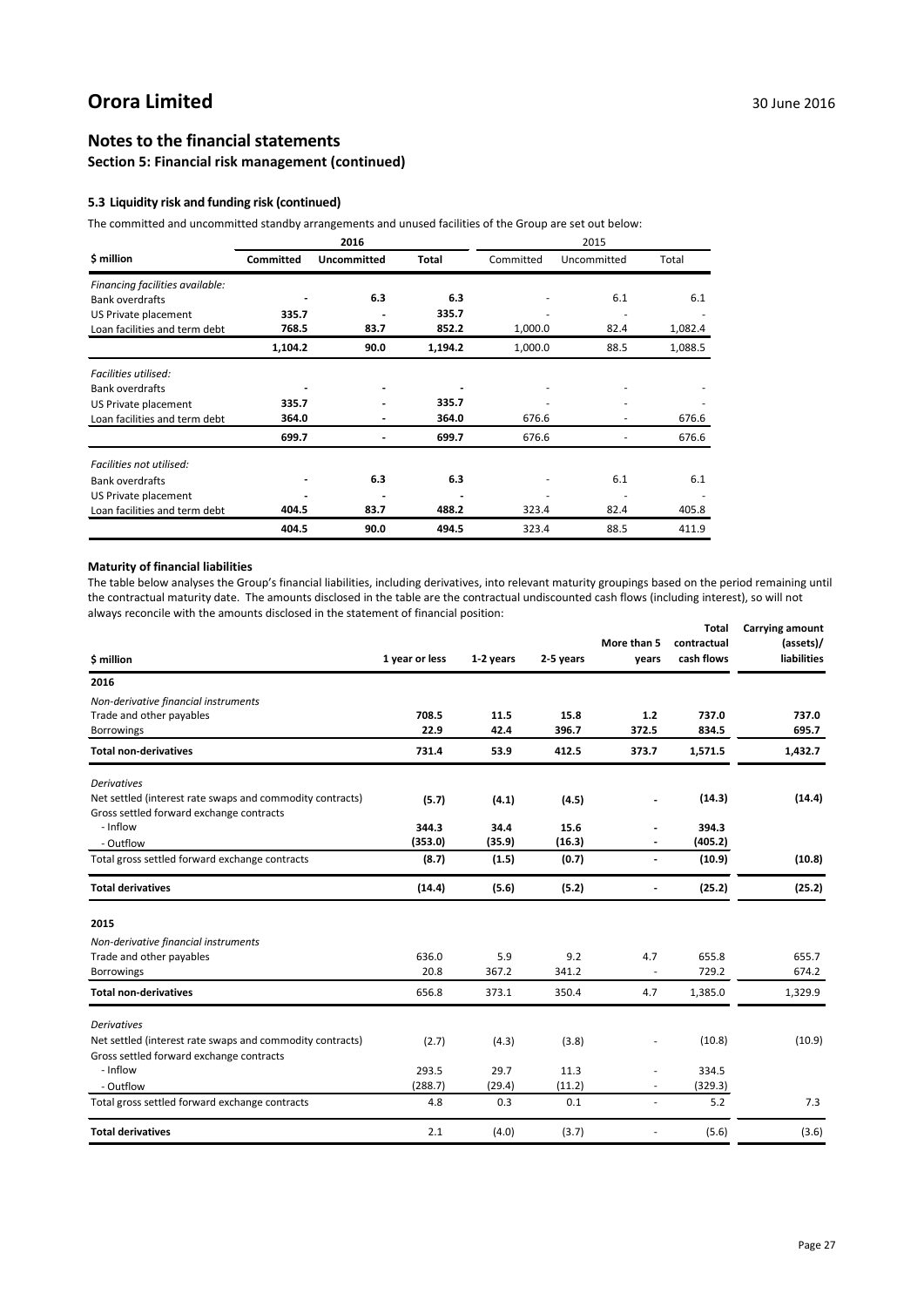## Notes to the financial statements

### Section 5: Financial risk management (continued)

#### 5.3 Liquidity risk and funding risk (continued)

The committed and uncommitted standby arrangements and unused facilities of the Group are set out below:

| | 2016 | | | 2015 | | |
|---|---|---|---|---|---|---|
| **$ million** | **Committed** | **Uncommitted** | **Total** | Committed | Uncommitted | Total |
| *Financing facilities available:* | | | | | | |
| Bank overdrafts | - | 6.3 | 6.3 | - | 6.1 | 6.1 |
| US Private placement | 335.7 | - | 335.7 | - | - | - |
| Loan facilities and term debt | 768.5 | 83.7 | 852.2 | 1,000.0 | 82.4 | 1,082.4 |
| | 1,104.2 | 90.0 | 1,194.2 | 1,000.0 | 88.5 | 1,088.5 |
| *Facilities utilised:* | | | | | | |
| Bank overdrafts | - | - | - | - | - | - |
| US Private placement | 335.7 | - | 335.7 | - | - | - |
| Loan facilities and term debt | 364.0 | - | 364.0 | 676.6 | - | 676.6 |
| | 699.7 | - | 699.7 | 676.6 | - | 676.6 |
| *Facilities not utilised:* | | | | | | |
| Bank overdrafts | - | 6.3 | 6.3 | - | 6.1 | 6.1 |
| US Private placement | - | - | - | - | - | - |
| Loan facilities and term debt | 404.5 | 83.7 | 488.2 | 323.4 | 82.4 | 405.8 |
| | 404.5 | 90.0 | 494.5 | 323.4 | 88.5 | 411.9 |

**Maturity of financial liabilities**

The table below analyses the Group's financial liabilities, including derivatives, into relevant maturity groupings based on the period remaining until the contractual maturity date. The amounts disclosed in the table are the contractual undiscounted cash flows (including interest), so will not always reconcile with the amounts disclosed in the statement of financial position:

| $ million | 1 year or less | 1-2 years | 2-5 years | More than 5 years | Total contractual cash flows | Carrying amount (assets)/ liabilities |
|---|---|---|---|---|---|---|
| **2016** | | | | | | |
| *Non-derivative financial instruments* | | | | | | |
| Trade and other payables | 708.5 | 11.5 | 15.8 | 1.2 | 737.0 | 737.0 |
| Borrowings | 22.9 | 42.4 | 396.7 | 372.5 | 834.5 | 695.7 |
| **Total non-derivatives** | 731.4 | 53.9 | 412.5 | 373.7 | 1,571.5 | 1,432.7 |
| *Derivatives* | | | | | | |
| Net settled (interest rate swaps and commodity contracts) | (5.7) | (4.1) | (4.5) | - | (14.3) | (14.4) |
| Gross settled forward exchange contracts | | | | | | |
| - Inflow | 344.3 | 34.4 | 15.6 | - | 394.3 | |
| - Outflow | (353.0) | (35.9) | (16.3) | - | (405.2) | |
| Total gross settled forward exchange contracts | (8.7) | (1.5) | (0.7) | - | (10.9) | (10.8) |
| **Total derivatives** | (14.4) | (5.6) | (5.2) | - | (25.2) | (25.2) |
| **2015** | | | | | | |
| *Non-derivative financial instruments* | | | | | | |
| Trade and other payables | 636.0 | 5.9 | 9.2 | 4.7 | 655.8 | 655.7 |
| Borrowings | 20.8 | 367.2 | 341.2 | - | 729.2 | 674.2 |
| **Total non-derivatives** | 656.8 | 373.1 | 350.4 | 4.7 | 1,385.0 | 1,329.9 |
| *Derivatives* | | | | | | |
| Net settled (interest rate swaps and commodity contracts) | (2.7) | (4.3) | (3.8) | - | (10.8) | (10.9) |
| Gross settled forward exchange contracts | | | | | | |
| - Inflow | 293.5 | 29.7 | 11.3 | - | 334.5 | |
| - Outflow | (288.7) | (29.4) | (11.2) | - | (329.3) | |
| Total gross settled forward exchange contracts | 4.8 | 0.3 | 0.1 | - | 5.2 | 7.3 |
| **Total derivatives** | 2.1 | (4.0) | (3.7) | - | (5.6) | (3.6) |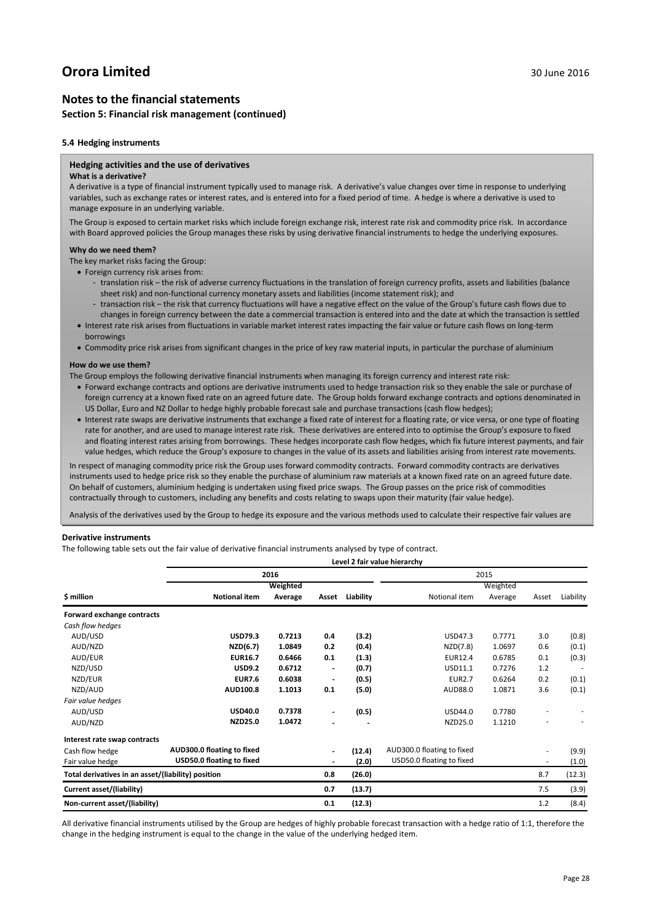## Notes to the financial statements

### Section 5: Financial risk management (continued)

#### 5.4 Hedging instruments

**Hedging activities and the use of derivatives**

**What is a derivative?**

A derivative is a type of financial instrument typically used to manage risk. A derivative's value changes over time in response to underlying variables, such as exchange rates or interest rates, and is entered into for a fixed period of time. A hedge is where a derivative is used to manage exposure in an underlying variable.

The Group is exposed to certain market risks which include foreign exchange risk, interest rate risk and commodity price risk. In accordance with Board approved policies the Group manages these risks by using derivative financial instruments to hedge the underlying exposures.

**Why do we need them?**

The key market risks facing the Group:

- Foreign currency risk arises from:
  - translation risk – the risk of adverse currency fluctuations in the translation of foreign currency profits, assets and liabilities (balance sheet risk) and non-functional currency monetary assets and liabilities (income statement risk); and
  - transaction risk – the risk that currency fluctuations will have a negative effect on the value of the Group's future cash flows due to changes in foreign currency between the date a commercial transaction is entered into and the date at which the transaction is settled
- Interest rate risk arises from fluctuations in variable market interest rates impacting the fair value or future cash flows on long-term borrowings
- Commodity price risk arises from significant changes in the price of key raw material inputs, in particular the purchase of aluminium

**How do we use them?**

The Group employs the following derivative financial instruments when managing its foreign currency and interest rate risk:

- Forward exchange contracts and options are derivative instruments used to hedge transaction risk so they enable the sale or purchase of foreign currency at a known fixed rate on an agreed future date. The Group holds forward exchange contracts and options denominated in US Dollar, Euro and NZ Dollar to hedge highly probable forecast sale and purchase transactions (cash flow hedges);
- Interest rate swaps are derivative instruments that exchange a fixed rate of interest for a floating rate, or vice versa, or one type of floating rate for another, and are used to manage interest rate risk. These derivatives are entered into to optimise the Group's exposure to fixed and floating interest rates arising from borrowings. These hedges incorporate cash flow hedges, which fix future interest payments, and fair value hedges, which reduce the Group's exposure to changes in the value of its assets and liabilities arising from interest rate movements.

In respect of managing commodity price risk the Group uses forward commodity contracts. Forward commodity contracts are derivatives instruments used to hedge price risk so they enable the purchase of aluminium raw materials at a known fixed rate on an agreed future date. On behalf of customers, aluminium hedging is undertaken using fixed price swaps. The Group passes on the price risk of commodities contractually through to customers, including any benefits and costs relating to swaps upon their maturity (fair value hedge).

Analysis of the derivatives used by the Group to hedge its exposure and the various methods used to calculate their respective fair values are

**Derivative instruments**

The following table sets out the fair value of derivative financial instruments analysed by type of contract.

| | Level 2 fair value hierarchy | | | | | | | |
|---|---|---|---|---|---|---|---|---|
| | **2016** | | | | 2015 | | | |
| **$ million** | **Notional item** | **Weighted Average** | **Asset** | **Liability** | Notional item | Weighted Average | Asset | Liability |
| **Forward exchange contracts** | | | | | | | | |
| *Cash flow hedges* | | | | | | | | |
| AUD/USD | **USD79.3** | **0.7213** | **0.4** | **(3.2)** | USD47.3 | 0.7771 | 3.0 | (0.8) |
| AUD/NZD | **NZD(6.7)** | **1.0849** | **0.2** | **(0.4)** | NZD(7.8) | 1.0697 | 0.6 | (0.1) |
| AUD/EUR | **EUR16.7** | **0.6466** | **0.1** | **(1.3)** | EUR12.4 | 0.6785 | 0.1 | (0.3) |
| NZD/USD | **USD9.2** | **0.6712** | **-** | **(0.7)** | USD11.1 | 0.7276 | 1.2 | - |
| NZD/EUR | **EUR7.6** | **0.6038** | **-** | **(0.5)** | EUR2.7 | 0.6264 | 0.2 | (0.1) |
| NZD/AUD | **AUD100.8** | **1.1013** | **0.1** | **(5.0)** | AUD88.0 | 1.0871 | 3.6 | (0.1) |
| *Fair value hedges* | | | | | | | | |
| AUD/USD | **USD40.0** | **0.7378** | **-** | **(0.5)** | USD44.0 | 0.7780 | - | - |
| AUD/NZD | **NZD25.0** | **1.0472** | **-** | **-** | NZD25.0 | 1.1210 | - | - |
| **Interest rate swap contracts** | | | | | | | | |
| Cash flow hedge | **AUD300.0 floating to fixed** | | **-** | **(12.4)** | AUD300.0 floating to fixed | | - | (9.9) |
| Fair value hedge | **USD50.0 floating to fixed** | | **-** | **(2.0)** | USD50.0 floating to fixed | | - | (1.0) |
| **Total derivatives in an asset/(liability) position** | | | **0.8** | **(26.0)** | | | 8.7 | (12.3) |
| **Current asset/(liability)** | | | **0.7** | **(13.7)** | | | 7.5 | (3.9) |
| **Non-current asset/(liability)** | | | **0.1** | **(12.3)** | | | 1.2 | (8.4) |

All derivative financial instruments utilised by the Group are hedges of highly probable forecast transaction with a hedge ratio of 1:1, therefore the change in the hedging instrument is equal to the change in the value of the underlying hedged item.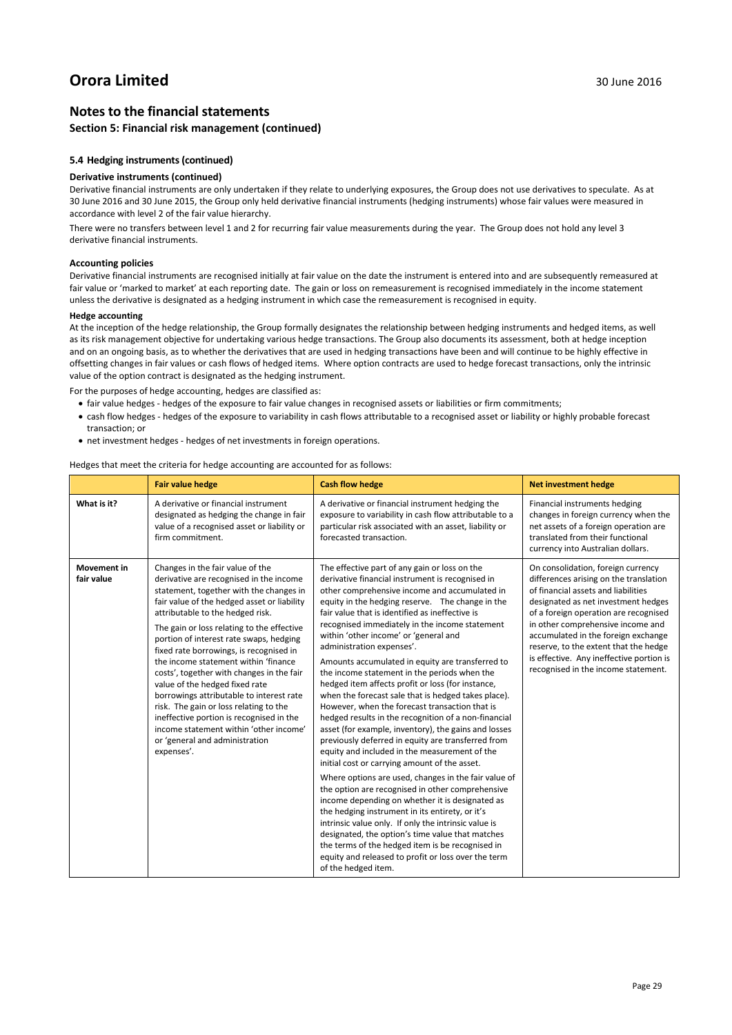# Notes to the financial statements

## Section 5: Financial risk management (continued)

### 5.4 Hedging instruments (continued)

**Derivative instruments (continued)**

Derivative financial instruments are only undertaken if they relate to underlying exposures, the Group does not use derivatives to speculate. As at 30 June 2016 and 30 June 2015, the Group only held derivative financial instruments (hedging instruments) whose fair values were measured in accordance with level 2 of the fair value hierarchy.

There were no transfers between level 1 and 2 for recurring fair value measurements during the year. The Group does not hold any level 3 derivative financial instruments.

**Accounting policies**

Derivative financial instruments are recognised initially at fair value on the date the instrument is entered into and are subsequently remeasured at fair value or 'marked to market' at each reporting date. The gain or loss on remeasurement is recognised immediately in the income statement unless the derivative is designated as a hedging instrument in which case the remeasurement is recognised in equity.

**Hedge accounting**

At the inception of the hedge relationship, the Group formally designates the relationship between hedging instruments and hedged items, as well as its risk management objective for undertaking various hedge transactions. The Group also documents its assessment, both at hedge inception and on an ongoing basis, as to whether the derivatives that are used in hedging transactions have been and will continue to be highly effective in offsetting changes in fair values or cash flows of hedged items. Where option contracts are used to hedge forecast transactions, only the intrinsic value of the option contract is designated as the hedging instrument.

For the purposes of hedge accounting, hedges are classified as:

- fair value hedges - hedges of the exposure to fair value changes in recognised assets or liabilities or firm commitments;
- cash flow hedges - hedges of the exposure to variability in cash flows attributable to a recognised asset or liability or highly probable forecast transaction; or
- net investment hedges - hedges of net investments in foreign operations.

Hedges that meet the criteria for hedge accounting are accounted for as follows:

| | Fair value hedge | Cash flow hedge | Net investment hedge |
|---|---|---|---|
| **What is it?** | A derivative or financial instrument designated as hedging the change in fair value of a recognised asset or liability or firm commitment. | A derivative or financial instrument hedging the exposure to variability in cash flow attributable to a particular risk associated with an asset, liability or forecasted transaction. | Financial instruments hedging changes in foreign currency when the net assets of a foreign operation are translated from their functional currency into Australian dollars. |
| **Movement in fair value** | Changes in the fair value of the derivative are recognised in the income statement, together with the changes in fair value of the hedged asset or liability attributable to the hedged risk.<br><br>The gain or loss relating to the effective portion of interest rate swaps, hedging fixed rate borrowings, is recognised in the income statement within 'finance costs', together with changes in the fair value of the hedged fixed rate borrowings attributable to interest rate risk. The gain or loss relating to the ineffective portion is recognised in the income statement within 'other income' or 'general and administration expenses'. | The effective part of any gain or loss on the derivative financial instrument is recognised in other comprehensive income and accumulated in equity in the hedging reserve. The change in the fair value that is identified as ineffective is recognised immediately in the income statement within 'other income' or 'general and administration expenses'.<br><br>Amounts accumulated in equity are transferred to the income statement in the periods when the hedged item affects profit or loss (for instance, when the forecast sale that is hedged takes place). However, when the forecast transaction that is hedged results in the recognition of a non-financial asset (for example, inventory), the gains and losses previously deferred in equity are transferred from equity and included in the measurement of the initial cost or carrying amount of the asset.<br><br>Where options are used, changes in the fair value of the option are recognised in other comprehensive income depending on whether it is designated as the hedging instrument in its entirety, or it's intrinsic value only. If only the intrinsic value is designated, the option's time value that matches the terms of the hedged item is be recognised in equity and released to profit or loss over the term of the hedged item. | On consolidation, foreign currency differences arising on the translation of financial assets and liabilities designated as net investment hedges of a foreign operation are recognised in other comprehensive income and accumulated in the foreign exchange reserve, to the extent that the hedge is effective. Any ineffective portion is recognised in the income statement. |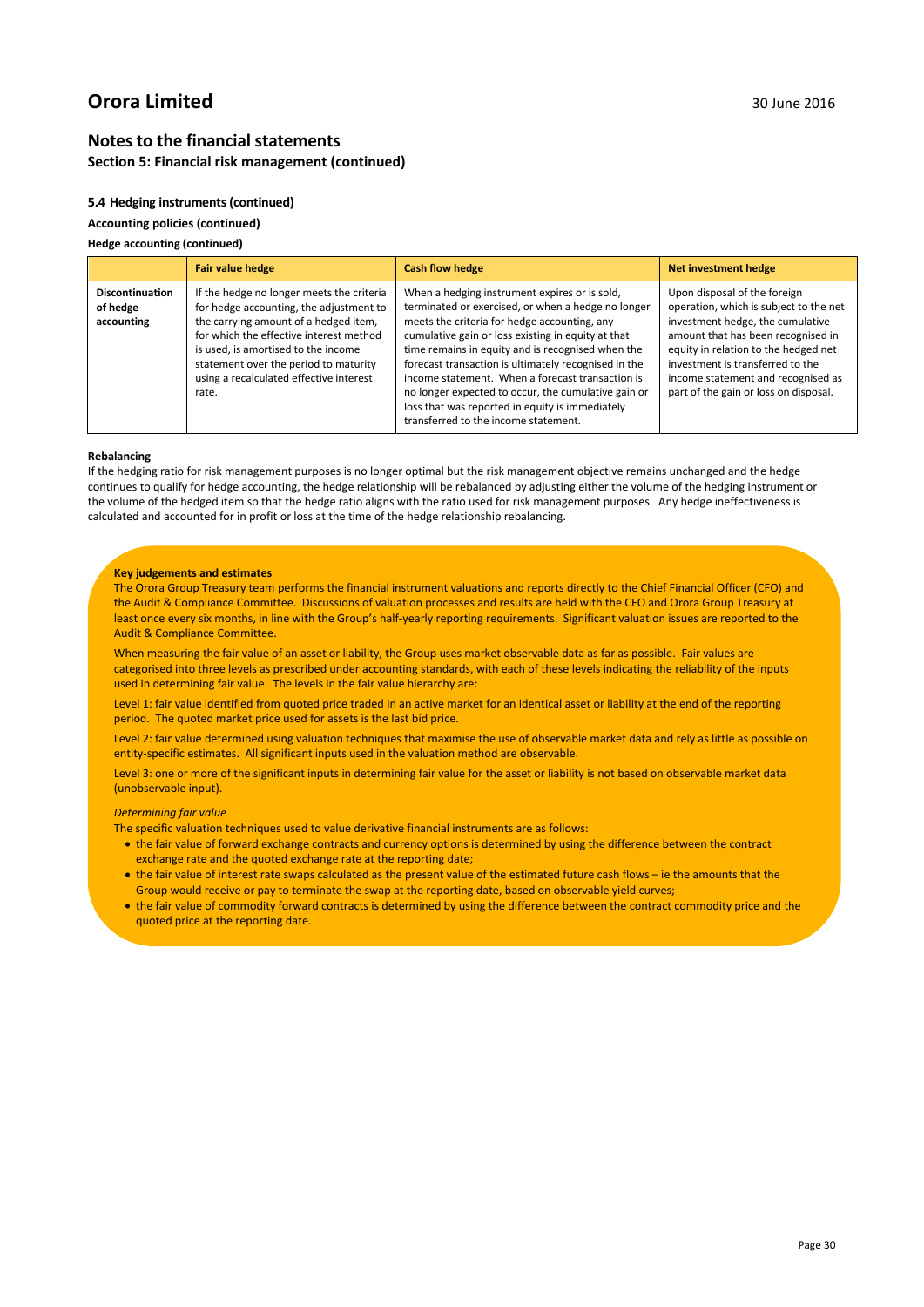## Notes to the financial statements

### Section 5: Financial risk management (continued)

#### 5.4 Hedging instruments (continued)

**Accounting policies (continued)**

**Hedge accounting (continued)**

| | Fair value hedge | Cash flow hedge | Net investment hedge |
|---|---|---|---|
| **Discontinuation of hedge accounting** | If the hedge no longer meets the criteria for hedge accounting, the adjustment to the carrying amount of a hedged item, for which the effective interest method is used, is amortised to the income statement over the period to maturity using a recalculated effective interest rate. | When a hedging instrument expires or is sold, terminated or exercised, or when a hedge no longer meets the criteria for hedge accounting, any cumulative gain or loss existing in equity at that time remains in equity and is recognised when the forecast transaction is ultimately recognised in the income statement. When a forecast transaction is no longer expected to occur, the cumulative gain or loss that was reported in equity is immediately transferred to the income statement. | Upon disposal of the foreign operation, which is subject to the net investment hedge, the cumulative amount that has been recognised in equity in relation to the hedged net investment is transferred to the income statement and recognised as part of the gain or loss on disposal. |

**Rebalancing**

If the hedging ratio for risk management purposes is no longer optimal but the risk management objective remains unchanged and the hedge continues to qualify for hedge accounting, the hedge relationship will be rebalanced by adjusting either the volume of the hedging instrument or the volume of the hedged item so that the hedge ratio aligns with the ratio used for risk management purposes. Any hedge ineffectiveness is calculated and accounted for in profit or loss at the time of the hedge relationship rebalancing.

**Key judgements and estimates**

The Orora Group Treasury team performs the financial instrument valuations and reports directly to the Chief Financial Officer (CFO) and the Audit & Compliance Committee. Discussions of valuation processes and results are held with the CFO and Orora Group Treasury at least once every six months, in line with the Group's half-yearly reporting requirements. Significant valuation issues are reported to the Audit & Compliance Committee.

When measuring the fair value of an asset or liability, the Group uses market observable data as far as possible. Fair values are categorised into three levels as prescribed under accounting standards, with each of these levels indicating the reliability of the inputs used in determining fair value. The levels in the fair value hierarchy are:

Level 1: fair value identified from quoted price traded in an active market for an identical asset or liability at the end of the reporting period. The quoted market price used for assets is the last bid price.

Level 2: fair value determined using valuation techniques that maximise the use of observable market data and rely as little as possible on entity-specific estimates. All significant inputs used in the valuation method are observable.

Level 3: one or more of the significant inputs in determining fair value for the asset or liability is not based on observable market data (unobservable input).

*Determining fair value*

The specific valuation techniques used to value derivative financial instruments are as follows:

- the fair value of forward exchange contracts and currency options is determined by using the difference between the contract exchange rate and the quoted exchange rate at the reporting date;
- the fair value of interest rate swaps calculated as the present value of the estimated future cash flows – ie the amounts that the Group would receive or pay to terminate the swap at the reporting date, based on observable yield curves;
- the fair value of commodity forward contracts is determined by using the difference between the contract commodity price and the quoted price at the reporting date.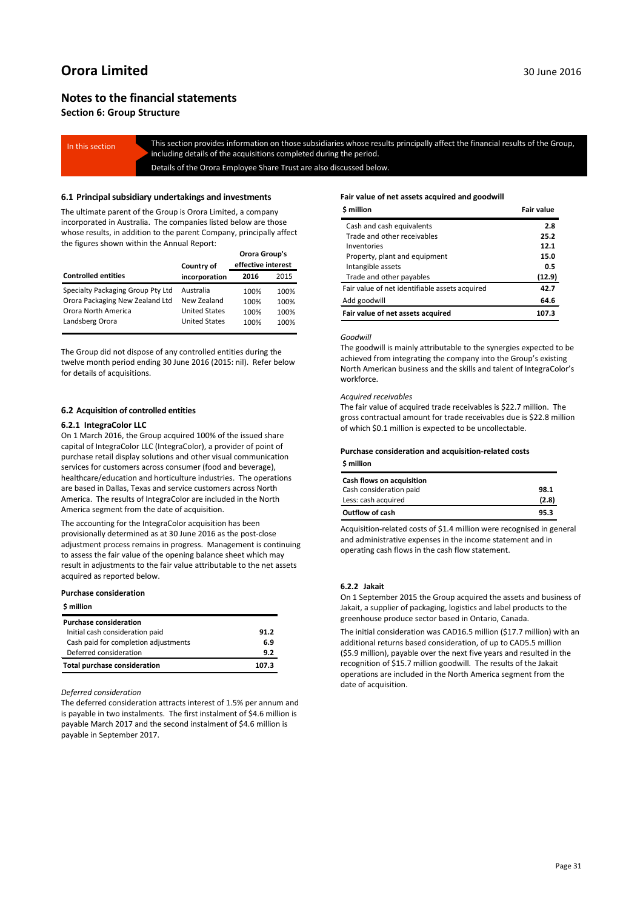# Notes to the financial statements

## Section 6: Group Structure

In this section

This section provides information on those subsidiaries whose results principally affect the financial results of the Group, including details of the acquisitions completed during the period.

Details of the Orora Employee Share Trust are also discussed below.

### 6.1 Principal subsidiary undertakings and investments

The ultimate parent of the Group is Orora Limited, a company incorporated in Australia. The companies listed below are those whose results, in addition to the parent Company, principally affect the figures shown within the Annual Report:

| Controlled entities | Country of incorporation | Orora Group's effective interest | |
|---|---|---|---|
| | | 2016 | 2015 |
| Specialty Packaging Group Pty Ltd | Australia | 100% | 100% |
| Orora Packaging New Zealand Ltd | New Zealand | 100% | 100% |
| Orora North America | United States | 100% | 100% |
| Landsberg Orora | United States | 100% | 100% |

The Group did not dispose of any controlled entities during the twelve month period ending 30 June 2016 (2015: nil). Refer below for details of acquisitions.

### 6.2 Acquisition of controlled entities

#### 6.2.1 IntegraColor LLC

On 1 March 2016, the Group acquired 100% of the issued share capital of IntegraColor LLC (IntegraColor), a provider of point of purchase retail display solutions and other visual communication services for customers across consumer (food and beverage), healthcare/education and horticulture industries. The operations are based in Dallas, Texas and service customers across North America. The results of IntegraColor are included in the North America segment from the date of acquisition.

The accounting for the IntegraColor acquisition has been provisionally determined as at 30 June 2016 as the post-close adjustment process remains in progress. Management is continuing to assess the fair value of the opening balance sheet which may result in adjustments to the fair value attributable to the net assets acquired as reported below.

**Purchase consideration**

| $ million | |
|---|---|
| **Purchase consideration** | |
| Initial cash consideration paid | 91.2 |
| Cash paid for completion adjustments | 6.9 |
| Deferred consideration | 9.2 |
| **Total purchase consideration** | **107.3** |

*Deferred consideration*

The deferred consideration attracts interest of 1.5% per annum and is payable in two instalments. The first instalment of $4.6 million is payable March 2017 and the second instalment of $4.6 million is payable in September 2017.

**Fair value of net assets acquired and goodwill**

| $ million | Fair value |
|---|---|
| Cash and cash equivalents | 2.8 |
| Trade and other receivables | 25.2 |
| Inventories | 12.1 |
| Property, plant and equipment | 15.0 |
| Intangible assets | 0.5 |
| Trade and other payables | (12.9) |
| Fair value of net identifiable assets acquired | 42.7 |
| Add goodwill | 64.6 |
| **Fair value of net assets acquired** | **107.3** |

*Goodwill*

The goodwill is mainly attributable to the synergies expected to be achieved from integrating the company into the Group's existing North American business and the skills and talent of IntegraColor's workforce.

*Acquired receivables*

The fair value of acquired trade receivables is $22.7 million. The gross contractual amount for trade receivables due is $22.8 million of which $0.1 million is expected to be uncollectable.

**Purchase consideration and acquisition-related costs**

| $ million | |
|---|---|
| **Cash flows on acquisition** | |
| Cash consideration paid | 98.1 |
| Less: cash acquired | (2.8) |
| **Outflow of cash** | **95.3** |

Acquisition-related costs of $1.4 million were recognised in general and administrative expenses in the income statement and in operating cash flows in the cash flow statement.

#### 6.2.2 Jakait

On 1 September 2015 the Group acquired the assets and business of Jakait, a supplier of packaging, logistics and label products to the greenhouse produce sector based in Ontario, Canada.

The initial consideration was CAD16.5 million ($17.7 million) with an additional returns based consideration, of up to CAD5.5 million ($5.9 million), payable over the next five years and resulted in the recognition of $15.7 million goodwill. The results of the Jakait operations are included in the North America segment from the date of acquisition.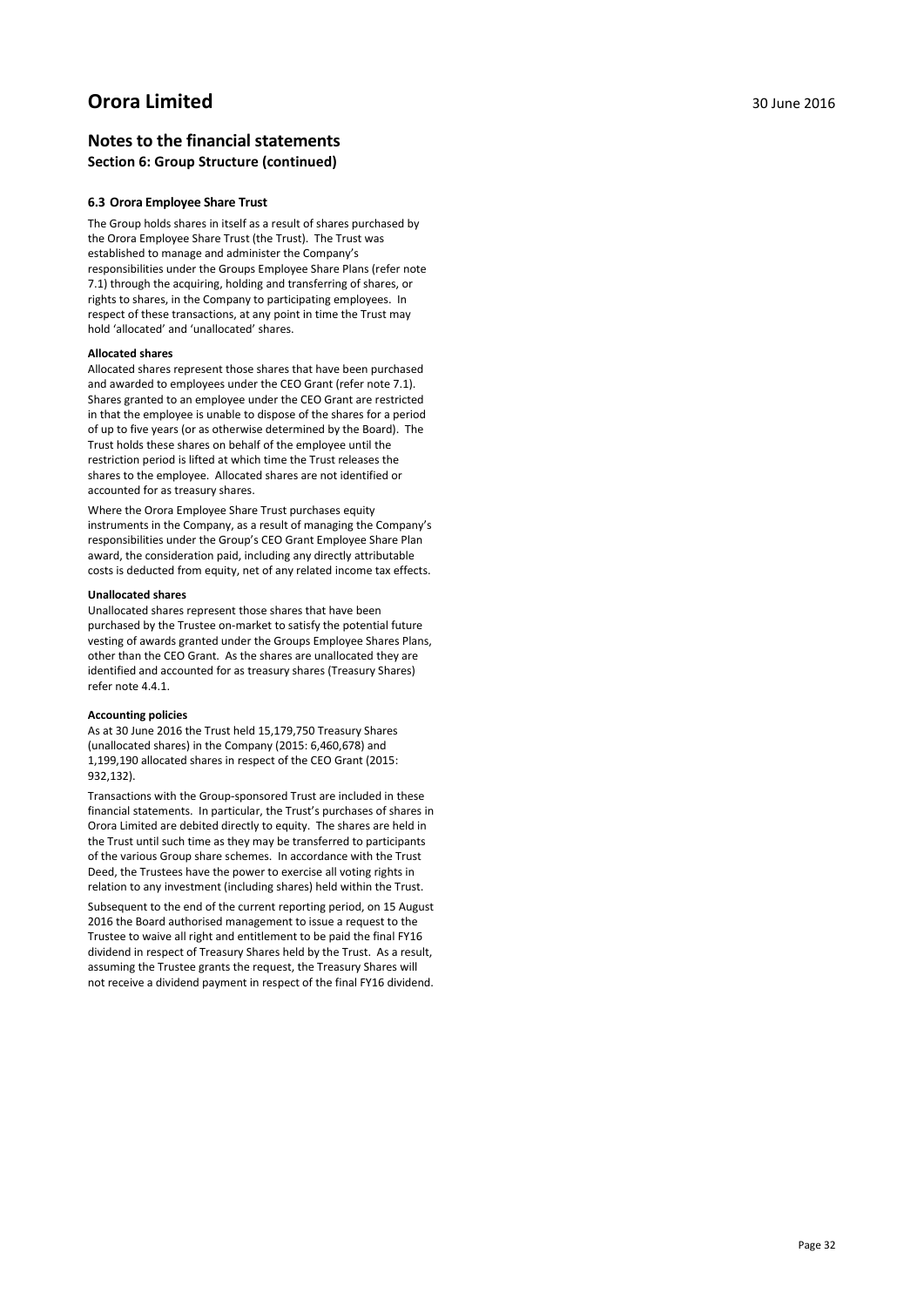# Notes to the financial statements

## Section 6: Group Structure (continued)

### 6.3 Orora Employee Share Trust

The Group holds shares in itself as a result of shares purchased by the Orora Employee Share Trust (the Trust). The Trust was established to manage and administer the Company's responsibilities under the Groups Employee Share Plans (refer note 7.1) through the acquiring, holding and transferring of shares, or rights to shares, in the Company to participating employees. In respect of these transactions, at any point in time the Trust may hold 'allocated' and 'unallocated' shares.

**Allocated shares**

Allocated shares represent those shares that have been purchased and awarded to employees under the CEO Grant (refer note 7.1). Shares granted to an employee under the CEO Grant are restricted in that the employee is unable to dispose of the shares for a period of up to five years (or as otherwise determined by the Board). The Trust holds these shares on behalf of the employee until the restriction period is lifted at which time the Trust releases the shares to the employee. Allocated shares are not identified or accounted for as treasury shares.

Where the Orora Employee Share Trust purchases equity instruments in the Company, as a result of managing the Company's responsibilities under the Group's CEO Grant Employee Share Plan award, the consideration paid, including any directly attributable costs is deducted from equity, net of any related income tax effects.

**Unallocated shares**

Unallocated shares represent those shares that have been purchased by the Trustee on-market to satisfy the potential future vesting of awards granted under the Groups Employee Shares Plans, other than the CEO Grant. As the shares are unallocated they are identified and accounted for as treasury shares (Treasury Shares) refer note 4.4.1.

**Accounting policies**

As at 30 June 2016 the Trust held 15,179,750 Treasury Shares (unallocated shares) in the Company (2015: 6,460,678) and 1,199,190 allocated shares in respect of the CEO Grant (2015: 932,132).

Transactions with the Group-sponsored Trust are included in these financial statements. In particular, the Trust's purchases of shares in Orora Limited are debited directly to equity. The shares are held in the Trust until such time as they may be transferred to participants of the various Group share schemes. In accordance with the Trust Deed, the Trustees have the power to exercise all voting rights in relation to any investment (including shares) held within the Trust.

Subsequent to the end of the current reporting period, on 15 August 2016 the Board authorised management to issue a request to the Trustee to waive all right and entitlement to be paid the final FY16 dividend in respect of Treasury Shares held by the Trust. As a result, assuming the Trustee grants the request, the Treasury Shares will not receive a dividend payment in respect of the final FY16 dividend.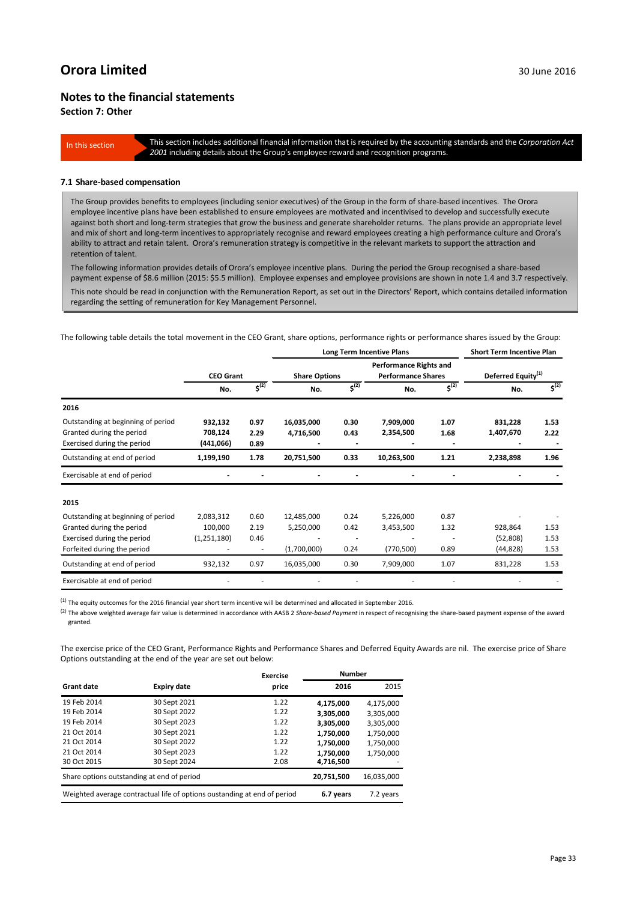# Notes to the financial statements

## Section 7: Other

In this section | This section includes additional financial information that is required by the accounting standards and the *Corporation Act 2001* including details about the Group's employee reward and recognition programs.

### 7.1 Share-based compensation

The Group provides benefits to employees (including senior executives) of the Group in the form of share-based incentives. The Orora employee incentive plans have been established to ensure employees are motivated and incentivised to develop and successfully execute against both short and long-term strategies that grow the business and generate shareholder returns. The plans provide an appropriate level and mix of short and long-term incentives to appropriately recognise and reward employees creating a high performance culture and Orora's ability to attract and retain talent. Orora's remuneration strategy is competitive in the relevant markets to support the attraction and retention of talent.

The following information provides details of Orora's employee incentive plans. During the period the Group recognised a share-based payment expense of $8.6 million (2015: $5.5 million). Employee expenses and employee provisions are shown in note 1.4 and 3.7 respectively.

This note should be read in conjunction with the Remuneration Report, as set out in the Directors' Report, which contains detailed information regarding the setting of remuneration for Key Management Personnel.

The following table details the total movement in the CEO Grant, share options, performance rights or performance shares issued by the Group:

| | | | Long Term Incentive Plans | | | | Short Term Incentive Plan | |
|---|---|---|---|---|---|---|---|---|
| | CEO Grant | | Share Options | | Performance Rights and Performance Shares | | Deferred Equity[1] | |
| | No. | $[2] | No. | $[2] | No. | $[2] | No. | $[2] |
| **2016** | | | | | | | | |
| Outstanding at beginning of period | **932,132** | **0.97** | **16,035,000** | **0.30** | **7,909,000** | **1.07** | **831,228** | **1.53** |
| Granted during the period | **708,124** | **2.29** | **4,716,500** | **0.43** | **2,354,500** | **1.68** | **1,407,670** | **2.22** |
| Exercised during the period | **(441,066)** | **0.89** | **-** | **-** | **-** | **-** | **-** | **-** |
| Outstanding at end of period | **1,199,190** | **1.78** | **20,751,500** | **0.33** | **10,263,500** | **1.21** | **2,238,898** | **1.96** |
| Exercisable at end of period | **-** | **-** | **-** | **-** | **-** | **-** | **-** | **-** |
| **2015** | | | | | | | | |
| Outstanding at beginning of period | 2,083,312 | 0.60 | 12,485,000 | 0.24 | 5,226,000 | 0.87 | - | - |
| Granted during the period | 100,000 | 2.19 | 5,250,000 | 0.42 | 3,453,500 | 1.32 | 928,864 | 1.53 |
| Exercised during the period | (1,251,180) | 0.46 | - | - | - | - | (52,808) | 1.53 |
| Forfeited during the period | - | - | (1,700,000) | 0.24 | (770,500) | 0.89 | (44,828) | 1.53 |
| Outstanding at end of period | 932,132 | 0.97 | 16,035,000 | 0.30 | 7,909,000 | 1.07 | 831,228 | 1.53 |
| Exercisable at end of period | - | - | - | - | - | - | - | - |

[1] The equity outcomes for the 2016 financial year short term incentive will be determined and allocated in September 2016.

[2] The above weighted average fair value is determined in accordance with AASB 2 *Share-based Payment* in respect of recognising the share-based payment expense of the award granted.

The exercise price of the CEO Grant, Performance Rights and Performance Shares and Deferred Equity Awards are nil. The exercise price of Share Options outstanding at the end of the year are set out below:

| Grant date | Expiry date | Exercise price | Number 2016 | 2015 |
|---|---|---|---|---|
| 19 Feb 2014 | 30 Sept 2021 | 1.22 | **4,175,000** | 4,175,000 |
| 19 Feb 2014 | 30 Sept 2022 | 1.22 | **3,305,000** | 3,305,000 |
| 19 Feb 2014 | 30 Sept 2023 | 1.22 | **3,305,000** | 3,305,000 |
| 21 Oct 2014 | 30 Sept 2021 | 1.22 | **1,750,000** | 1,750,000 |
| 21 Oct 2014 | 30 Sept 2022 | 1.22 | **1,750,000** | 1,750,000 |
| 21 Oct 2014 | 30 Sept 2023 | 1.22 | **1,750,000** | 1,750,000 |
| 30 Oct 2015 | 30 Sept 2024 | 2.08 | **4,716,500** | - |
| Share options outstanding at end of period | | | **20,751,500** | 16,035,000 |
| Weighted average contractual life of options oustanding at end of period | | | **6.7 years** | 7.2 years |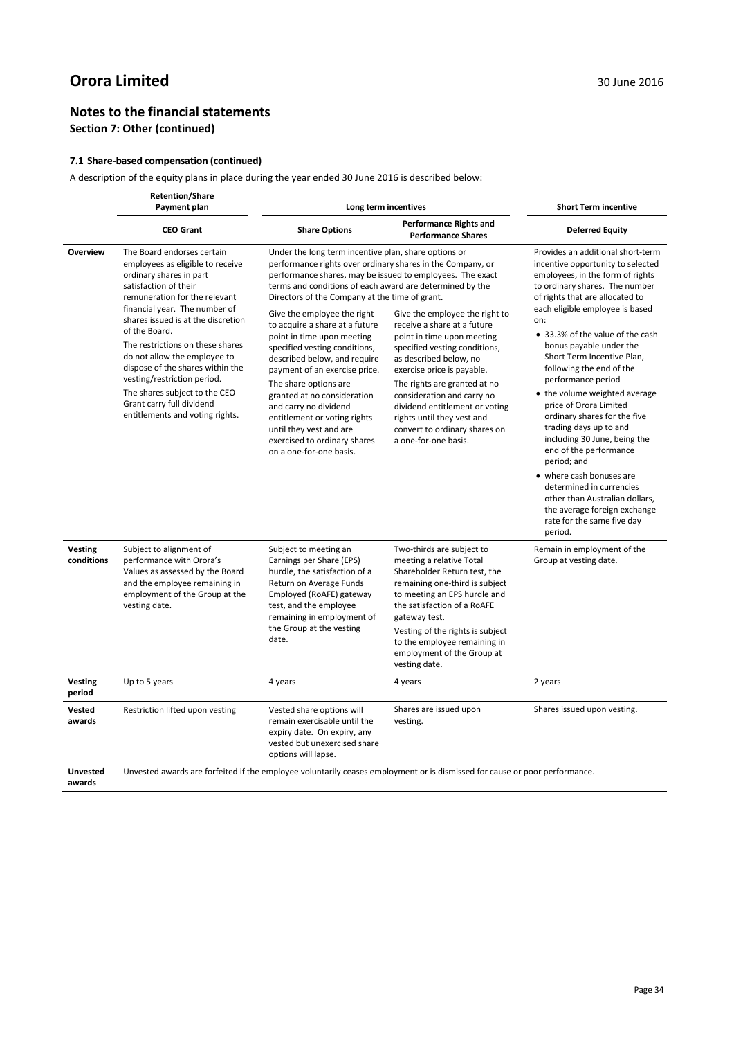## Notes to the financial statements

### Section 7: Other (continued)

#### 7.1 Share-based compensation (continued)

A description of the equity plans in place during the year ended 30 June 2016 is described below:

| | Retention/Share Payment plan | Long term incentives | | Short Term incentive |
|---|---|---|---|---|
| | **CEO Grant** | **Share Options** | **Performance Rights and Performance Shares** | **Deferred Equity** |
| **Overview** | The Board endorses certain employees as eligible to receive ordinary shares in part satisfaction of their remuneration for the relevant financial year. The number of shares issued is at the discretion of the Board.<br><br>The restrictions on these shares do not allow the employee to dispose of the shares within the vesting/restriction period.<br><br>The shares subject to the CEO Grant carry full dividend entitlements and voting rights. | Under the long term incentive plan, share options or performance rights over ordinary shares in the Company, or performance shares, may be issued to employees. The exact terms and conditions of each award are determined by the Directors of the Company at the time of grant.<br><br>Give the employee the right to acquire a share at a future point in time upon meeting specified vesting conditions, described below, and require payment of an exercise price.<br><br>The share options are granted at no consideration and carry no dividend entitlement or voting rights until they vest and are exercised to ordinary shares on a one-for-one basis. | Give the employee the right to receive a share at a future point in time upon meeting specified vesting conditions, as described below, no exercise price is payable.<br><br>The rights are granted at no consideration and carry no dividend entitlement or voting rights until they vest and convert to ordinary shares on a one-for-one basis. | Provides an additional short-term incentive opportunity to selected employees, in the form of rights to ordinary shares. The number of rights that are allocated to each eligible employee is based on:<br>• 33.3% of the value of the cash bonus payable under the Short Term Incentive Plan, following the end of the performance period<br>• the volume weighted average price of Orora Limited ordinary shares for the five trading days up to and including 30 June, being the end of the performance period; and<br>• where cash bonuses are determined in currencies other than Australian dollars, the average foreign exchange rate for the same five day period. |
| **Vesting conditions** | Subject to alignment of performance with Orora's Values as assessed by the Board and the employee remaining in employment of the Group at the vesting date. | Subject to meeting an Earnings per Share (EPS) hurdle, the satisfaction of a Return on Average Funds Employed (RoAFE) gateway test, and the employee remaining in employment of the Group at the vesting date. | Two-thirds are subject to meeting a relative Total Shareholder Return test, the remaining one-third is subject to meeting an EPS hurdle and the satisfaction of a RoAFE gateway test.<br><br>Vesting of the rights is subject to the employee remaining in employment of the Group at vesting date. | Remain in employment of the Group at vesting date. |
| **Vesting period** | Up to 5 years | 4 years | 4 years | 2 years |
| **Vested awards** | Restriction lifted upon vesting | Vested share options will remain exercisable until the expiry date. On expiry, any vested but unexercised share options will lapse. | Shares are issued upon vesting. | Shares issued upon vesting. |
| **Unvested awards** | Unvested awards are forfeited if the employee voluntarily ceases employment or is dismissed for cause or poor performance. | | | |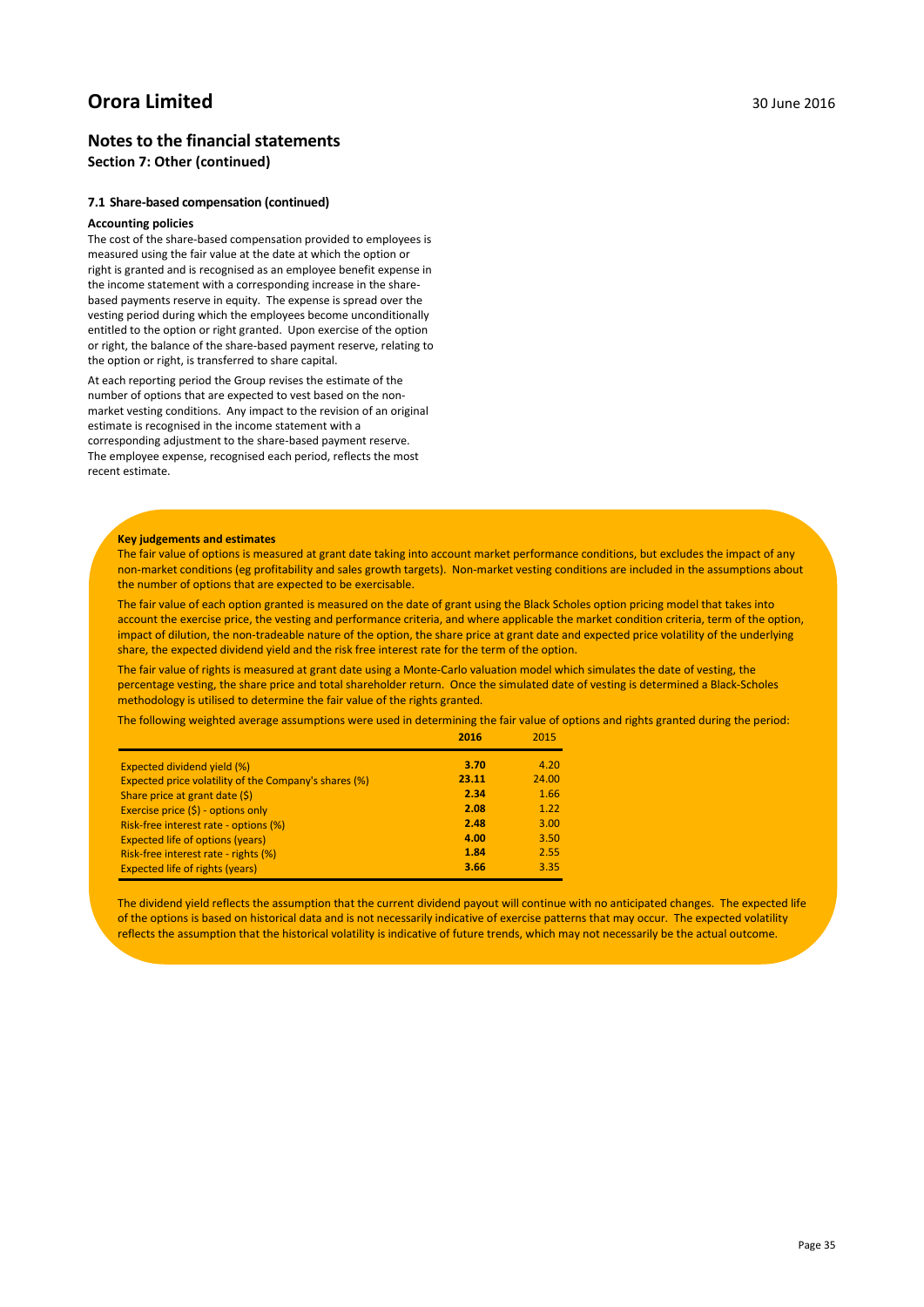# Orora Limited

## Notes to the financial statements

### Section 7: Other (continued)

#### 7.1 Share-based compensation (continued)

**Accounting policies**

The cost of the share-based compensation provided to employees is measured using the fair value at the date at which the option or right is granted and is recognised as an employee benefit expense in the income statement with a corresponding increase in the share-based payments reserve in equity. The expense is spread over the vesting period during which the employees become unconditionally entitled to the option or right granted. Upon exercise of the option or right, the balance of the share-based payment reserve, relating to the option or right, is transferred to share capital.

At each reporting period the Group revises the estimate of the number of options that are expected to vest based on the non-market vesting conditions. Any impact to the revision of an original estimate is recognised in the income statement with a corresponding adjustment to the share-based payment reserve. The employee expense, recognised each period, reflects the most recent estimate.

**Key judgements and estimates**

The fair value of options is measured at grant date taking into account market performance conditions, but excludes the impact of any non-market conditions (eg profitability and sales growth targets). Non-market vesting conditions are included in the assumptions about the number of options that are expected to be exercisable.

The fair value of each option granted is measured on the date of grant using the Black Scholes option pricing model that takes into account the exercise price, the vesting and performance criteria, and where applicable the market condition criteria, term of the option, impact of dilution, the non-tradeable nature of the option, the share price at grant date and expected price volatility of the underlying share, the expected dividend yield and the risk free interest rate for the term of the option.

The fair value of rights is measured at grant date using a Monte-Carlo valuation model which simulates the date of vesting, the percentage vesting, the share price and total shareholder return. Once the simulated date of vesting is determined a Black-Scholes methodology is utilised to determine the fair value of the rights granted.

The following weighted average assumptions were used in determining the fair value of options and rights granted during the period:

| | 2016 | 2015 |
|---|---|---|
| Expected dividend yield (%) | **3.70** | 4.20 |
| Expected price volatility of the Company's shares (%) | **23.11** | 24.00 |
| Share price at grant date ($) | **2.34** | 1.66 |
| Exercise price ($) - options only | **2.08** | 1.22 |
| Risk-free interest rate - options (%) | **2.48** | 3.00 |
| Expected life of options (years) | **4.00** | 3.50 |
| Risk-free interest rate - rights (%) | **1.84** | 2.55 |
| Expected life of rights (years) | **3.66** | 3.35 |

The dividend yield reflects the assumption that the current dividend payout will continue with no anticipated changes. The expected life of the options is based on historical data and is not necessarily indicative of exercise patterns that may occur. The expected volatility reflects the assumption that the historical volatility is indicative of future trends, which may not necessarily be the actual outcome.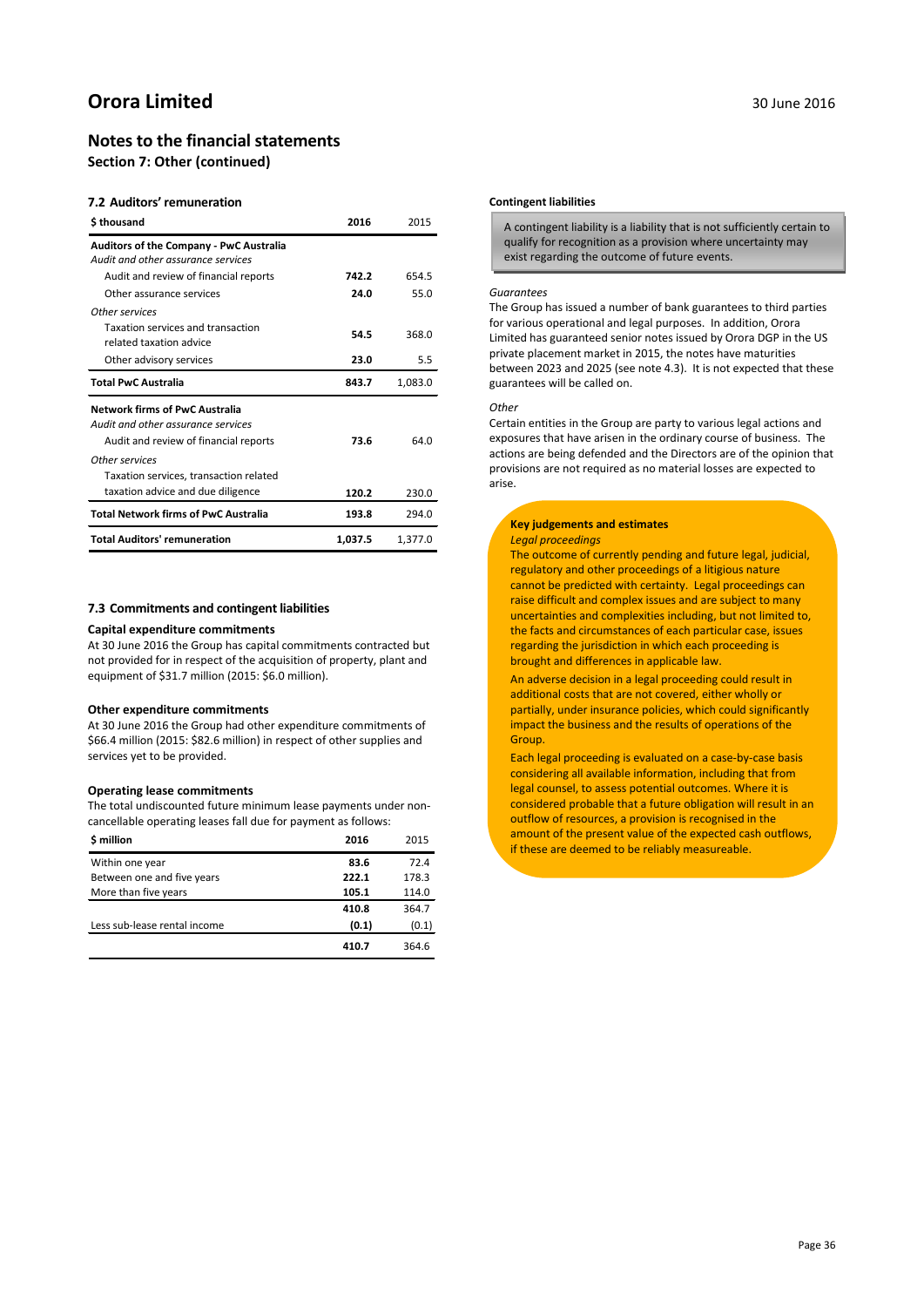# Orora Limited

## Notes to the financial statements

### Section 7: Other (continued)

### 7.2 Auditors' remuneration

| $ thousand | 2016 | 2015 |
|---|---|---|
| **Auditors of the Company - PwC Australia** | | |
| *Audit and other assurance services* | | |
| Audit and review of financial reports | **742.2** | 654.5 |
| Other assurance services | **24.0** | 55.0 |
| *Other services* | | |
| Taxation services and transaction related taxation advice | **54.5** | 368.0 |
| Other advisory services | **23.0** | 5.5 |
| **Total PwC Australia** | **843.7** | 1,083.0 |
| **Network firms of PwC Australia** | | |
| *Audit and other assurance services* | | |
| Audit and review of financial reports | **73.6** | 64.0 |
| *Other services* | | |
| Taxation services, transaction related taxation advice and due diligence | **120.2** | 230.0 |
| **Total Network firms of PwC Australia** | **193.8** | 294.0 |
| **Total Auditors' remuneration** | **1,037.5** | 1,377.0 |

### 7.3 Commitments and contingent liabilities

**Capital expenditure commitments**

At 30 June 2016 the Group has capital commitments contracted but not provided for in respect of the acquisition of property, plant and equipment of $31.7 million (2015: $6.0 million).

**Other expenditure commitments**

At 30 June 2016 the Group had other expenditure commitments of $66.4 million (2015: $82.6 million) in respect of other supplies and services yet to be provided.

**Operating lease commitments**

The total undiscounted future minimum lease payments under non-cancellable operating leases fall due for payment as follows:

| $ million | 2016 | 2015 |
|---|---|---|
| Within one year | **83.6** | 72.4 |
| Between one and five years | **222.1** | 178.3 |
| More than five years | **105.1** | 114.0 |
| | **410.8** | 364.7 |
| Less sub-lease rental income | **(0.1)** | (0.1) |
| | **410.7** | 364.6 |

**Contingent liabilities**

A contingent liability is a liability that is not sufficiently certain to qualify for recognition as a provision where uncertainty may exist regarding the outcome of future events.

*Guarantees*

The Group has issued a number of bank guarantees to third parties for various operational and legal purposes. In addition, Orora Limited has guaranteed senior notes issued by Orora DGP in the US private placement market in 2015, the notes have maturities between 2023 and 2025 (see note 4.3). It is not expected that these guarantees will be called on.

*Other*

Certain entities in the Group are party to various legal actions and exposures that have arisen in the ordinary course of business. The actions are being defended and the Directors are of the opinion that provisions are not required as no material losses are expected to arise.

**Key judgements and estimates**

*Legal proceedings*

The outcome of currently pending and future legal, judicial, regulatory and other proceedings of a litigious nature cannot be predicted with certainty. Legal proceedings can raise difficult and complex issues and are subject to many uncertainties and complexities including, but not limited to, the facts and circumstances of each particular case, issues regarding the jurisdiction in which each proceeding is brought and differences in applicable law.

An adverse decision in a legal proceeding could result in additional costs that are not covered, either wholly or partially, under insurance policies, which could significantly impact the business and the results of operations of the Group.

Each legal proceeding is evaluated on a case-by-case basis considering all available information, including that from legal counsel, to assess potential outcomes. Where it is considered probable that a future obligation will result in an outflow of resources, a provision is recognised in the amount of the present value of the expected cash outflows, if these are deemed to be reliably measureable.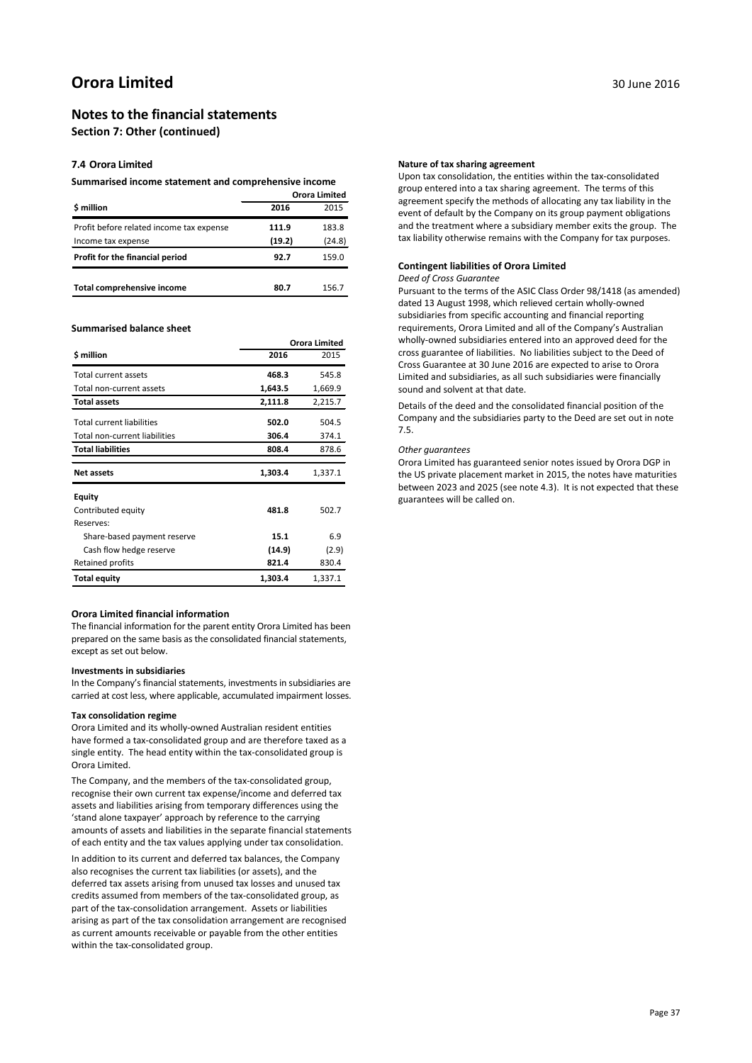## Notes to the financial statements

### Section 7: Other (continued)

#### 7.4 Orora Limited

**Summarised income statement and comprehensive income**

| | Orora Limited | |
|---|---|---|
| **$ million** | **2016** | 2015 |
| Profit before related income tax expense | **111.9** | 183.8 |
| Income tax expense | **(19.2)** | (24.8) |
| **Profit for the financial period** | **92.7** | 159.0 |
| **Total comprehensive income** | **80.7** | 156.7 |

**Summarised balance sheet**

| | Orora Limited | |
|---|---|---|
| **$ million** | **2016** | 2015 |
| Total current assets | **468.3** | 545.8 |
| Total non-current assets | **1,643.5** | 1,669.9 |
| **Total assets** | **2,111.8** | 2,215.7 |
| Total current liabilities | **502.0** | 504.5 |
| Total non-current liabilities | **306.4** | 374.1 |
| **Total liabilities** | **808.4** | 878.6 |
| **Net assets** | **1,303.4** | 1,337.1 |
| **Equity** | | |
| Contributed equity | **481.8** | 502.7 |
| Reserves: | | |
| Share-based payment reserve | **15.1** | 6.9 |
| Cash flow hedge reserve | **(14.9)** | (2.9) |
| Retained profits | **821.4** | 830.4 |
| **Total equity** | **1,303.4** | 1,337.1 |

**Orora Limited financial information**

The financial information for the parent entity Orora Limited has been prepared on the same basis as the consolidated financial statements, except as set out below.

**Investments in subsidiaries**

In the Company's financial statements, investments in subsidiaries are carried at cost less, where applicable, accumulated impairment losses.

**Tax consolidation regime**

Orora Limited and its wholly-owned Australian resident entities have formed a tax-consolidated group and are therefore taxed as a single entity. The head entity within the tax-consolidated group is Orora Limited.

The Company, and the members of the tax-consolidated group, recognise their own current tax expense/income and deferred tax assets and liabilities arising from temporary differences using the 'stand alone taxpayer' approach by reference to the carrying amounts of assets and liabilities in the separate financial statements of each entity and the tax values applying under tax consolidation.

In addition to its current and deferred tax balances, the Company also recognises the current tax liabilities (or assets), and the deferred tax assets arising from unused tax losses and unused tax credits assumed from members of the tax-consolidated group, as part of the tax-consolidation arrangement. Assets or liabilities arising as part of the tax consolidation arrangement are recognised as current amounts receivable or payable from the other entities within the tax-consolidated group.

**Nature of tax sharing agreement**

Upon tax consolidation, the entities within the tax-consolidated group entered into a tax sharing agreement. The terms of this agreement specify the methods of allocating any tax liability in the event of default by the Company on its group payment obligations and the treatment where a subsidiary member exits the group. The tax liability otherwise remains with the Company for tax purposes.

**Contingent liabilities of Orora Limited**

*Deed of Cross Guarantee*

Pursuant to the terms of the ASIC Class Order 98/1418 (as amended) dated 13 August 1998, which relieved certain wholly-owned subsidiaries from specific accounting and financial reporting requirements, Orora Limited and all of the Company's Australian wholly-owned subsidiaries entered into an approved deed for the cross guarantee of liabilities. No liabilities subject to the Deed of Cross Guarantee at 30 June 2016 are expected to arise to Orora Limited and subsidiaries, as all such subsidiaries were financially sound and solvent at that date.

Details of the deed and the consolidated financial position of the Company and the subsidiaries party to the Deed are set out in note 7.5.

*Other guarantees*

Orora Limited has guaranteed senior notes issued by Orora DGP in the US private placement market in 2015, the notes have maturities between 2023 and 2025 (see note 4.3). It is not expected that these guarantees will be called on.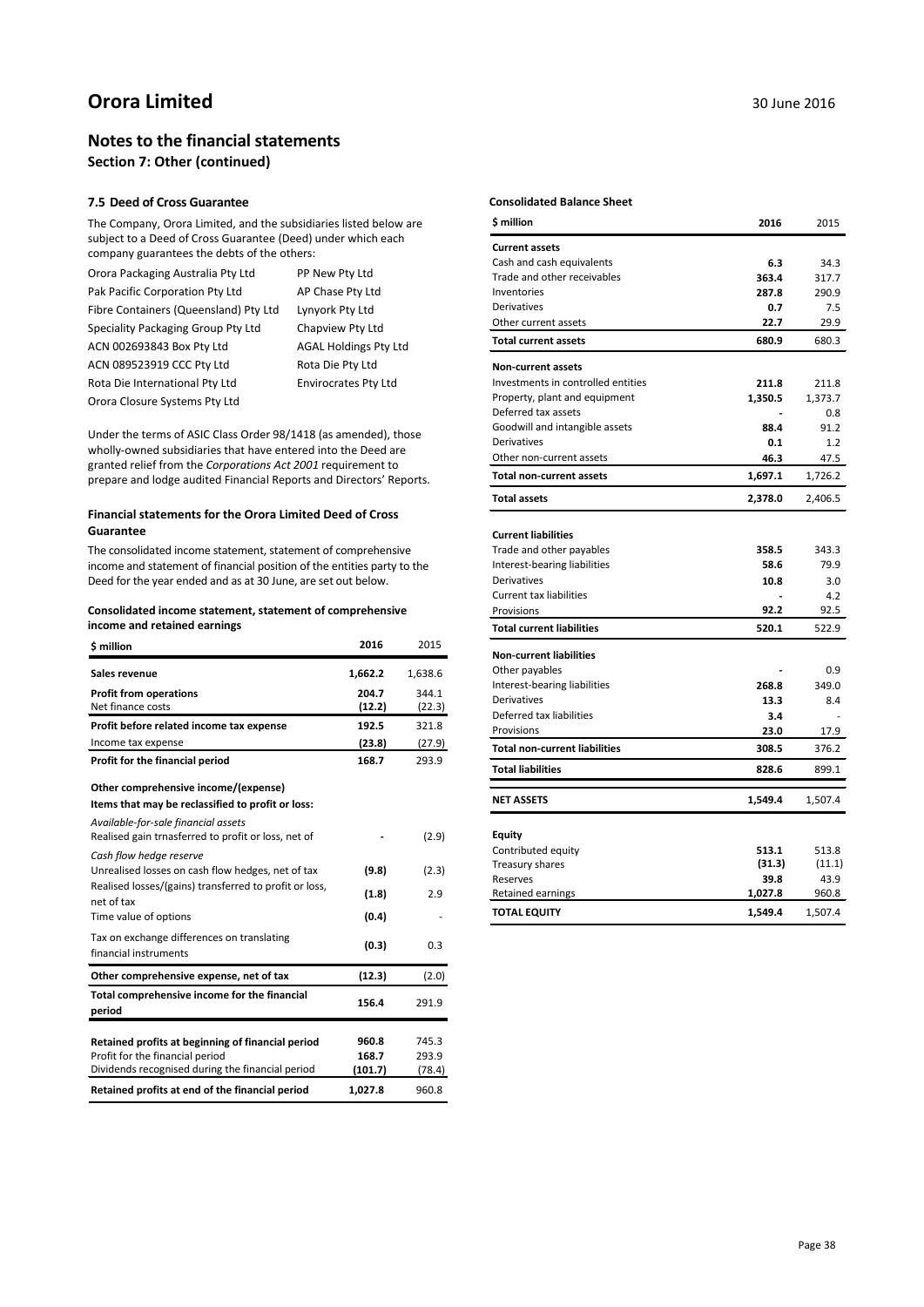# Orora Limited

30 June 2016

## Notes to the financial statements

### Section 7: Other (continued)

### 7.5 Deed of Cross Guarantee

The Company, Orora Limited, and the subsidiaries listed below are subject to a Deed of Cross Guarantee (Deed) under which each company guarantees the debts of the others:

| | |
|---|---|
| Orora Packaging Australia Pty Ltd | PP New Pty Ltd |
| Pak Pacific Corporation Pty Ltd | AP Chase Pty Ltd |
| Fibre Containers (Queensland) Pty Ltd | Lynyork Pty Ltd |
| Speciality Packaging Group Pty Ltd | Chapview Pty Ltd |
| ACN 002693843 Box Pty Ltd | AGAL Holdings Pty Ltd |
| ACN 089523919 CCC Pty Ltd | Rota Die Pty Ltd |
| Rota Die International Pty Ltd | Envirocrates Pty Ltd |
| Orora Closure Systems Pty Ltd | |

Under the terms of ASIC Class Order 98/1418 (as amended), those wholly-owned subsidiaries that have entered into the Deed are granted relief from the *Corporations Act 2001* requirement to prepare and lodge audited Financial Reports and Directors' Reports.

#### Financial statements for the Orora Limited Deed of Cross Guarantee

The consolidated income statement, statement of comprehensive income and statement of financial position of the entities party to the Deed for the year ended and as at 30 June, are set out below.

**Consolidated income statement, statement of comprehensive income and retained earnings**

| $ million | 2016 | 2015 |
|---|---|---|
| **Sales revenue** | **1,662.2** | 1,638.6 |
| **Profit from operations** | **204.7** | 344.1 |
| Net finance costs | **(12.2)** | (22.3) |
| **Profit before related income tax expense** | **192.5** | 321.8 |
| Income tax expense | **(23.8)** | (27.9) |
| **Profit for the financial period** | **168.7** | 293.9 |
| **Other comprehensive income/(expense)** | | |
| **Items that may be reclassified to profit or loss:** | | |
| *Available-for-sale financial assets* | | |
| Realised gain trnasferred to profit or loss, net of | **-** | (2.9) |
| *Cash flow hedge reserve* | | |
| Unrealised losses on cash flow hedges, net of tax | **(9.8)** | (2.3) |
| Realised losses/(gains) transferred to profit or loss, net of tax | **(1.8)** | 2.9 |
| Time value of options | **(0.4)** | - |
| Tax on exchange differences on translating financial instruments | **(0.3)** | 0.3 |
| **Other comprehensive expense, net of tax** | **(12.3)** | (2.0) |
| **Total comprehensive income for the financial period** | **156.4** | 291.9 |
| **Retained profits at beginning of financial period** | **960.8** | 745.3 |
| Profit for the financial period | **168.7** | 293.9 |
| Dividends recognised during the financial period | **(101.7)** | (78.4) |
| **Retained profits at end of the financial period** | **1,027.8** | 960.8 |

**Consolidated Balance Sheet**

| $ million | 2016 | 2015 |
|---|---|---|
| **Current assets** | | |
| Cash and cash equivalents | **6.3** | 34.3 |
| Trade and other receivables | **363.4** | 317.7 |
| Inventories | **287.8** | 290.9 |
| Derivatives | **0.7** | 7.5 |
| Other current assets | **22.7** | 29.9 |
| **Total current assets** | **680.9** | 680.3 |
| **Non-current assets** | | |
| Investments in controlled entities | **211.8** | 211.8 |
| Property, plant and equipment | **1,350.5** | 1,373.7 |
| Deferred tax assets | **-** | 0.8 |
| Goodwill and intangible assets | **88.4** | 91.2 |
| Derivatives | **0.1** | 1.2 |
| Other non-current assets | **46.3** | 47.5 |
| **Total non-current assets** | **1,697.1** | 1,726.2 |
| **Total assets** | **2,378.0** | 2,406.5 |
| **Current liabilities** | | |
| Trade and other payables | **358.5** | 343.3 |
| Interest-bearing liabilities | **58.6** | 79.9 |
| Derivatives | **10.8** | 3.0 |
| Current tax liabilities | **-** | 4.2 |
| Provisions | **92.2** | 92.5 |
| **Total current liabilities** | **520.1** | 522.9 |
| **Non-current liabilities** | | |
| Other payables | **-** | 0.9 |
| Interest-bearing liabilities | **268.8** | 349.0 |
| Derivatives | **13.3** | 8.4 |
| Deferred tax liabilities | **3.4** | - |
| Provisions | **23.0** | 17.9 |
| **Total non-current liabilities** | **308.5** | 376.2 |
| **Total liabilities** | **828.6** | 899.1 |
| **NET ASSETS** | **1,549.4** | 1,507.4 |
| **Equity** | | |
| Contributed equity | **513.1** | 513.8 |
| Treasury shares | **(31.3)** | (11.1) |
| Reserves | **39.8** | 43.9 |
| Retained earnings | **1,027.8** | 960.8 |
| **TOTAL EQUITY** | **1,549.4** | 1,507.4 |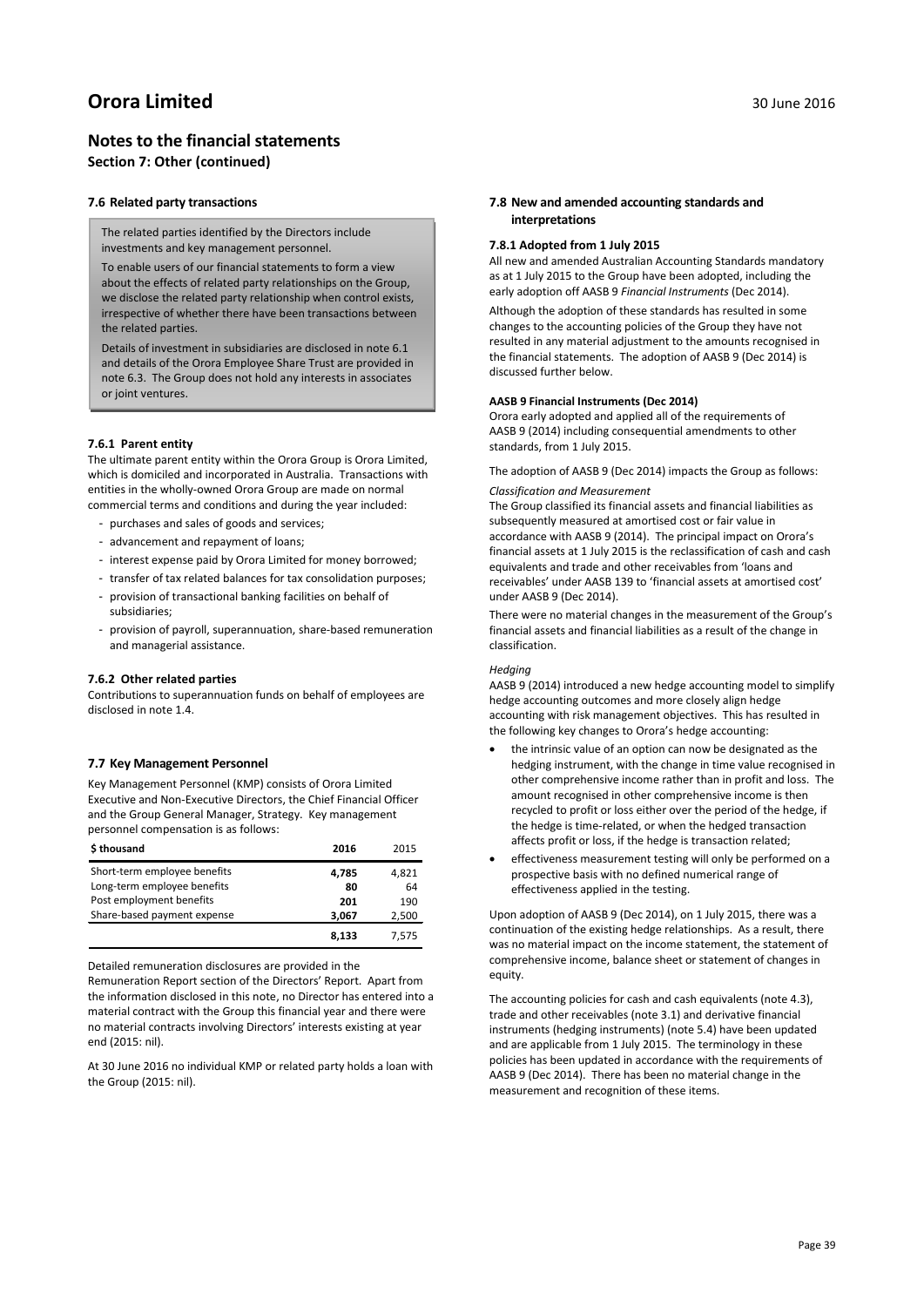# Orora Limited

## Notes to the financial statements

### Section 7: Other (continued)

#### 7.6 Related party transactions

The related parties identified by the Directors include investments and key management personnel.

To enable users of our financial statements to form a view about the effects of related party relationships on the Group, we disclose the related party relationship when control exists, irrespective of whether there have been transactions between the related parties.

Details of investment in subsidiaries are disclosed in note 6.1 and details of the Orora Employee Share Trust are provided in note 6.3. The Group does not hold any interests in associates or joint ventures.

**7.6.1 Parent entity**

The ultimate parent entity within the Orora Group is Orora Limited, which is domiciled and incorporated in Australia. Transactions with entities in the wholly-owned Orora Group are made on normal commercial terms and conditions and during the year included:

- purchases and sales of goods and services;
- advancement and repayment of loans;
- interest expense paid by Orora Limited for money borrowed;
- transfer of tax related balances for tax consolidation purposes;
- provision of transactional banking facilities on behalf of subsidiaries;
- provision of payroll, superannuation, share-based remuneration and managerial assistance.

**7.6.2 Other related parties**

Contributions to superannuation funds on behalf of employees are disclosed in note 1.4.

#### 7.7 Key Management Personnel

Key Management Personnel (KMP) consists of Orora Limited Executive and Non-Executive Directors, the Chief Financial Officer and the Group General Manager, Strategy. Key management personnel compensation is as follows:

| $ thousand | 2016 | 2015 |
|---|---|---|
| Short-term employee benefits | **4,785** | 4,821 |
| Long-term employee benefits | **80** | 64 |
| Post employment benefits | **201** | 190 |
| Share-based payment expense | **3,067** | 2,500 |
| | **8,133** | 7,575 |

Detailed remuneration disclosures are provided in the Remuneration Report section of the Directors' Report. Apart from the information disclosed in this note, no Director has entered into a material contract with the Group this financial year and there were no material contracts involving Directors' interests existing at year end (2015: nil).

At 30 June 2016 no individual KMP or related party holds a loan with the Group (2015: nil).

#### 7.8 New and amended accounting standards and interpretations

**7.8.1 Adopted from 1 July 2015**

All new and amended Australian Accounting Standards mandatory as at 1 July 2015 to the Group have been adopted, including the early adoption off AASB 9 *Financial Instruments* (Dec 2014).

Although the adoption of these standards has resulted in some changes to the accounting policies of the Group they have not resulted in any material adjustment to the amounts recognised in the financial statements. The adoption of AASB 9 (Dec 2014) is discussed further below.

**AASB 9 Financial Instruments (Dec 2014)**

Orora early adopted and applied all of the requirements of AASB 9 (2014) including consequential amendments to other standards, from 1 July 2015.

The adoption of AASB 9 (Dec 2014) impacts the Group as follows:

*Classification and Measurement*

The Group classified its financial assets and financial liabilities as subsequently measured at amortised cost or fair value in accordance with AASB 9 (2014). The principal impact on Orora's financial assets at 1 July 2015 is the reclassification of cash and cash equivalents and trade and other receivables from 'loans and receivables' under AASB 139 to 'financial assets at amortised cost' under AASB 9 (Dec 2014).

There were no material changes in the measurement of the Group's financial assets and financial liabilities as a result of the change in classification.

*Hedging*

AASB 9 (2014) introduced a new hedge accounting model to simplify hedge accounting outcomes and more closely align hedge accounting with risk management objectives. This has resulted in the following key changes to Orora's hedge accounting:

- the intrinsic value of an option can now be designated as the hedging instrument, with the change in time value recognised in other comprehensive income rather than in profit and loss. The amount recognised in other comprehensive income is then recycled to profit or loss either over the period of the hedge, if the hedge is time-related, or when the hedged transaction affects profit or loss, if the hedge is transaction related;
- effectiveness measurement testing will only be performed on a prospective basis with no defined numerical range of effectiveness applied in the testing.

Upon adoption of AASB 9 (Dec 2014), on 1 July 2015, there was a continuation of the existing hedge relationships. As a result, there was no material impact on the income statement, the statement of comprehensive income, balance sheet or statement of changes in equity.

The accounting policies for cash and cash equivalents (note 4.3), trade and other receivables (note 3.1) and derivative financial instruments (hedging instruments) (note 5.4) have been updated and are applicable from 1 July 2015. The terminology in these policies has been updated in accordance with the requirements of AASB 9 (Dec 2014). There has been no material change in the measurement and recognition of these items.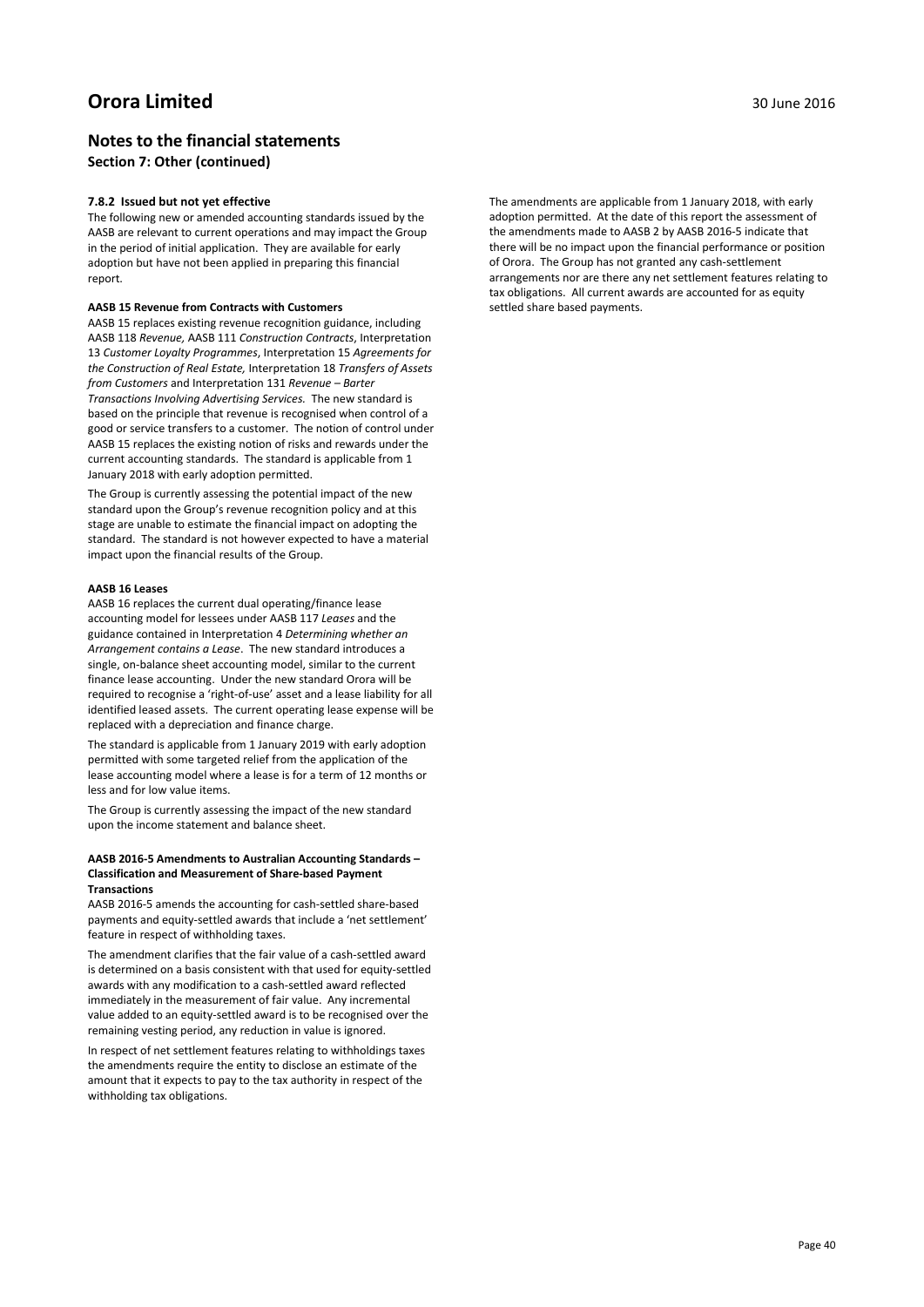## Notes to the financial statements

### Section 7: Other (continued)

#### 7.8.2 Issued but not yet effective

The following new or amended accounting standards issued by the AASB are relevant to current operations and may impact the Group in the period of initial application. They are available for early adoption but have not been applied in preparing this financial report.

**AASB 15 Revenue from Contracts with Customers**

AASB 15 replaces existing revenue recognition guidance, including AASB 118 *Revenue,* AASB 111 *Construction Contracts*, Interpretation 13 *Customer Loyalty Programmes*, Interpretation 15 *Agreements for the Construction of Real Estate,* Interpretation 18 *Transfers of Assets from Customers* and Interpretation 131 *Revenue – Barter Transactions Involving Advertising Services.* The new standard is based on the principle that revenue is recognised when control of a good or service transfers to a customer. The notion of control under AASB 15 replaces the existing notion of risks and rewards under the current accounting standards. The standard is applicable from 1 January 2018 with early adoption permitted.

The Group is currently assessing the potential impact of the new standard upon the Group's revenue recognition policy and at this stage are unable to estimate the financial impact on adopting the standard. The standard is not however expected to have a material impact upon the financial results of the Group.

**AASB 16 Leases**

AASB 16 replaces the current dual operating/finance lease accounting model for lessees under AASB 117 *Leases* and the guidance contained in Interpretation 4 *Determining whether an Arrangement contains a Lease*. The new standard introduces a single, on-balance sheet accounting model, similar to the current finance lease accounting. Under the new standard Orora will be required to recognise a 'right-of-use' asset and a lease liability for all identified leased assets. The current operating lease expense will be replaced with a depreciation and finance charge.

The standard is applicable from 1 January 2019 with early adoption permitted with some targeted relief from the application of the lease accounting model where a lease is for a term of 12 months or less and for low value items.

The Group is currently assessing the impact of the new standard upon the income statement and balance sheet.

**AASB 2016-5 Amendments to Australian Accounting Standards – Classification and Measurement of Share-based Payment Transactions**

AASB 2016-5 amends the accounting for cash-settled share-based payments and equity-settled awards that include a 'net settlement' feature in respect of withholding taxes.

The amendment clarifies that the fair value of a cash-settled award is determined on a basis consistent with that used for equity-settled awards with any modification to a cash-settled award reflected immediately in the measurement of fair value. Any incremental value added to an equity-settled award is to be recognised over the remaining vesting period, any reduction in value is ignored.

In respect of net settlement features relating to withholdings taxes the amendments require the entity to disclose an estimate of the amount that it expects to pay to the tax authority in respect of the withholding tax obligations.

The amendments are applicable from 1 January 2018, with early adoption permitted. At the date of this report the assessment of the amendments made to AASB 2 by AASB 2016-5 indicate that there will be no impact upon the financial performance or position of Orora. The Group has not granted any cash-settlement arrangements nor are there any net settlement features relating to tax obligations. All current awards are accounted for as equity settled share based payments.